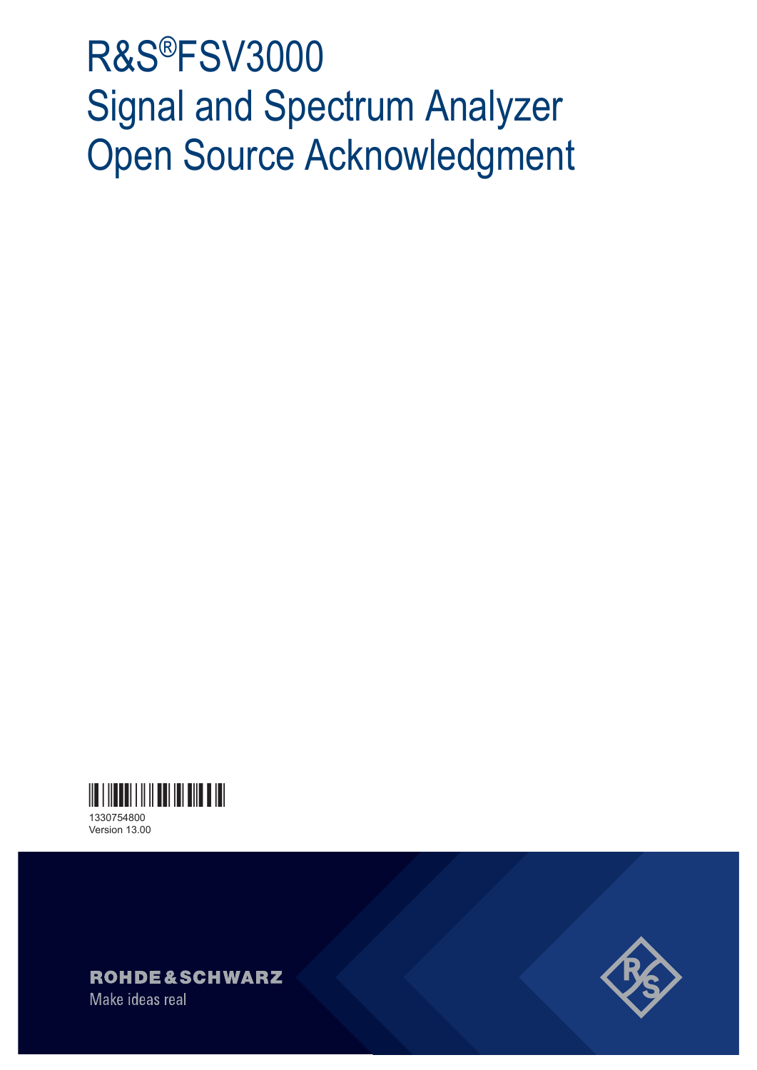# R&S®FSV3000 Signal and Spectrum Analyzer Open Source Acknowledgment

1330754800
Version 13.00

ROHDE&SCHWARZ
Make ideas real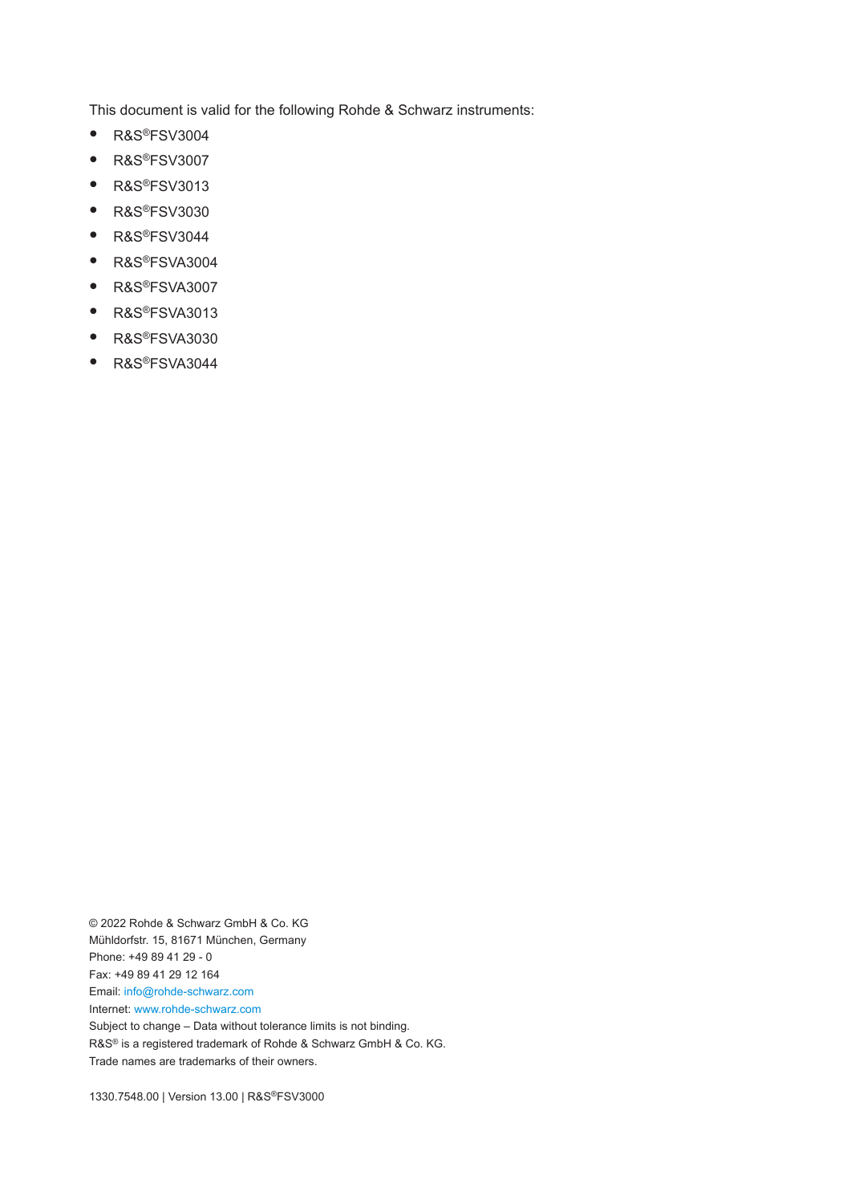This document is valid for the following Rohde & Schwarz instruments:

- R&S®FSV3004
- R&S®FSV3007
- R&S®FSV3013
- R&S®FSV3030
- R&S®FSV3044
- R&S®FSVA3004
- R&S®FSVA3007
- R&S®FSVA3013
- R&S®FSVA3030
- R&S®FSVA3044

© 2022 Rohde & Schwarz GmbH & Co. KG
Mühldorfstr. 15, 81671 München, Germany
Phone: +49 89 41 29 - 0
Fax: +49 89 41 29 12 164
Email: info@rohde-schwarz.com
Internet: www.rohde-schwarz.com
Subject to change – Data without tolerance limits is not binding.
R&S® is a registered trademark of Rohde & Schwarz GmbH & Co. KG.
Trade names are trademarks of their owners.

1330.7548.00 | Version 13.00 | R&S®FSV3000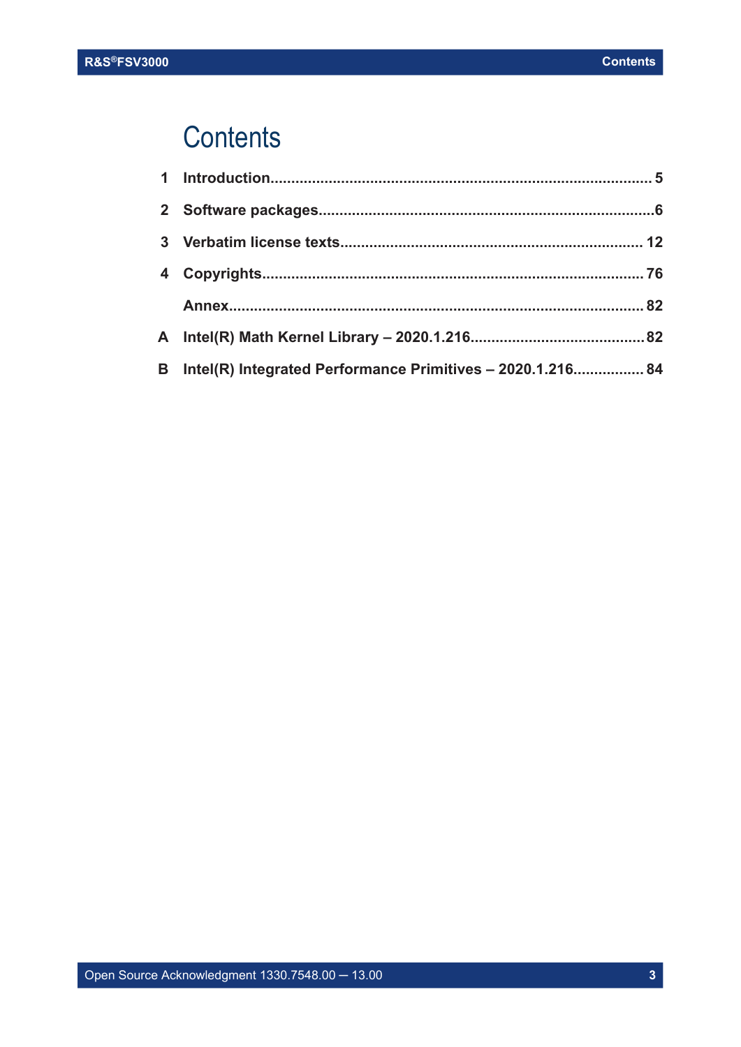# Contents

1 Introduction........................................................................................5

2 Software packages.............................................................................6

3 Verbatim license texts.....................................................................12

4 Copyrights.........................................................................................76

Annex................................................................................................82

A Intel(R) Math Kernel Library – 2020.1.216.......................................82

B Intel(R) Integrated Performance Primitives – 2020.1.216.................84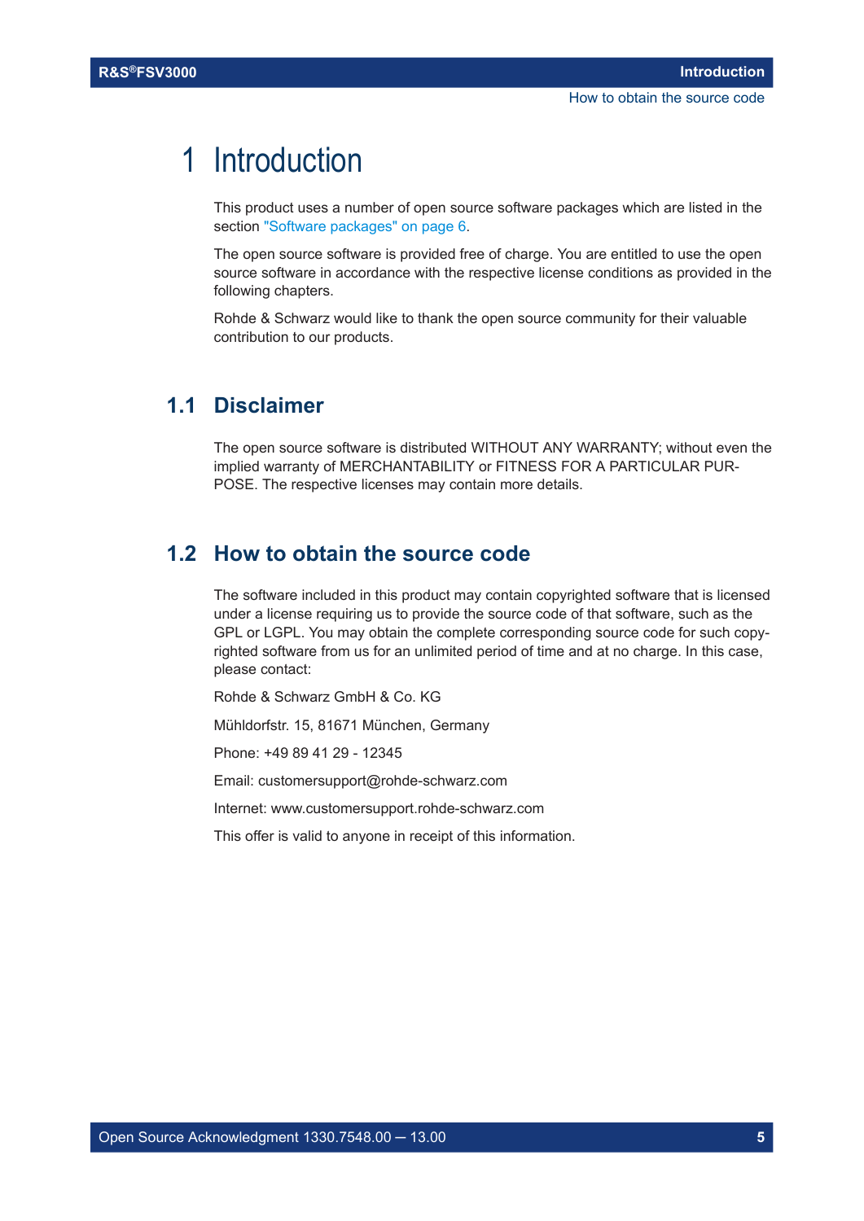# 1 Introduction

This product uses a number of open source software packages which are listed in the section "Software packages" on page 6.

The open source software is provided free of charge. You are entitled to use the open source software in accordance with the respective license conditions as provided in the following chapters.

Rohde & Schwarz would like to thank the open source community for their valuable contribution to our products.

## 1.1 Disclaimer

The open source software is distributed WITHOUT ANY WARRANTY; without even the implied warranty of MERCHANTABILITY or FITNESS FOR A PARTICULAR PURPOSE. The respective licenses may contain more details.

## 1.2 How to obtain the source code

The software included in this product may contain copyrighted software that is licensed under a license requiring us to provide the source code of that software, such as the GPL or LGPL. You may obtain the complete corresponding source code for such copyrighted software from us for an unlimited period of time and at no charge. In this case, please contact:

Rohde & Schwarz GmbH & Co. KG

Mühldorfstr. 15, 81671 München, Germany

Phone: +49 89 41 29 - 12345

Email: customersupport@rohde-schwarz.com

Internet: www.customersupport.rohde-schwarz.com

This offer is valid to anyone in receipt of this information.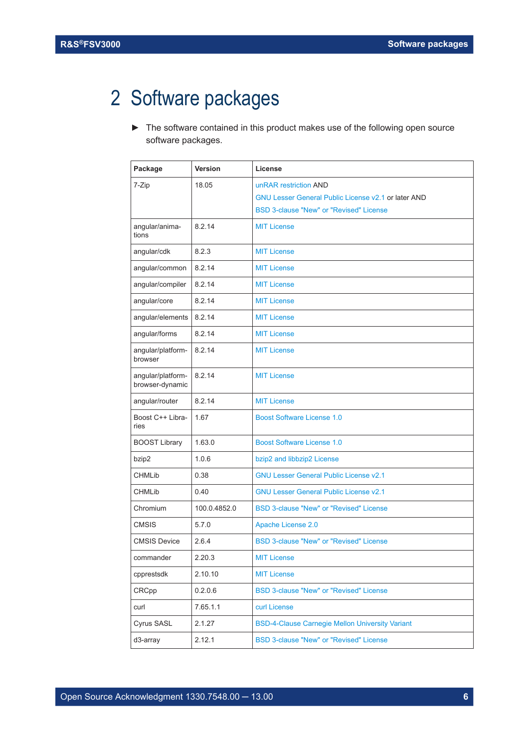# 2 Software packages

► The software contained in this product makes use of the following open source software packages.

| Package | Version | License |
|---|---|---|
| 7-Zip | 18.05 | unRAR restriction AND<br>GNU Lesser General Public License v2.1 or later AND<br>BSD 3-clause "New" or "Revised" License |
| angular/animations | 8.2.14 | MIT License |
| angular/cdk | 8.2.3 | MIT License |
| angular/common | 8.2.14 | MIT License |
| angular/compiler | 8.2.14 | MIT License |
| angular/core | 8.2.14 | MIT License |
| angular/elements | 8.2.14 | MIT License |
| angular/forms | 8.2.14 | MIT License |
| angular/platform-browser | 8.2.14 | MIT License |
| angular/platform-browser-dynamic | 8.2.14 | MIT License |
| angular/router | 8.2.14 | MIT License |
| Boost C++ Libraries | 1.67 | Boost Software License 1.0 |
| BOOST Library | 1.63.0 | Boost Software License 1.0 |
| bzip2 | 1.0.6 | bzip2 and libbzip2 License |
| CHMLib | 0.38 | GNU Lesser General Public License v2.1 |
| CHMLib | 0.40 | GNU Lesser General Public License v2.1 |
| Chromium | 100.0.4852.0 | BSD 3-clause "New" or "Revised" License |
| CMSIS | 5.7.0 | Apache License 2.0 |
| CMSIS Device | 2.6.4 | BSD 3-clause "New" or "Revised" License |
| commander | 2.20.3 | MIT License |
| cpprestsdk | 2.10.10 | MIT License |
| CRCpp | 0.2.0.6 | BSD 3-clause "New" or "Revised" License |
| curl | 7.65.1.1 | curl License |
| Cyrus SASL | 2.1.27 | BSD-4-Clause Carnegie Mellon University Variant |
| d3-array | 2.12.1 | BSD 3-clause "New" or "Revised" License |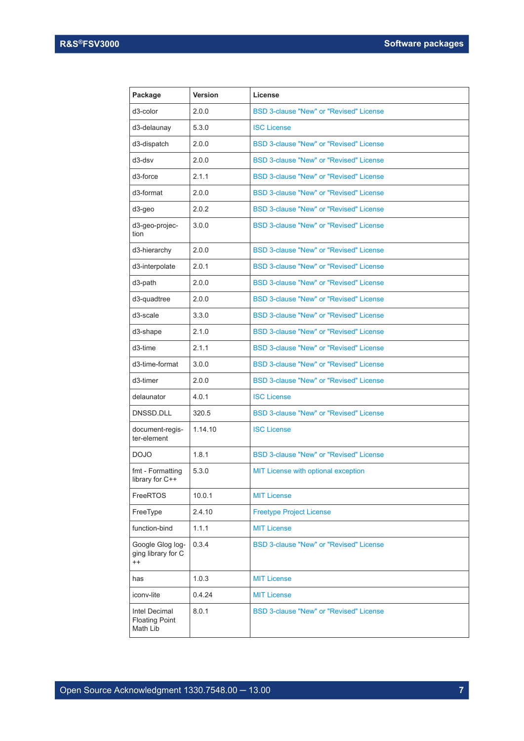| Package | Version | License |
|---|---|---|
| d3-color | 2.0.0 | BSD 3-clause "New" or "Revised" License |
| d3-delaunay | 5.3.0 | ISC License |
| d3-dispatch | 2.0.0 | BSD 3-clause "New" or "Revised" License |
| d3-dsv | 2.0.0 | BSD 3-clause "New" or "Revised" License |
| d3-force | 2.1.1 | BSD 3-clause "New" or "Revised" License |
| d3-format | 2.0.0 | BSD 3-clause "New" or "Revised" License |
| d3-geo | 2.0.2 | BSD 3-clause "New" or "Revised" License |
| d3-geo-projection | 3.0.0 | BSD 3-clause "New" or "Revised" License |
| d3-hierarchy | 2.0.0 | BSD 3-clause "New" or "Revised" License |
| d3-interpolate | 2.0.1 | BSD 3-clause "New" or "Revised" License |
| d3-path | 2.0.0 | BSD 3-clause "New" or "Revised" License |
| d3-quadtree | 2.0.0 | BSD 3-clause "New" or "Revised" License |
| d3-scale | 3.3.0 | BSD 3-clause "New" or "Revised" License |
| d3-shape | 2.1.0 | BSD 3-clause "New" or "Revised" License |
| d3-time | 2.1.1 | BSD 3-clause "New" or "Revised" License |
| d3-time-format | 3.0.0 | BSD 3-clause "New" or "Revised" License |
| d3-timer | 2.0.0 | BSD 3-clause "New" or "Revised" License |
| delaunator | 4.0.1 | ISC License |
| DNSSD.DLL | 320.5 | BSD 3-clause "New" or "Revised" License |
| document-register-element | 1.14.10 | ISC License |
| DOJO | 1.8.1 | BSD 3-clause "New" or "Revised" License |
| fmt - Formatting library for C++ | 5.3.0 | MIT License with optional exception |
| FreeRTOS | 10.0.1 | MIT License |
| FreeType | 2.4.10 | Freetype Project License |
| function-bind | 1.1.1 | MIT License |
| Google Glog logging library for C++ | 0.3.4 | BSD 3-clause "New" or "Revised" License |
| has | 1.0.3 | MIT License |
| iconv-lite | 0.4.24 | MIT License |
| Intel Decimal Floating Point Math Lib | 8.0.1 | BSD 3-clause "New" or "Revised" License |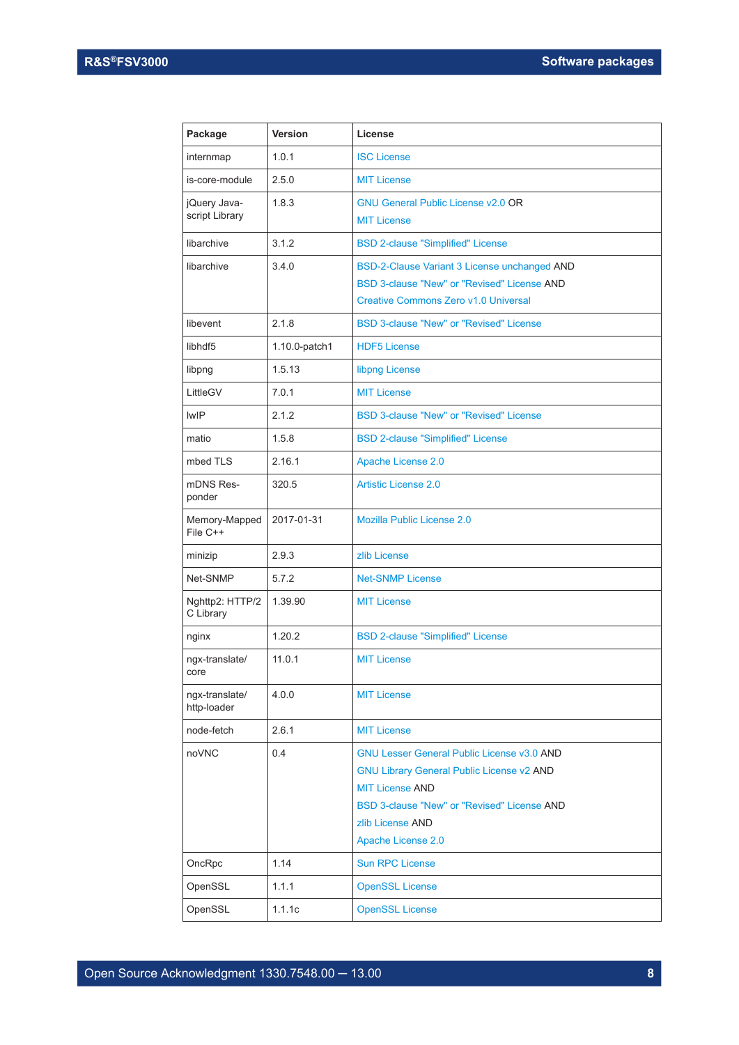| Package | Version | License |
|---|---|---|
| internmap | 1.0.1 | ISC License |
| is-core-module | 2.5.0 | MIT License |
| jQuery Java-script Library | 1.8.3 | GNU General Public License v2.0 OR MIT License |
| libarchive | 3.1.2 | BSD 2-clause "Simplified" License |
| libarchive | 3.4.0 | BSD-2-Clause Variant 3 License unchanged AND BSD 3-clause "New" or "Revised" License AND Creative Commons Zero v1.0 Universal |
| libevent | 2.1.8 | BSD 3-clause "New" or "Revised" License |
| libhdf5 | 1.10.0-patch1 | HDF5 License |
| libpng | 1.5.13 | libpng License |
| LittleGV | 7.0.1 | MIT License |
| lwIP | 2.1.2 | BSD 3-clause "New" or "Revised" License |
| matio | 1.5.8 | BSD 2-clause "Simplified" License |
| mbed TLS | 2.16.1 | Apache License 2.0 |
| mDNS Res-ponder | 320.5 | Artistic License 2.0 |
| Memory-Mapped File C++ | 2017-01-31 | Mozilla Public License 2.0 |
| minizip | 2.9.3 | zlib License |
| Net-SNMP | 5.7.2 | Net-SNMP License |
| Nghttp2: HTTP/2 C Library | 1.39.90 | MIT License |
| nginx | 1.20.2 | BSD 2-clause "Simplified" License |
| ngx-translate/core | 11.0.1 | MIT License |
| ngx-translate/http-loader | 4.0.0 | MIT License |
| node-fetch | 2.6.1 | MIT License |
| noVNC | 0.4 | GNU Lesser General Public License v3.0 AND GNU Library General Public License v2 AND MIT License AND BSD 3-clause "New" or "Revised" License AND zlib License AND Apache License 2.0 |
| OncRpc | 1.14 | Sun RPC License |
| OpenSSL | 1.1.1 | OpenSSL License |
| OpenSSL | 1.1.1c | OpenSSL License |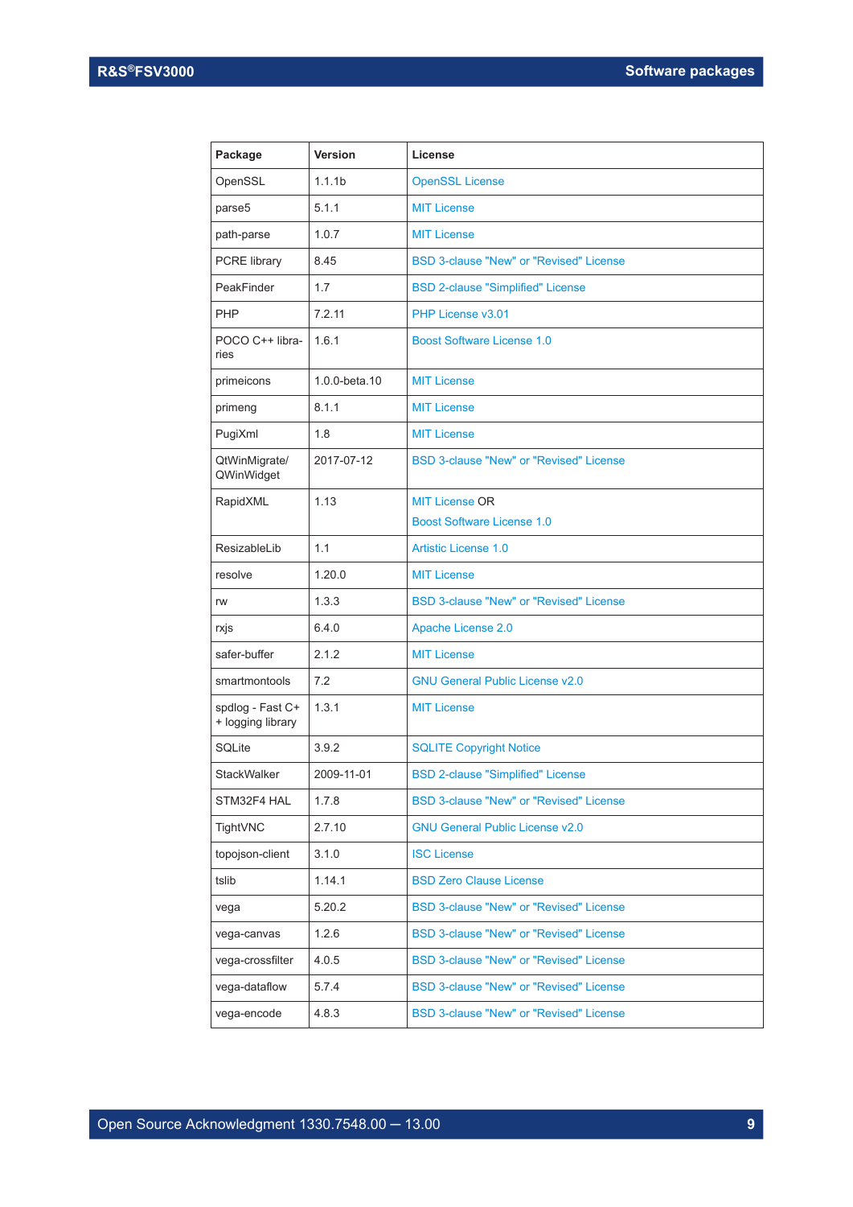| Package | Version | License |
| --- | --- | --- |
| OpenSSL | 1.1.1b | OpenSSL License |
| parse5 | 5.1.1 | MIT License |
| path-parse | 1.0.7 | MIT License |
| PCRE library | 8.45 | BSD 3-clause "New" or "Revised" License |
| PeakFinder | 1.7 | BSD 2-clause "Simplified" License |
| PHP | 7.2.11 | PHP License v3.01 |
| POCO C++ libraries | 1.6.1 | Boost Software License 1.0 |
| primeicons | 1.0.0-beta.10 | MIT License |
| primeng | 8.1.1 | MIT License |
| PugiXml | 1.8 | MIT License |
| QtWinMigrate/ QWinWidget | 2017-07-12 | BSD 3-clause "New" or "Revised" License |
| RapidXML | 1.13 | MIT License OR Boost Software License 1.0 |
| ResizableLib | 1.1 | Artistic License 1.0 |
| resolve | 1.20.0 | MIT License |
| rw | 1.3.3 | BSD 3-clause "New" or "Revised" License |
| rxjs | 6.4.0 | Apache License 2.0 |
| safer-buffer | 2.1.2 | MIT License |
| smartmontools | 7.2 | GNU General Public License v2.0 |
| spdlog - Fast C++ logging library | 1.3.1 | MIT License |
| SQLite | 3.9.2 | SQLITE Copyright Notice |
| StackWalker | 2009-11-01 | BSD 2-clause "Simplified" License |
| STM32F4 HAL | 1.7.8 | BSD 3-clause "New" or "Revised" License |
| TightVNC | 2.7.10 | GNU General Public License v2.0 |
| topojson-client | 3.1.0 | ISC License |
| tslib | 1.14.1 | BSD Zero Clause License |
| vega | 5.20.2 | BSD 3-clause "New" or "Revised" License |
| vega-canvas | 1.2.6 | BSD 3-clause "New" or "Revised" License |
| vega-crossfilter | 4.0.5 | BSD 3-clause "New" or "Revised" License |
| vega-dataflow | 5.7.4 | BSD 3-clause "New" or "Revised" License |
| vega-encode | 4.8.3 | BSD 3-clause "New" or "Revised" License |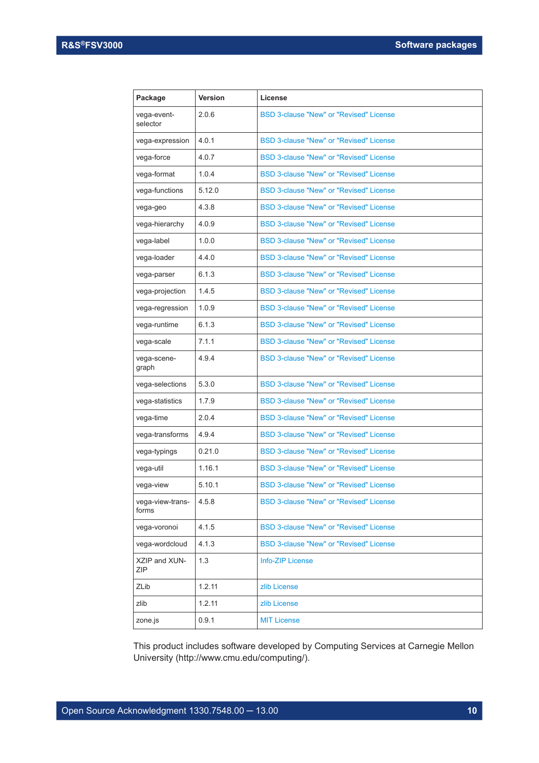| Package | Version | License |
| --- | --- | --- |
| vega-event-selector | 2.0.6 | BSD 3-clause "New" or "Revised" License |
| vega-expression | 4.0.1 | BSD 3-clause "New" or "Revised" License |
| vega-force | 4.0.7 | BSD 3-clause "New" or "Revised" License |
| vega-format | 1.0.4 | BSD 3-clause "New" or "Revised" License |
| vega-functions | 5.12.0 | BSD 3-clause "New" or "Revised" License |
| vega-geo | 4.3.8 | BSD 3-clause "New" or "Revised" License |
| vega-hierarchy | 4.0.9 | BSD 3-clause "New" or "Revised" License |
| vega-label | 1.0.0 | BSD 3-clause "New" or "Revised" License |
| vega-loader | 4.4.0 | BSD 3-clause "New" or "Revised" License |
| vega-parser | 6.1.3 | BSD 3-clause "New" or "Revised" License |
| vega-projection | 1.4.5 | BSD 3-clause "New" or "Revised" License |
| vega-regression | 1.0.9 | BSD 3-clause "New" or "Revised" License |
| vega-runtime | 6.1.3 | BSD 3-clause "New" or "Revised" License |
| vega-scale | 7.1.1 | BSD 3-clause "New" or "Revised" License |
| vega-scene-graph | 4.9.4 | BSD 3-clause "New" or "Revised" License |
| vega-selections | 5.3.0 | BSD 3-clause "New" or "Revised" License |
| vega-statistics | 1.7.9 | BSD 3-clause "New" or "Revised" License |
| vega-time | 2.0.4 | BSD 3-clause "New" or "Revised" License |
| vega-transforms | 4.9.4 | BSD 3-clause "New" or "Revised" License |
| vega-typings | 0.21.0 | BSD 3-clause "New" or "Revised" License |
| vega-util | 1.16.1 | BSD 3-clause "New" or "Revised" License |
| vega-view | 5.10.1 | BSD 3-clause "New" or "Revised" License |
| vega-view-trans-forms | 4.5.8 | BSD 3-clause "New" or "Revised" License |
| vega-voronoi | 4.1.5 | BSD 3-clause "New" or "Revised" License |
| vega-wordcloud | 4.1.3 | BSD 3-clause "New" or "Revised" License |
| XZIP and XUN-ZIP | 1.3 | Info-ZIP License |
| ZLib | 1.2.11 | zlib License |
| zlib | 1.2.11 | zlib License |
| zone.js | 0.9.1 | MIT License |

This product includes software developed by Computing Services at Carnegie Mellon University (http://www.cmu.edu/computing/).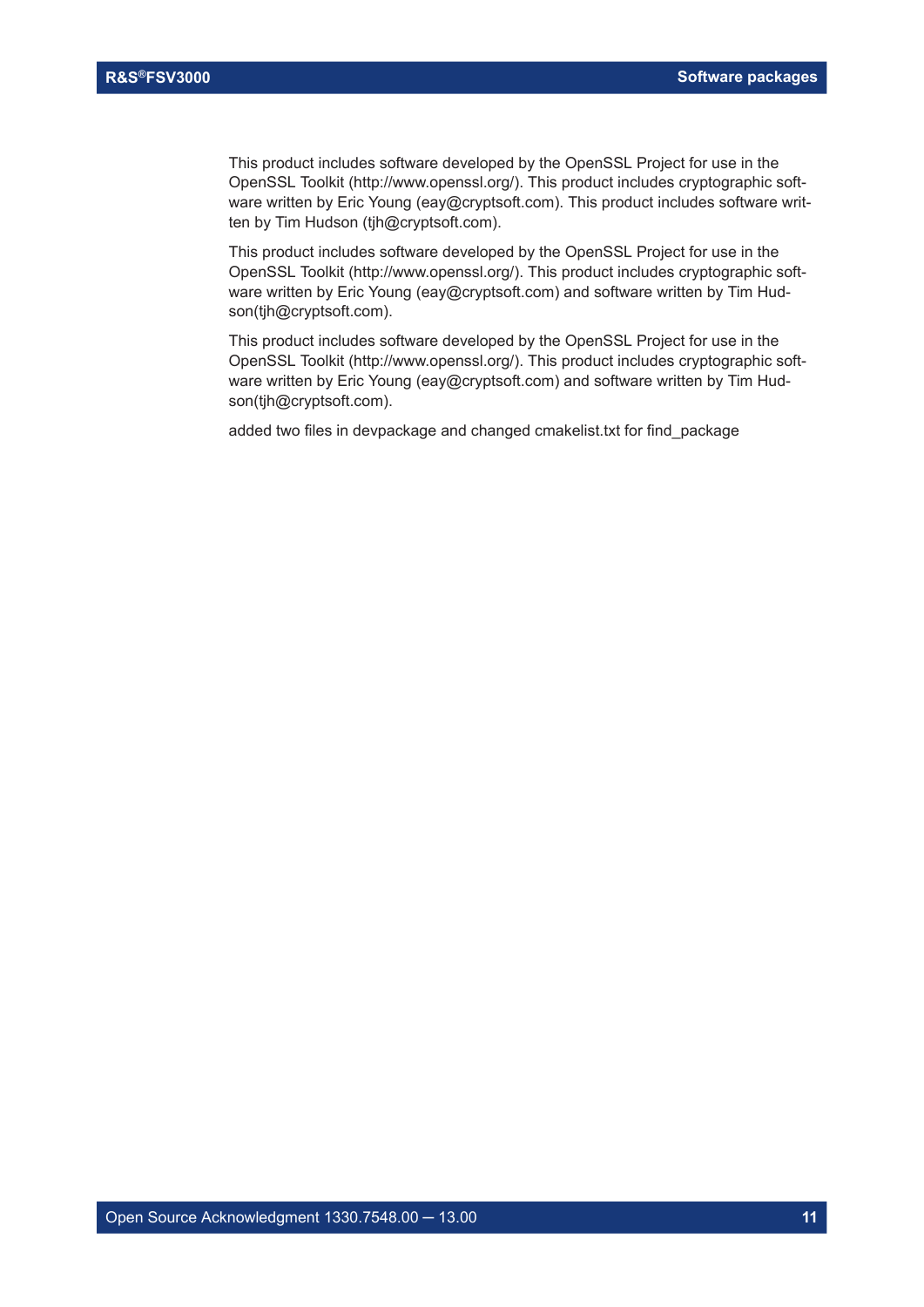This product includes software developed by the OpenSSL Project for use in the OpenSSL Toolkit (http://www.openssl.org/). This product includes cryptographic software written by Eric Young (eay@cryptsoft.com). This product includes software written by Tim Hudson (tjh@cryptsoft.com).

This product includes software developed by the OpenSSL Project for use in the OpenSSL Toolkit (http://www.openssl.org/). This product includes cryptographic software written by Eric Young (eay@cryptsoft.com) and software written by Tim Hudson(tjh@cryptsoft.com).

This product includes software developed by the OpenSSL Project for use in the OpenSSL Toolkit (http://www.openssl.org/). This product includes cryptographic software written by Eric Young (eay@cryptsoft.com) and software written by Tim Hudson(tjh@cryptsoft.com).

added two files in devpackage and changed cmakelist.txt for find_package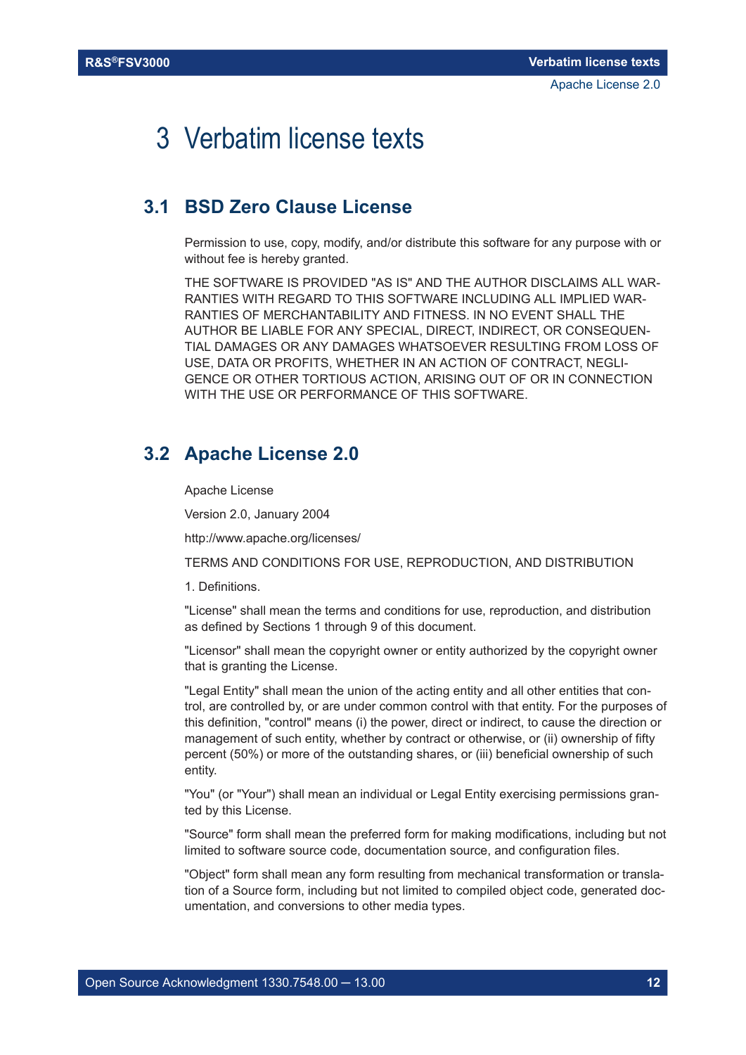# 3 Verbatim license texts

## 3.1 BSD Zero Clause License

Permission to use, copy, modify, and/or distribute this software for any purpose with or without fee is hereby granted.

THE SOFTWARE IS PROVIDED "AS IS" AND THE AUTHOR DISCLAIMS ALL WARRANTIES WITH REGARD TO THIS SOFTWARE INCLUDING ALL IMPLIED WARRANTIES OF MERCHANTABILITY AND FITNESS. IN NO EVENT SHALL THE AUTHOR BE LIABLE FOR ANY SPECIAL, DIRECT, INDIRECT, OR CONSEQUENTIAL DAMAGES OR ANY DAMAGES WHATSOEVER RESULTING FROM LOSS OF USE, DATA OR PROFITS, WHETHER IN AN ACTION OF CONTRACT, NEGLIGENCE OR OTHER TORTIOUS ACTION, ARISING OUT OF OR IN CONNECTION WITH THE USE OR PERFORMANCE OF THIS SOFTWARE.

## 3.2 Apache License 2.0

Apache License

Version 2.0, January 2004

http://www.apache.org/licenses/

TERMS AND CONDITIONS FOR USE, REPRODUCTION, AND DISTRIBUTION

1. Definitions.

"License" shall mean the terms and conditions for use, reproduction, and distribution as defined by Sections 1 through 9 of this document.

"Licensor" shall mean the copyright owner or entity authorized by the copyright owner that is granting the License.

"Legal Entity" shall mean the union of the acting entity and all other entities that control, are controlled by, or are under common control with that entity. For the purposes of this definition, "control" means (i) the power, direct or indirect, to cause the direction or management of such entity, whether by contract or otherwise, or (ii) ownership of fifty percent (50%) or more of the outstanding shares, or (iii) beneficial ownership of such entity.

"You" (or "Your") shall mean an individual or Legal Entity exercising permissions granted by this License.

"Source" form shall mean the preferred form for making modifications, including but not limited to software source code, documentation source, and configuration files.

"Object" form shall mean any form resulting from mechanical transformation or translation of a Source form, including but not limited to compiled object code, generated documentation, and conversions to other media types.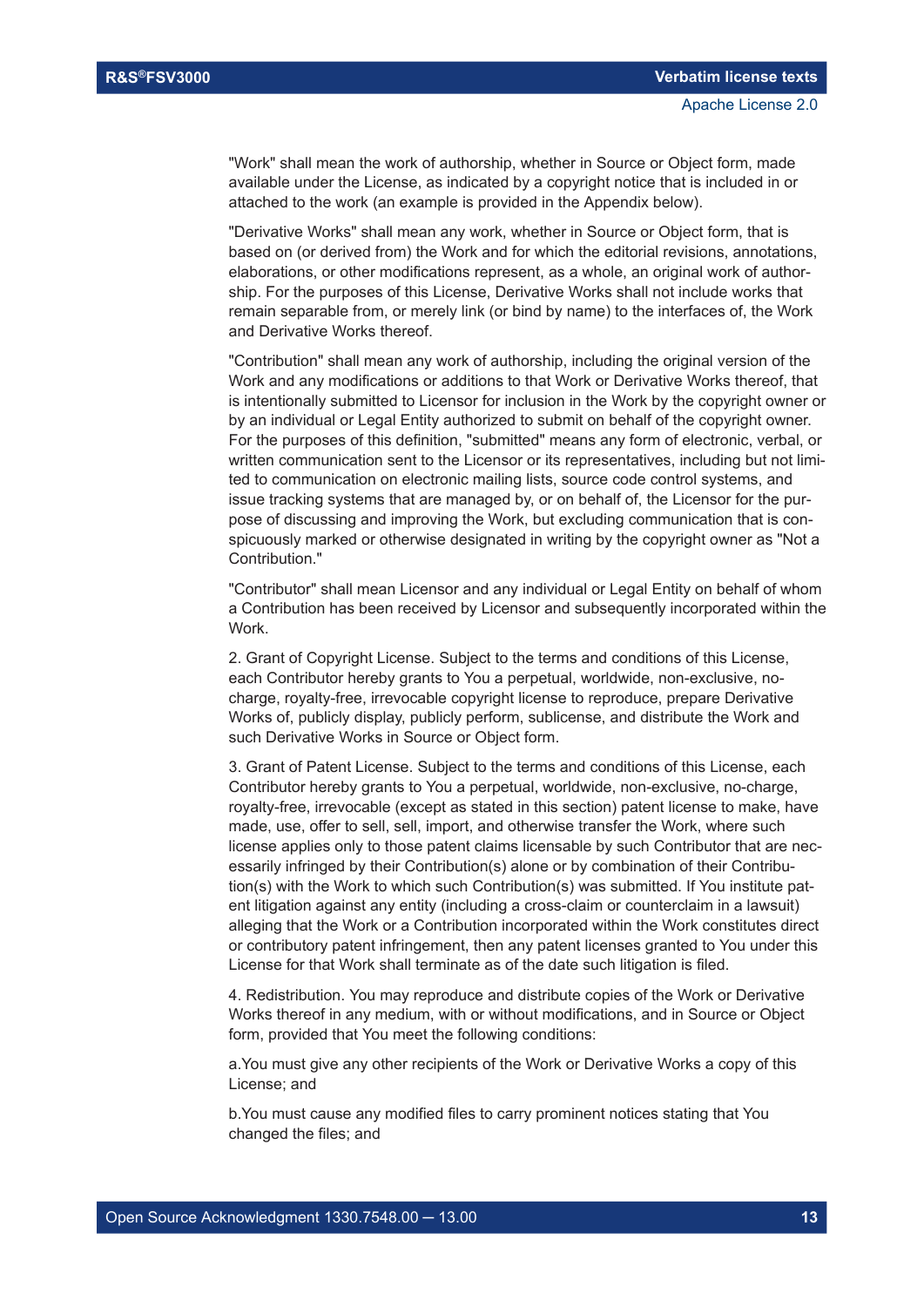"Work" shall mean the work of authorship, whether in Source or Object form, made available under the License, as indicated by a copyright notice that is included in or attached to the work (an example is provided in the Appendix below).

"Derivative Works" shall mean any work, whether in Source or Object form, that is based on (or derived from) the Work and for which the editorial revisions, annotations, elaborations, or other modifications represent, as a whole, an original work of authorship. For the purposes of this License, Derivative Works shall not include works that remain separable from, or merely link (or bind by name) to the interfaces of, the Work and Derivative Works thereof.

"Contribution" shall mean any work of authorship, including the original version of the Work and any modifications or additions to that Work or Derivative Works thereof, that is intentionally submitted to Licensor for inclusion in the Work by the copyright owner or by an individual or Legal Entity authorized to submit on behalf of the copyright owner. For the purposes of this definition, "submitted" means any form of electronic, verbal, or written communication sent to the Licensor or its representatives, including but not limited to communication on electronic mailing lists, source code control systems, and issue tracking systems that are managed by, or on behalf of, the Licensor for the purpose of discussing and improving the Work, but excluding communication that is conspicuously marked or otherwise designated in writing by the copyright owner as "Not a Contribution."

"Contributor" shall mean Licensor and any individual or Legal Entity on behalf of whom a Contribution has been received by Licensor and subsequently incorporated within the Work.

2. Grant of Copyright License. Subject to the terms and conditions of this License, each Contributor hereby grants to You a perpetual, worldwide, non-exclusive, no-charge, royalty-free, irrevocable copyright license to reproduce, prepare Derivative Works of, publicly display, publicly perform, sublicense, and distribute the Work and such Derivative Works in Source or Object form.

3. Grant of Patent License. Subject to the terms and conditions of this License, each Contributor hereby grants to You a perpetual, worldwide, non-exclusive, no-charge, royalty-free, irrevocable (except as stated in this section) patent license to make, have made, use, offer to sell, sell, import, and otherwise transfer the Work, where such license applies only to those patent claims licensable by such Contributor that are necessarily infringed by their Contribution(s) alone or by combination of their Contribution(s) with the Work to which such Contribution(s) was submitted. If You institute patent litigation against any entity (including a cross-claim or counterclaim in a lawsuit) alleging that the Work or a Contribution incorporated within the Work constitutes direct or contributory patent infringement, then any patent licenses granted to You under this License for that Work shall terminate as of the date such litigation is filed.

4. Redistribution. You may reproduce and distribute copies of the Work or Derivative Works thereof in any medium, with or without modifications, and in Source or Object form, provided that You meet the following conditions:

a.You must give any other recipients of the Work or Derivative Works a copy of this License; and

b.You must cause any modified files to carry prominent notices stating that You changed the files; and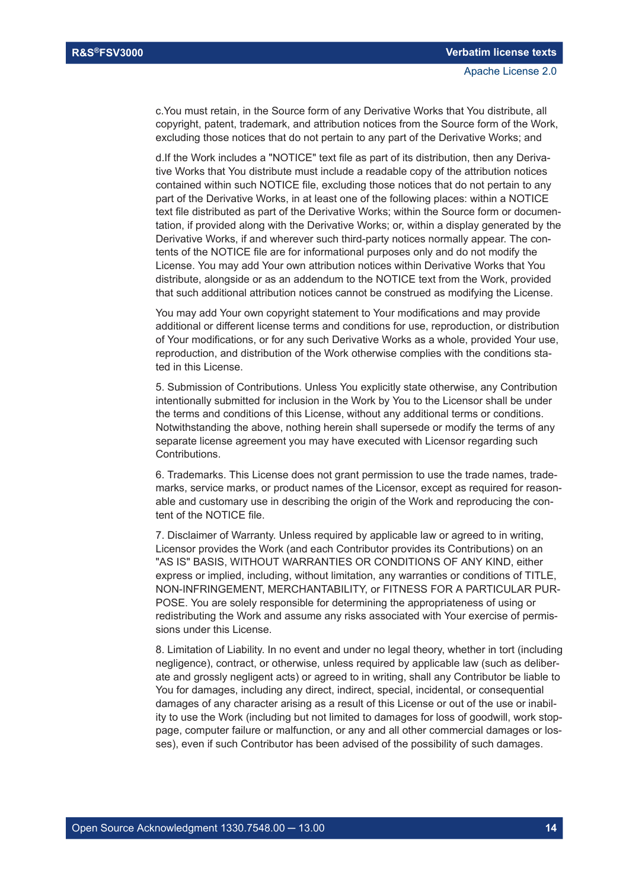c.You must retain, in the Source form of any Derivative Works that You distribute, all copyright, patent, trademark, and attribution notices from the Source form of the Work, excluding those notices that do not pertain to any part of the Derivative Works; and

d.If the Work includes a "NOTICE" text file as part of its distribution, then any Derivative Works that You distribute must include a readable copy of the attribution notices contained within such NOTICE file, excluding those notices that do not pertain to any part of the Derivative Works, in at least one of the following places: within a NOTICE text file distributed as part of the Derivative Works; within the Source form or documentation, if provided along with the Derivative Works; or, within a display generated by the Derivative Works, if and wherever such third-party notices normally appear. The contents of the NOTICE file are for informational purposes only and do not modify the License. You may add Your own attribution notices within Derivative Works that You distribute, alongside or as an addendum to the NOTICE text from the Work, provided that such additional attribution notices cannot be construed as modifying the License.

You may add Your own copyright statement to Your modifications and may provide additional or different license terms and conditions for use, reproduction, or distribution of Your modifications, or for any such Derivative Works as a whole, provided Your use, reproduction, and distribution of the Work otherwise complies with the conditions stated in this License.

5. Submission of Contributions. Unless You explicitly state otherwise, any Contribution intentionally submitted for inclusion in the Work by You to the Licensor shall be under the terms and conditions of this License, without any additional terms or conditions. Notwithstanding the above, nothing herein shall supersede or modify the terms of any separate license agreement you may have executed with Licensor regarding such Contributions.

6. Trademarks. This License does not grant permission to use the trade names, trademarks, service marks, or product names of the Licensor, except as required for reasonable and customary use in describing the origin of the Work and reproducing the content of the NOTICE file.

7. Disclaimer of Warranty. Unless required by applicable law or agreed to in writing, Licensor provides the Work (and each Contributor provides its Contributions) on an "AS IS" BASIS, WITHOUT WARRANTIES OR CONDITIONS OF ANY KIND, either express or implied, including, without limitation, any warranties or conditions of TITLE, NON-INFRINGEMENT, MERCHANTABILITY, or FITNESS FOR A PARTICULAR PURPOSE. You are solely responsible for determining the appropriateness of using or redistributing the Work and assume any risks associated with Your exercise of permissions under this License.

8. Limitation of Liability. In no event and under no legal theory, whether in tort (including negligence), contract, or otherwise, unless required by applicable law (such as deliberate and grossly negligent acts) or agreed to in writing, shall any Contributor be liable to You for damages, including any direct, indirect, special, incidental, or consequential damages of any character arising as a result of this License or out of the use or inability to use the Work (including but not limited to damages for loss of goodwill, work stoppage, computer failure or malfunction, or any and all other commercial damages or losses), even if such Contributor has been advised of the possibility of such damages.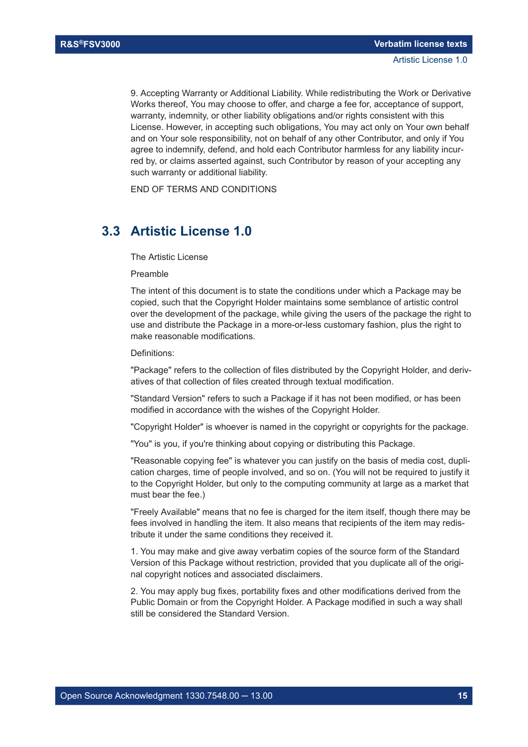9. Accepting Warranty or Additional Liability. While redistributing the Work or Derivative Works thereof, You may choose to offer, and charge a fee for, acceptance of support, warranty, indemnity, or other liability obligations and/or rights consistent with this License. However, in accepting such obligations, You may act only on Your own behalf and on Your sole responsibility, not on behalf of any other Contributor, and only if You agree to indemnify, defend, and hold each Contributor harmless for any liability incurred by, or claims asserted against, such Contributor by reason of your accepting any such warranty or additional liability.

END OF TERMS AND CONDITIONS

## 3.3 Artistic License 1.0

The Artistic License

Preamble

The intent of this document is to state the conditions under which a Package may be copied, such that the Copyright Holder maintains some semblance of artistic control over the development of the package, while giving the users of the package the right to use and distribute the Package in a more-or-less customary fashion, plus the right to make reasonable modifications.

Definitions:

"Package" refers to the collection of files distributed by the Copyright Holder, and derivatives of that collection of files created through textual modification.

"Standard Version" refers to such a Package if it has not been modified, or has been modified in accordance with the wishes of the Copyright Holder.

"Copyright Holder" is whoever is named in the copyright or copyrights for the package.

"You" is you, if you're thinking about copying or distributing this Package.

"Reasonable copying fee" is whatever you can justify on the basis of media cost, duplication charges, time of people involved, and so on. (You will not be required to justify it to the Copyright Holder, but only to the computing community at large as a market that must bear the fee.)

"Freely Available" means that no fee is charged for the item itself, though there may be fees involved in handling the item. It also means that recipients of the item may redistribute it under the same conditions they received it.

1. You may make and give away verbatim copies of the source form of the Standard Version of this Package without restriction, provided that you duplicate all of the original copyright notices and associated disclaimers.

2. You may apply bug fixes, portability fixes and other modifications derived from the Public Domain or from the Copyright Holder. A Package modified in such a way shall still be considered the Standard Version.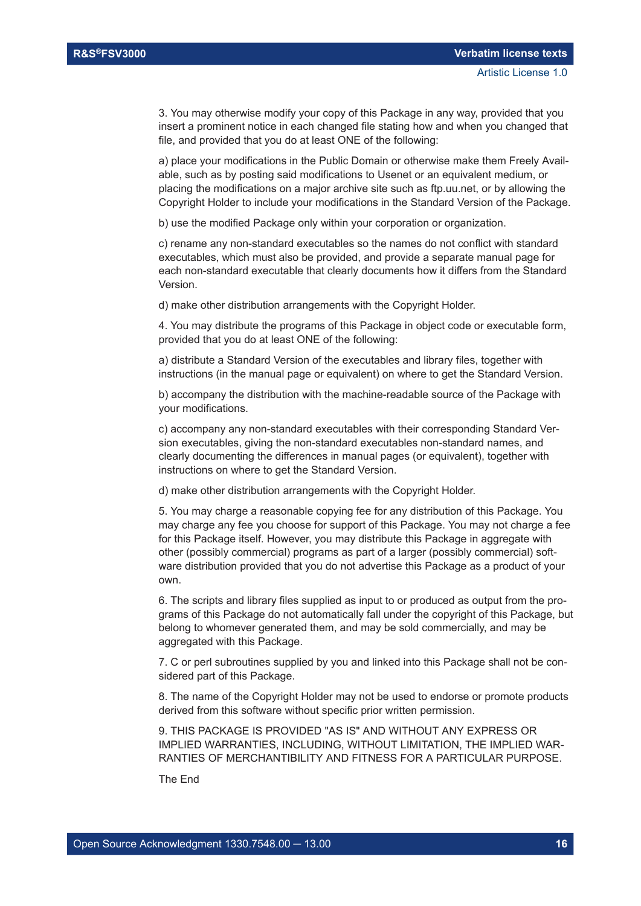3. You may otherwise modify your copy of this Package in any way, provided that you insert a prominent notice in each changed file stating how and when you changed that file, and provided that you do at least ONE of the following:

a) place your modifications in the Public Domain or otherwise make them Freely Available, such as by posting said modifications to Usenet or an equivalent medium, or placing the modifications on a major archive site such as ftp.uu.net, or by allowing the Copyright Holder to include your modifications in the Standard Version of the Package.

b) use the modified Package only within your corporation or organization.

c) rename any non-standard executables so the names do not conflict with standard executables, which must also be provided, and provide a separate manual page for each non-standard executable that clearly documents how it differs from the Standard Version.

d) make other distribution arrangements with the Copyright Holder.

4. You may distribute the programs of this Package in object code or executable form, provided that you do at least ONE of the following:

a) distribute a Standard Version of the executables and library files, together with instructions (in the manual page or equivalent) on where to get the Standard Version.

b) accompany the distribution with the machine-readable source of the Package with your modifications.

c) accompany any non-standard executables with their corresponding Standard Version executables, giving the non-standard executables non-standard names, and clearly documenting the differences in manual pages (or equivalent), together with instructions on where to get the Standard Version.

d) make other distribution arrangements with the Copyright Holder.

5. You may charge a reasonable copying fee for any distribution of this Package. You may charge any fee you choose for support of this Package. You may not charge a fee for this Package itself. However, you may distribute this Package in aggregate with other (possibly commercial) programs as part of a larger (possibly commercial) software distribution provided that you do not advertise this Package as a product of your own.

6. The scripts and library files supplied as input to or produced as output from the programs of this Package do not automatically fall under the copyright of this Package, but belong to whomever generated them, and may be sold commercially, and may be aggregated with this Package.

7. C or perl subroutines supplied by you and linked into this Package shall not be considered part of this Package.

8. The name of the Copyright Holder may not be used to endorse or promote products derived from this software without specific prior written permission.

9. THIS PACKAGE IS PROVIDED "AS IS" AND WITHOUT ANY EXPRESS OR IMPLIED WARRANTIES, INCLUDING, WITHOUT LIMITATION, THE IMPLIED WARRANTIES OF MERCHANTIBILITY AND FITNESS FOR A PARTICULAR PURPOSE.

The End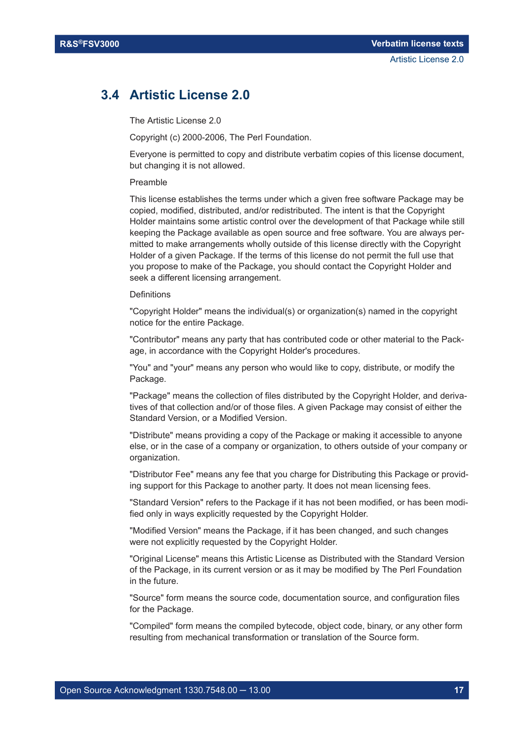## 3.4 Artistic License 2.0

The Artistic License 2.0

Copyright (c) 2000-2006, The Perl Foundation.

Everyone is permitted to copy and distribute verbatim copies of this license document, but changing it is not allowed.

Preamble

This license establishes the terms under which a given free software Package may be copied, modified, distributed, and/or redistributed. The intent is that the Copyright Holder maintains some artistic control over the development of that Package while still keeping the Package available as open source and free software. You are always permitted to make arrangements wholly outside of this license directly with the Copyright Holder of a given Package. If the terms of this license do not permit the full use that you propose to make of the Package, you should contact the Copyright Holder and seek a different licensing arrangement.

Definitions

"Copyright Holder" means the individual(s) or organization(s) named in the copyright notice for the entire Package.

"Contributor" means any party that has contributed code or other material to the Package, in accordance with the Copyright Holder's procedures.

"You" and "your" means any person who would like to copy, distribute, or modify the Package.

"Package" means the collection of files distributed by the Copyright Holder, and derivatives of that collection and/or of those files. A given Package may consist of either the Standard Version, or a Modified Version.

"Distribute" means providing a copy of the Package or making it accessible to anyone else, or in the case of a company or organization, to others outside of your company or organization.

"Distributor Fee" means any fee that you charge for Distributing this Package or providing support for this Package to another party. It does not mean licensing fees.

"Standard Version" refers to the Package if it has not been modified, or has been modified only in ways explicitly requested by the Copyright Holder.

"Modified Version" means the Package, if it has been changed, and such changes were not explicitly requested by the Copyright Holder.

"Original License" means this Artistic License as Distributed with the Standard Version of the Package, in its current version or as it may be modified by The Perl Foundation in the future.

"Source" form means the source code, documentation source, and configuration files for the Package.

"Compiled" form means the compiled bytecode, object code, binary, or any other form resulting from mechanical transformation or translation of the Source form.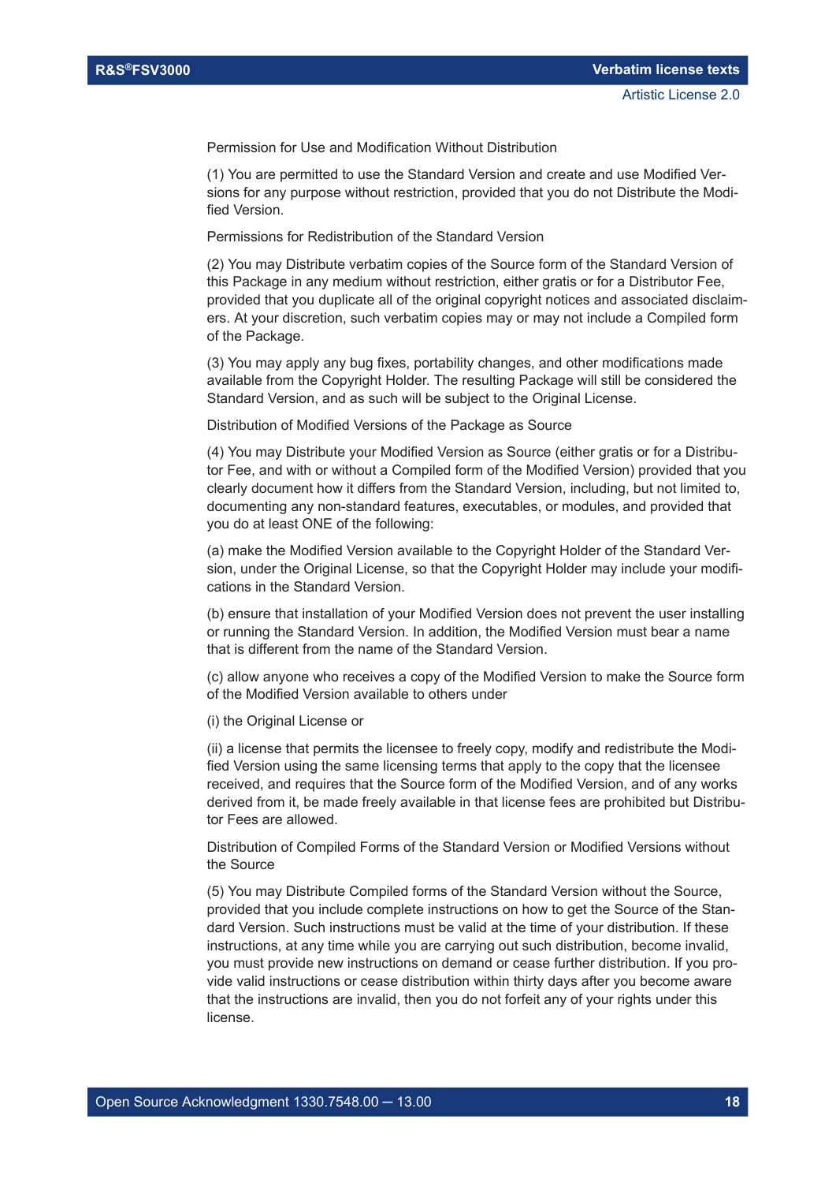Permission for Use and Modification Without Distribution

(1) You are permitted to use the Standard Version and create and use Modified Versions for any purpose without restriction, provided that you do not Distribute the Modified Version.

Permissions for Redistribution of the Standard Version

(2) You may Distribute verbatim copies of the Source form of the Standard Version of this Package in any medium without restriction, either gratis or for a Distributor Fee, provided that you duplicate all of the original copyright notices and associated disclaimers. At your discretion, such verbatim copies may or may not include a Compiled form of the Package.

(3) You may apply any bug fixes, portability changes, and other modifications made available from the Copyright Holder. The resulting Package will still be considered the Standard Version, and as such will be subject to the Original License.

Distribution of Modified Versions of the Package as Source

(4) You may Distribute your Modified Version as Source (either gratis or for a Distributor Fee, and with or without a Compiled form of the Modified Version) provided that you clearly document how it differs from the Standard Version, including, but not limited to, documenting any non-standard features, executables, or modules, and provided that you do at least ONE of the following:

(a) make the Modified Version available to the Copyright Holder of the Standard Version, under the Original License, so that the Copyright Holder may include your modifications in the Standard Version.

(b) ensure that installation of your Modified Version does not prevent the user installing or running the Standard Version. In addition, the Modified Version must bear a name that is different from the name of the Standard Version.

(c) allow anyone who receives a copy of the Modified Version to make the Source form of the Modified Version available to others under

(i) the Original License or

(ii) a license that permits the licensee to freely copy, modify and redistribute the Modified Version using the same licensing terms that apply to the copy that the licensee received, and requires that the Source form of the Modified Version, and of any works derived from it, be made freely available in that license fees are prohibited but Distributor Fees are allowed.

Distribution of Compiled Forms of the Standard Version or Modified Versions without the Source

(5) You may Distribute Compiled forms of the Standard Version without the Source, provided that you include complete instructions on how to get the Source of the Standard Version. Such instructions must be valid at the time of your distribution. If these instructions, at any time while you are carrying out such distribution, become invalid, you must provide new instructions on demand or cease further distribution. If you provide valid instructions or cease distribution within thirty days after you become aware that the instructions are invalid, then you do not forfeit any of your rights under this license.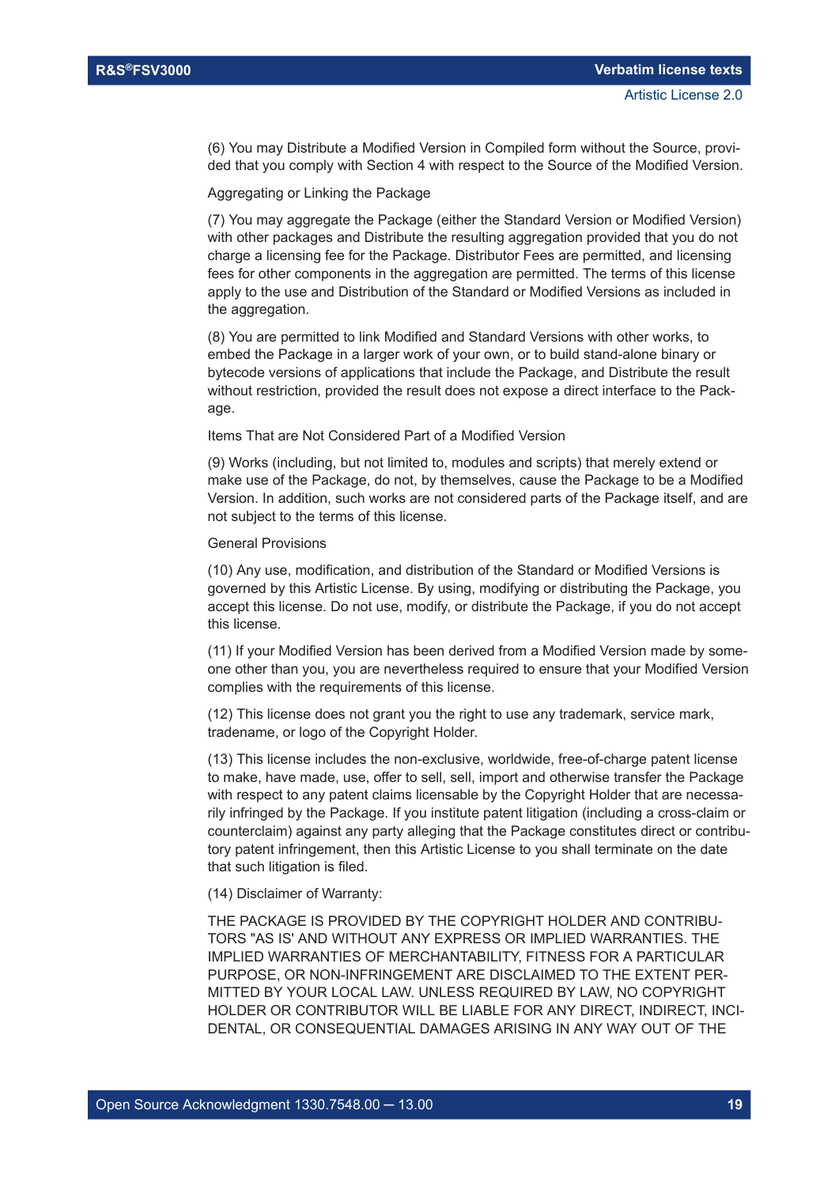(6) You may Distribute a Modified Version in Compiled form without the Source, provided that you comply with Section 4 with respect to the Source of the Modified Version.

Aggregating or Linking the Package

(7) You may aggregate the Package (either the Standard Version or Modified Version) with other packages and Distribute the resulting aggregation provided that you do not charge a licensing fee for the Package. Distributor Fees are permitted, and licensing fees for other components in the aggregation are permitted. The terms of this license apply to the use and Distribution of the Standard or Modified Versions as included in the aggregation.

(8) You are permitted to link Modified and Standard Versions with other works, to embed the Package in a larger work of your own, or to build stand-alone binary or bytecode versions of applications that include the Package, and Distribute the result without restriction, provided the result does not expose a direct interface to the Package.

Items That are Not Considered Part of a Modified Version

(9) Works (including, but not limited to, modules and scripts) that merely extend or make use of the Package, do not, by themselves, cause the Package to be a Modified Version. In addition, such works are not considered parts of the Package itself, and are not subject to the terms of this license.

General Provisions

(10) Any use, modification, and distribution of the Standard or Modified Versions is governed by this Artistic License. By using, modifying or distributing the Package, you accept this license. Do not use, modify, or distribute the Package, if you do not accept this license.

(11) If your Modified Version has been derived from a Modified Version made by someone other than you, you are nevertheless required to ensure that your Modified Version complies with the requirements of this license.

(12) This license does not grant you the right to use any trademark, service mark, tradename, or logo of the Copyright Holder.

(13) This license includes the non-exclusive, worldwide, free-of-charge patent license to make, have made, use, offer to sell, sell, import and otherwise transfer the Package with respect to any patent claims licensable by the Copyright Holder that are necessarily infringed by the Package. If you institute patent litigation (including a cross-claim or counterclaim) against any party alleging that the Package constitutes direct or contributory patent infringement, then this Artistic License to you shall terminate on the date that such litigation is filed.

(14) Disclaimer of Warranty:

THE PACKAGE IS PROVIDED BY THE COPYRIGHT HOLDER AND CONTRIBUTORS "AS IS' AND WITHOUT ANY EXPRESS OR IMPLIED WARRANTIES. THE IMPLIED WARRANTIES OF MERCHANTABILITY, FITNESS FOR A PARTICULAR PURPOSE, OR NON-INFRINGEMENT ARE DISCLAIMED TO THE EXTENT PERMITTED BY YOUR LOCAL LAW. UNLESS REQUIRED BY LAW, NO COPYRIGHT HOLDER OR CONTRIBUTOR WILL BE LIABLE FOR ANY DIRECT, INDIRECT, INCIDENTAL, OR CONSEQUENTIAL DAMAGES ARISING IN ANY WAY OUT OF THE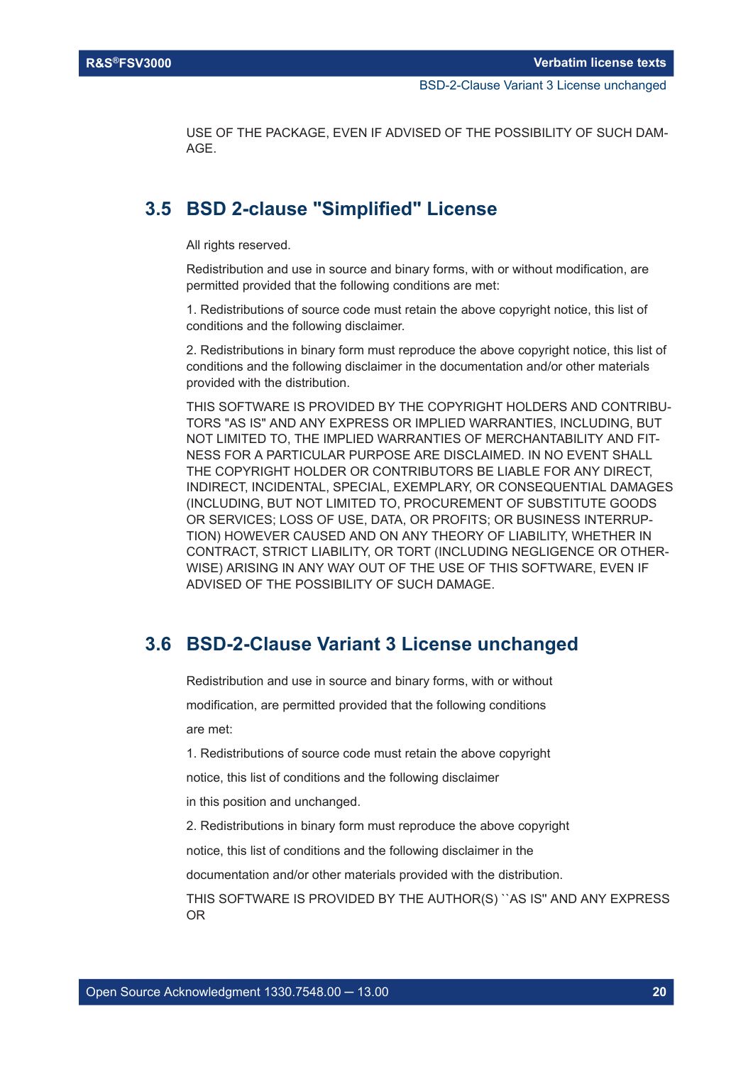USE OF THE PACKAGE, EVEN IF ADVISED OF THE POSSIBILITY OF SUCH DAMAGE.

## 3.5 BSD 2-clause "Simplified" License

All rights reserved.

Redistribution and use in source and binary forms, with or without modification, are permitted provided that the following conditions are met:

1. Redistributions of source code must retain the above copyright notice, this list of conditions and the following disclaimer.

2. Redistributions in binary form must reproduce the above copyright notice, this list of conditions and the following disclaimer in the documentation and/or other materials provided with the distribution.

THIS SOFTWARE IS PROVIDED BY THE COPYRIGHT HOLDERS AND CONTRIBUTORS "AS IS" AND ANY EXPRESS OR IMPLIED WARRANTIES, INCLUDING, BUT NOT LIMITED TO, THE IMPLIED WARRANTIES OF MERCHANTABILITY AND FITNESS FOR A PARTICULAR PURPOSE ARE DISCLAIMED. IN NO EVENT SHALL THE COPYRIGHT HOLDER OR CONTRIBUTORS BE LIABLE FOR ANY DIRECT, INDIRECT, INCIDENTAL, SPECIAL, EXEMPLARY, OR CONSEQUENTIAL DAMAGES (INCLUDING, BUT NOT LIMITED TO, PROCUREMENT OF SUBSTITUTE GOODS OR SERVICES; LOSS OF USE, DATA, OR PROFITS; OR BUSINESS INTERRUPTION) HOWEVER CAUSED AND ON ANY THEORY OF LIABILITY, WHETHER IN CONTRACT, STRICT LIABILITY, OR TORT (INCLUDING NEGLIGENCE OR OTHERWISE) ARISING IN ANY WAY OUT OF THE USE OF THIS SOFTWARE, EVEN IF ADVISED OF THE POSSIBILITY OF SUCH DAMAGE.

## 3.6 BSD-2-Clause Variant 3 License unchanged

Redistribution and use in source and binary forms, with or without

modification, are permitted provided that the following conditions

are met:

1. Redistributions of source code must retain the above copyright

notice, this list of conditions and the following disclaimer

in this position and unchanged.

2. Redistributions in binary form must reproduce the above copyright

notice, this list of conditions and the following disclaimer in the

documentation and/or other materials provided with the distribution.

THIS SOFTWARE IS PROVIDED BY THE AUTHOR(S) ``AS IS'' AND ANY EXPRESS OR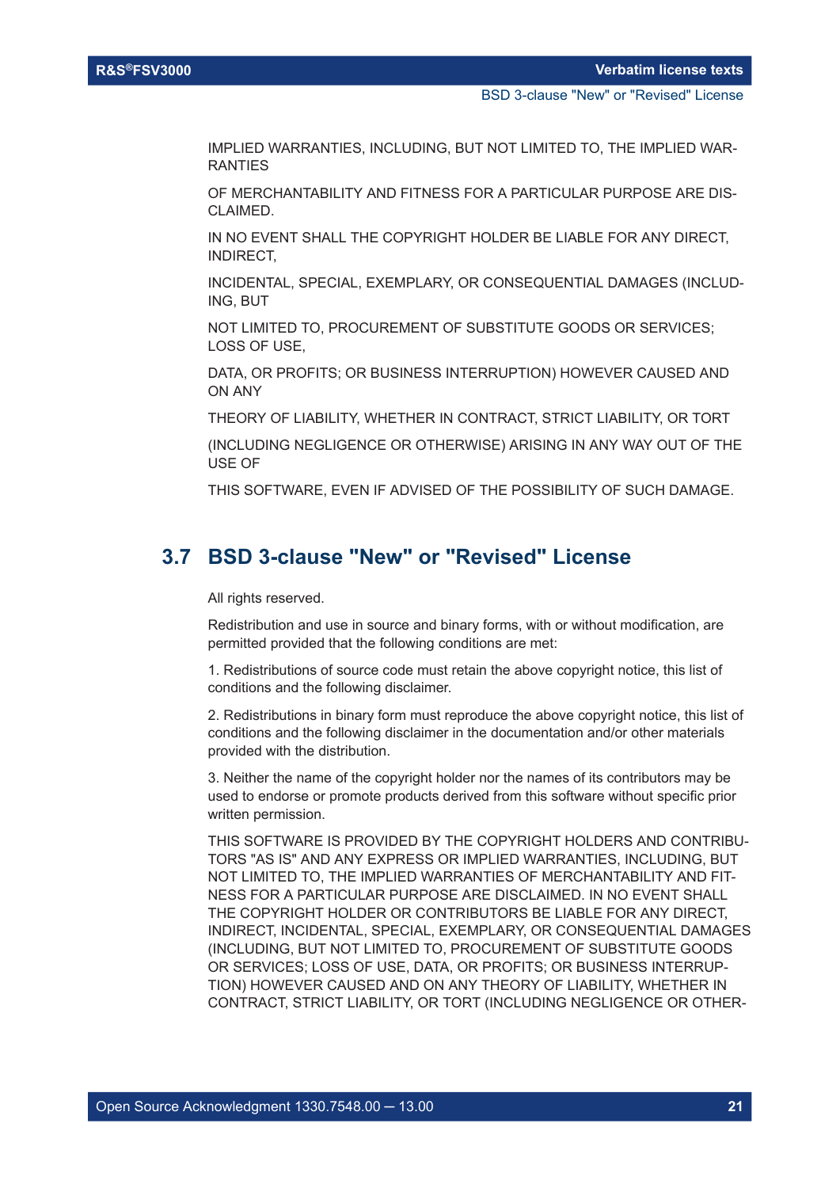IMPLIED WARRANTIES, INCLUDING, BUT NOT LIMITED TO, THE IMPLIED WARRANTIES

OF MERCHANTABILITY AND FITNESS FOR A PARTICULAR PURPOSE ARE DISCLAIMED.

IN NO EVENT SHALL THE COPYRIGHT HOLDER BE LIABLE FOR ANY DIRECT, INDIRECT,

INCIDENTAL, SPECIAL, EXEMPLARY, OR CONSEQUENTIAL DAMAGES (INCLUDING, BUT

NOT LIMITED TO, PROCUREMENT OF SUBSTITUTE GOODS OR SERVICES; LOSS OF USE,

DATA, OR PROFITS; OR BUSINESS INTERRUPTION) HOWEVER CAUSED AND ON ANY

THEORY OF LIABILITY, WHETHER IN CONTRACT, STRICT LIABILITY, OR TORT

(INCLUDING NEGLIGENCE OR OTHERWISE) ARISING IN ANY WAY OUT OF THE USE OF

THIS SOFTWARE, EVEN IF ADVISED OF THE POSSIBILITY OF SUCH DAMAGE.

## 3.7 BSD 3-clause "New" or "Revised" License

All rights reserved.

Redistribution and use in source and binary forms, with or without modification, are permitted provided that the following conditions are met:

1. Redistributions of source code must retain the above copyright notice, this list of conditions and the following disclaimer.

2. Redistributions in binary form must reproduce the above copyright notice, this list of conditions and the following disclaimer in the documentation and/or other materials provided with the distribution.

3. Neither the name of the copyright holder nor the names of its contributors may be used to endorse or promote products derived from this software without specific prior written permission.

THIS SOFTWARE IS PROVIDED BY THE COPYRIGHT HOLDERS AND CONTRIBUTORS "AS IS" AND ANY EXPRESS OR IMPLIED WARRANTIES, INCLUDING, BUT NOT LIMITED TO, THE IMPLIED WARRANTIES OF MERCHANTABILITY AND FITNESS FOR A PARTICULAR PURPOSE ARE DISCLAIMED. IN NO EVENT SHALL THE COPYRIGHT HOLDER OR CONTRIBUTORS BE LIABLE FOR ANY DIRECT, INDIRECT, INCIDENTAL, SPECIAL, EXEMPLARY, OR CONSEQUENTIAL DAMAGES (INCLUDING, BUT NOT LIMITED TO, PROCUREMENT OF SUBSTITUTE GOODS OR SERVICES; LOSS OF USE, DATA, OR PROFITS; OR BUSINESS INTERRUPTION) HOWEVER CAUSED AND ON ANY THEORY OF LIABILITY, WHETHER IN CONTRACT, STRICT LIABILITY, OR TORT (INCLUDING NEGLIGENCE OR OTHER-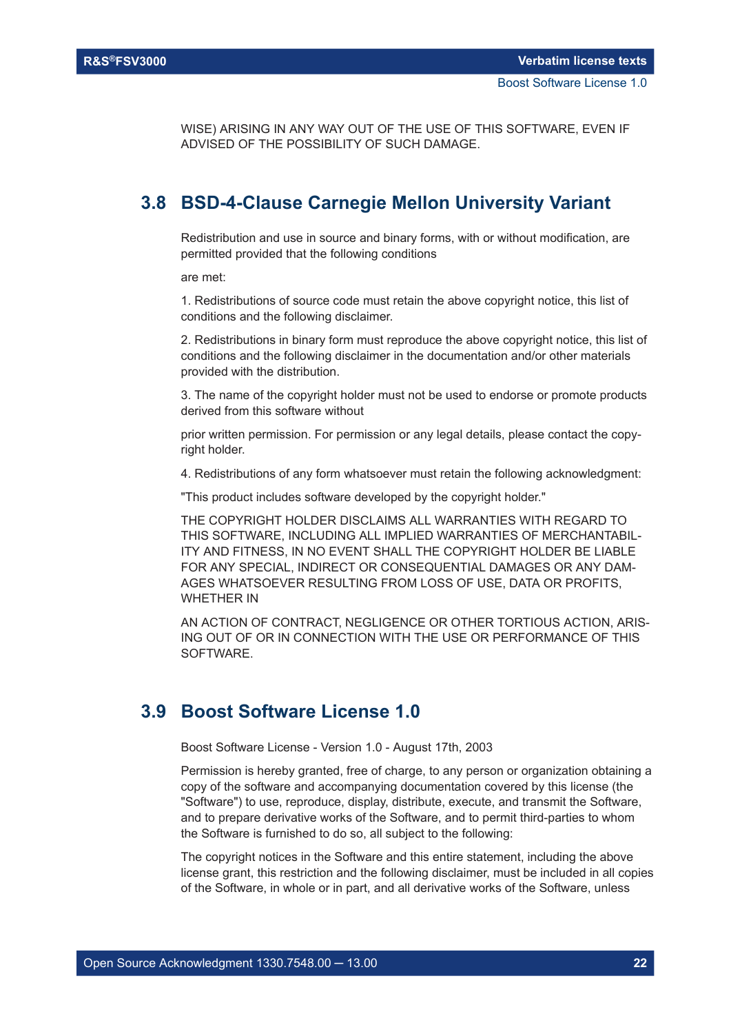WISE) ARISING IN ANY WAY OUT OF THE USE OF THIS SOFTWARE, EVEN IF ADVISED OF THE POSSIBILITY OF SUCH DAMAGE.

## 3.8 BSD-4-Clause Carnegie Mellon University Variant

Redistribution and use in source and binary forms, with or without modification, are permitted provided that the following conditions

are met:

1. Redistributions of source code must retain the above copyright notice, this list of conditions and the following disclaimer.

2. Redistributions in binary form must reproduce the above copyright notice, this list of conditions and the following disclaimer in the documentation and/or other materials provided with the distribution.

3. The name of the copyright holder must not be used to endorse or promote products derived from this software without

prior written permission. For permission or any legal details, please contact the copyright holder.

4. Redistributions of any form whatsoever must retain the following acknowledgment:

"This product includes software developed by the copyright holder."

THE COPYRIGHT HOLDER DISCLAIMS ALL WARRANTIES WITH REGARD TO THIS SOFTWARE, INCLUDING ALL IMPLIED WARRANTIES OF MERCHANTABILITY AND FITNESS, IN NO EVENT SHALL THE COPYRIGHT HOLDER BE LIABLE FOR ANY SPECIAL, INDIRECT OR CONSEQUENTIAL DAMAGES OR ANY DAMAGES WHATSOEVER RESULTING FROM LOSS OF USE, DATA OR PROFITS, WHETHER IN

AN ACTION OF CONTRACT, NEGLIGENCE OR OTHER TORTIOUS ACTION, ARISING OUT OF OR IN CONNECTION WITH THE USE OR PERFORMANCE OF THIS SOFTWARE.

## 3.9 Boost Software License 1.0

Boost Software License - Version 1.0 - August 17th, 2003

Permission is hereby granted, free of charge, to any person or organization obtaining a copy of the software and accompanying documentation covered by this license (the "Software") to use, reproduce, display, distribute, execute, and transmit the Software, and to prepare derivative works of the Software, and to permit third-parties to whom the Software is furnished to do so, all subject to the following:

The copyright notices in the Software and this entire statement, including the above license grant, this restriction and the following disclaimer, must be included in all copies of the Software, in whole or in part, and all derivative works of the Software, unless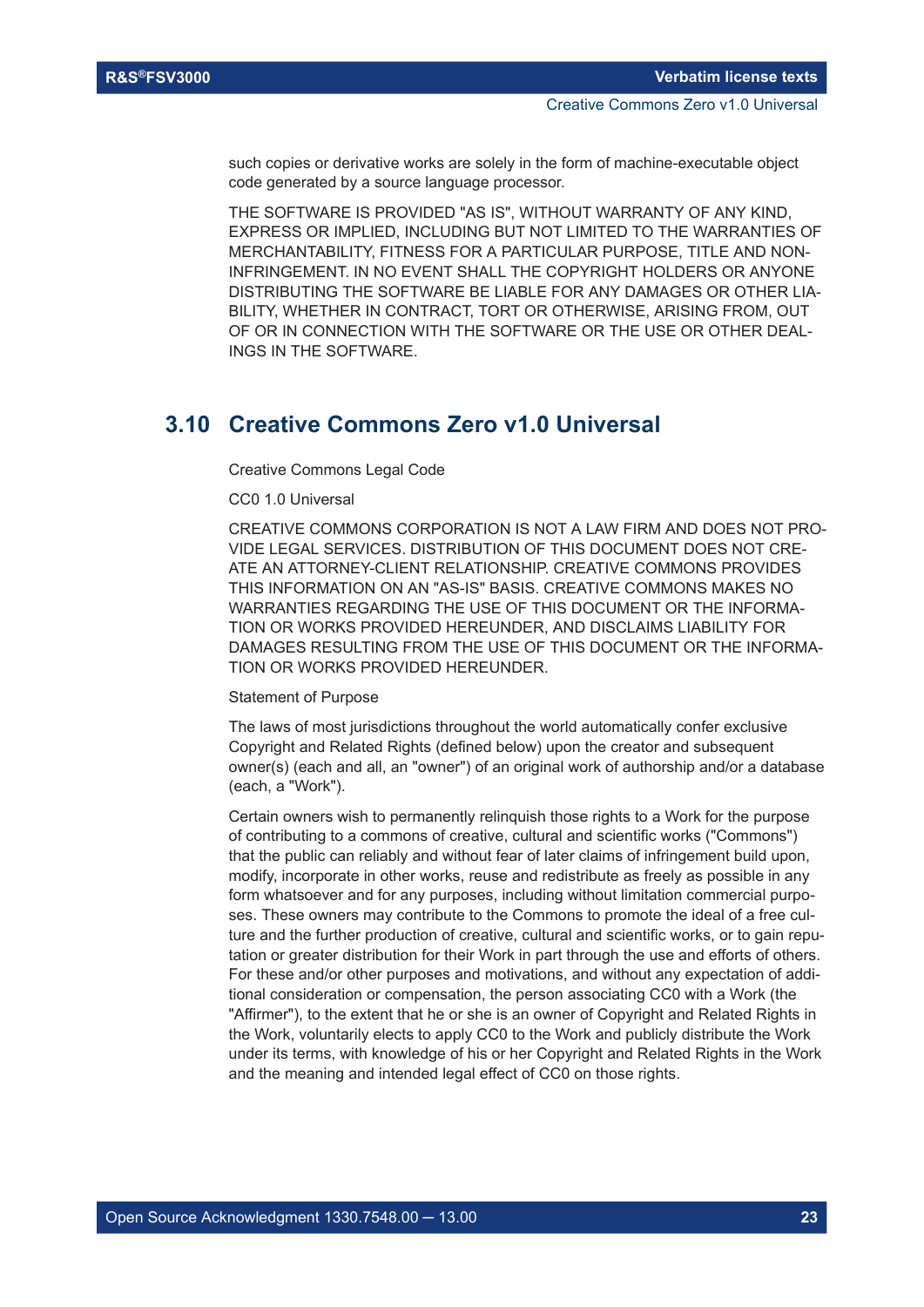such copies or derivative works are solely in the form of machine-executable object code generated by a source language processor.

THE SOFTWARE IS PROVIDED "AS IS", WITHOUT WARRANTY OF ANY KIND, EXPRESS OR IMPLIED, INCLUDING BUT NOT LIMITED TO THE WARRANTIES OF MERCHANTABILITY, FITNESS FOR A PARTICULAR PURPOSE, TITLE AND NON-INFRINGEMENT. IN NO EVENT SHALL THE COPYRIGHT HOLDERS OR ANYONE DISTRIBUTING THE SOFTWARE BE LIABLE FOR ANY DAMAGES OR OTHER LIABILITY, WHETHER IN CONTRACT, TORT OR OTHERWISE, ARISING FROM, OUT OF OR IN CONNECTION WITH THE SOFTWARE OR THE USE OR OTHER DEALINGS IN THE SOFTWARE.

## 3.10 Creative Commons Zero v1.0 Universal

Creative Commons Legal Code

CC0 1.0 Universal

CREATIVE COMMONS CORPORATION IS NOT A LAW FIRM AND DOES NOT PROVIDE LEGAL SERVICES. DISTRIBUTION OF THIS DOCUMENT DOES NOT CREATE AN ATTORNEY-CLIENT RELATIONSHIP. CREATIVE COMMONS PROVIDES THIS INFORMATION ON AN "AS-IS" BASIS. CREATIVE COMMONS MAKES NO WARRANTIES REGARDING THE USE OF THIS DOCUMENT OR THE INFORMATION OR WORKS PROVIDED HEREUNDER, AND DISCLAIMS LIABILITY FOR DAMAGES RESULTING FROM THE USE OF THIS DOCUMENT OR THE INFORMATION OR WORKS PROVIDED HEREUNDER.

Statement of Purpose

The laws of most jurisdictions throughout the world automatically confer exclusive Copyright and Related Rights (defined below) upon the creator and subsequent owner(s) (each and all, an "owner") of an original work of authorship and/or a database (each, a "Work").

Certain owners wish to permanently relinquish those rights to a Work for the purpose of contributing to a commons of creative, cultural and scientific works ("Commons") that the public can reliably and without fear of later claims of infringement build upon, modify, incorporate in other works, reuse and redistribute as freely as possible in any form whatsoever and for any purposes, including without limitation commercial purposes. These owners may contribute to the Commons to promote the ideal of a free culture and the further production of creative, cultural and scientific works, or to gain reputation or greater distribution for their Work in part through the use and efforts of others. For these and/or other purposes and motivations, and without any expectation of additional consideration or compensation, the person associating CC0 with a Work (the "Affirmer"), to the extent that he or she is an owner of Copyright and Related Rights in the Work, voluntarily elects to apply CC0 to the Work and publicly distribute the Work under its terms, with knowledge of his or her Copyright and Related Rights in the Work and the meaning and intended legal effect of CC0 on those rights.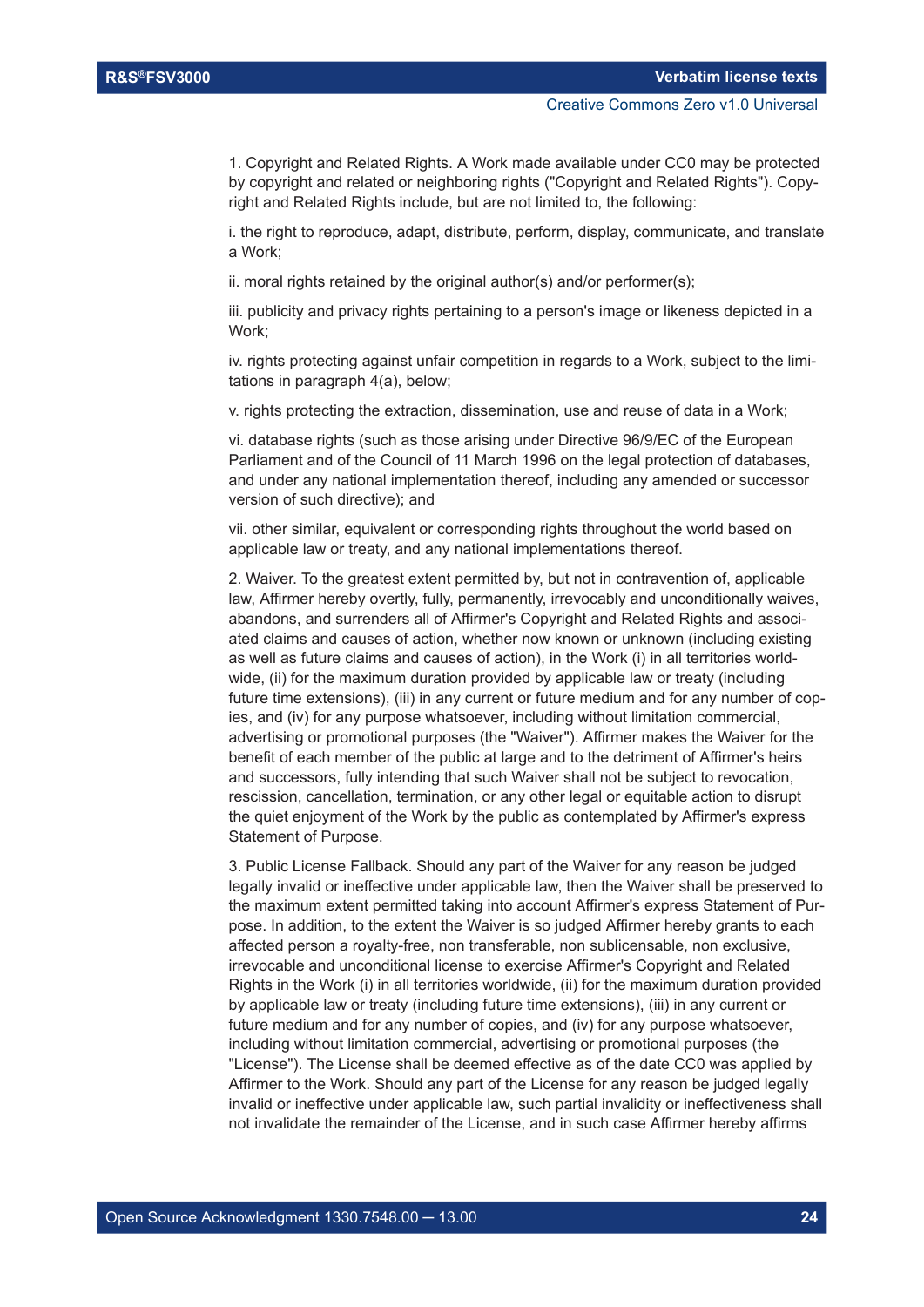1. Copyright and Related Rights. A Work made available under CC0 may be protected by copyright and related or neighboring rights ("Copyright and Related Rights"). Copyright and Related Rights include, but are not limited to, the following:

i. the right to reproduce, adapt, distribute, perform, display, communicate, and translate a Work;

ii. moral rights retained by the original author(s) and/or performer(s);

iii. publicity and privacy rights pertaining to a person's image or likeness depicted in a Work;

iv. rights protecting against unfair competition in regards to a Work, subject to the limitations in paragraph 4(a), below;

v. rights protecting the extraction, dissemination, use and reuse of data in a Work;

vi. database rights (such as those arising under Directive 96/9/EC of the European Parliament and of the Council of 11 March 1996 on the legal protection of databases, and under any national implementation thereof, including any amended or successor version of such directive); and

vii. other similar, equivalent or corresponding rights throughout the world based on applicable law or treaty, and any national implementations thereof.

2. Waiver. To the greatest extent permitted by, but not in contravention of, applicable law, Affirmer hereby overtly, fully, permanently, irrevocably and unconditionally waives, abandons, and surrenders all of Affirmer's Copyright and Related Rights and associated claims and causes of action, whether now known or unknown (including existing as well as future claims and causes of action), in the Work (i) in all territories worldwide, (ii) for the maximum duration provided by applicable law or treaty (including future time extensions), (iii) in any current or future medium and for any number of copies, and (iv) for any purpose whatsoever, including without limitation commercial, advertising or promotional purposes (the "Waiver"). Affirmer makes the Waiver for the benefit of each member of the public at large and to the detriment of Affirmer's heirs and successors, fully intending that such Waiver shall not be subject to revocation, rescission, cancellation, termination, or any other legal or equitable action to disrupt the quiet enjoyment of the Work by the public as contemplated by Affirmer's express Statement of Purpose.

3. Public License Fallback. Should any part of the Waiver for any reason be judged legally invalid or ineffective under applicable law, then the Waiver shall be preserved to the maximum extent permitted taking into account Affirmer's express Statement of Purpose. In addition, to the extent the Waiver is so judged Affirmer hereby grants to each affected person a royalty-free, non transferable, non sublicensable, non exclusive, irrevocable and unconditional license to exercise Affirmer's Copyright and Related Rights in the Work (i) in all territories worldwide, (ii) for the maximum duration provided by applicable law or treaty (including future time extensions), (iii) in any current or future medium and for any number of copies, and (iv) for any purpose whatsoever, including without limitation commercial, advertising or promotional purposes (the "License"). The License shall be deemed effective as of the date CC0 was applied by Affirmer to the Work. Should any part of the License for any reason be judged legally invalid or ineffective under applicable law, such partial invalidity or ineffectiveness shall not invalidate the remainder of the License, and in such case Affirmer hereby affirms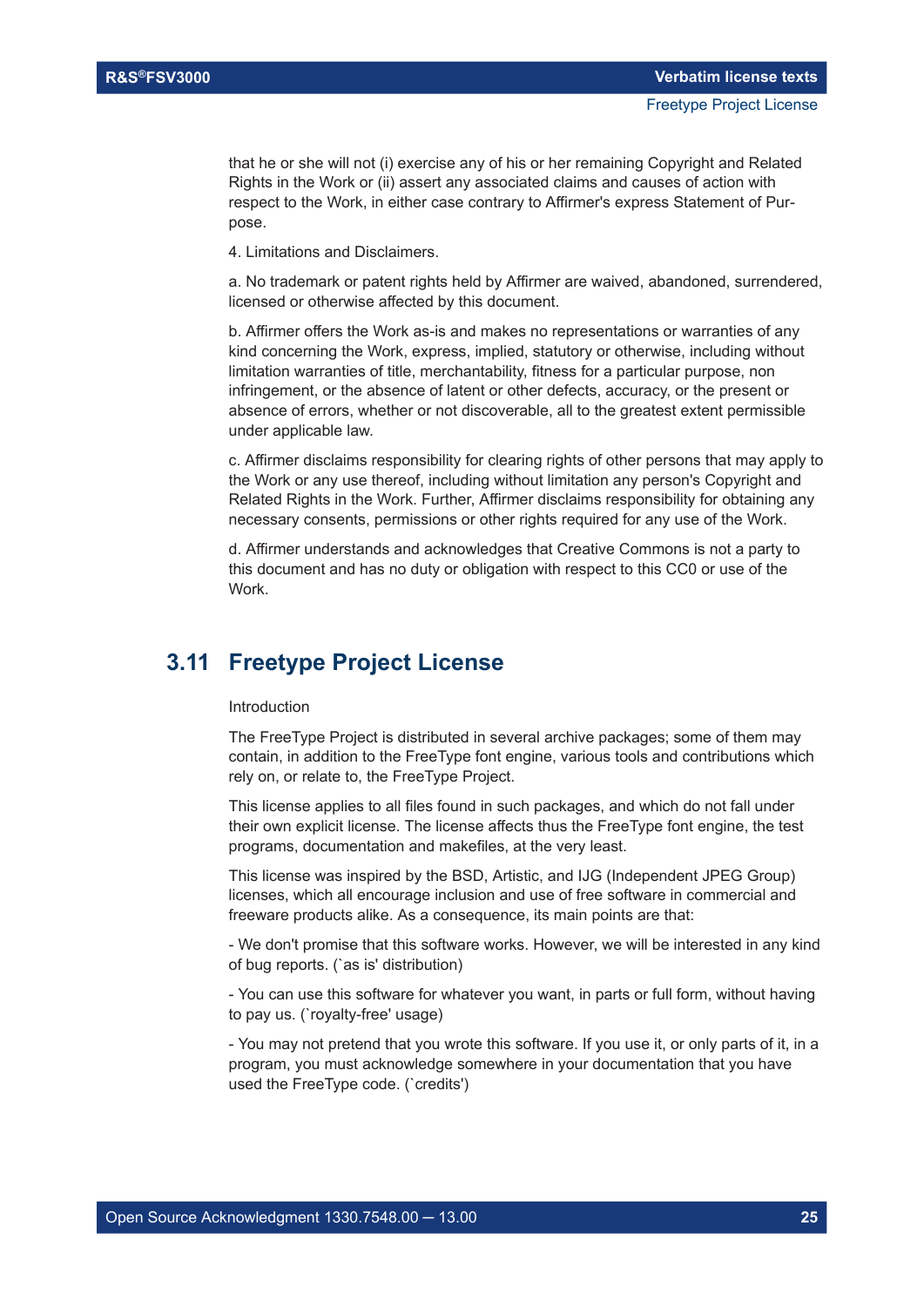that he or she will not (i) exercise any of his or her remaining Copyright and Related Rights in the Work or (ii) assert any associated claims and causes of action with respect to the Work, in either case contrary to Affirmer's express Statement of Purpose.

4. Limitations and Disclaimers.

a. No trademark or patent rights held by Affirmer are waived, abandoned, surrendered, licensed or otherwise affected by this document.

b. Affirmer offers the Work as-is and makes no representations or warranties of any kind concerning the Work, express, implied, statutory or otherwise, including without limitation warranties of title, merchantability, fitness for a particular purpose, non infringement, or the absence of latent or other defects, accuracy, or the present or absence of errors, whether or not discoverable, all to the greatest extent permissible under applicable law.

c. Affirmer disclaims responsibility for clearing rights of other persons that may apply to the Work or any use thereof, including without limitation any person's Copyright and Related Rights in the Work. Further, Affirmer disclaims responsibility for obtaining any necessary consents, permissions or other rights required for any use of the Work.

d. Affirmer understands and acknowledges that Creative Commons is not a party to this document and has no duty or obligation with respect to this CC0 or use of the Work.

## 3.11 Freetype Project License

Introduction

The FreeType Project is distributed in several archive packages; some of them may contain, in addition to the FreeType font engine, various tools and contributions which rely on, or relate to, the FreeType Project.

This license applies to all files found in such packages, and which do not fall under their own explicit license. The license affects thus the FreeType font engine, the test programs, documentation and makefiles, at the very least.

This license was inspired by the BSD, Artistic, and IJG (Independent JPEG Group) licenses, which all encourage inclusion and use of free software in commercial and freeware products alike. As a consequence, its main points are that:

- We don't promise that this software works. However, we will be interested in any kind of bug reports. (`as is' distribution)

- You can use this software for whatever you want, in parts or full form, without having to pay us. (`royalty-free' usage)

- You may not pretend that you wrote this software. If you use it, or only parts of it, in a program, you must acknowledge somewhere in your documentation that you have used the FreeType code. (`credits')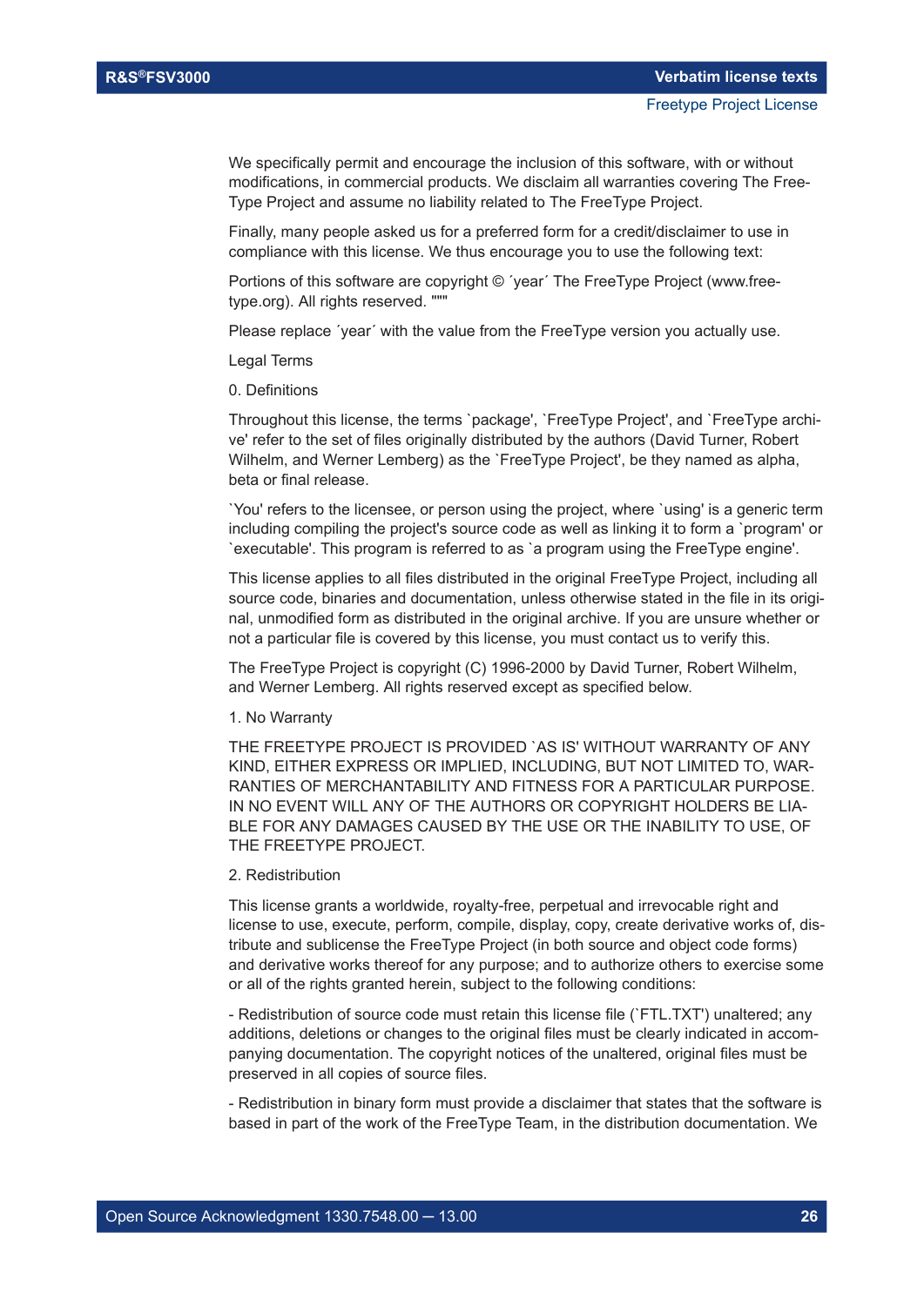We specifically permit and encourage the inclusion of this software, with or without modifications, in commercial products. We disclaim all warranties covering The FreeType Project and assume no liability related to The FreeType Project.

Finally, many people asked us for a preferred form for a credit/disclaimer to use in compliance with this license. We thus encourage you to use the following text:

Portions of this software are copyright © ´year´ The FreeType Project (www.freetype.org). All rights reserved. """

Please replace ´year´ with the value from the FreeType version you actually use.

Legal Terms

0. Definitions

Throughout this license, the terms `package', `FreeType Project', and `FreeType archive' refer to the set of files originally distributed by the authors (David Turner, Robert Wilhelm, and Werner Lemberg) as the `FreeType Project', be they named as alpha, beta or final release.

`You' refers to the licensee, or person using the project, where `using' is a generic term including compiling the project's source code as well as linking it to form a `program' or `executable'. This program is referred to as `a program using the FreeType engine'.

This license applies to all files distributed in the original FreeType Project, including all source code, binaries and documentation, unless otherwise stated in the file in its original, unmodified form as distributed in the original archive. If you are unsure whether or not a particular file is covered by this license, you must contact us to verify this.

The FreeType Project is copyright (C) 1996-2000 by David Turner, Robert Wilhelm, and Werner Lemberg. All rights reserved except as specified below.

1. No Warranty

THE FREETYPE PROJECT IS PROVIDED `AS IS' WITHOUT WARRANTY OF ANY KIND, EITHER EXPRESS OR IMPLIED, INCLUDING, BUT NOT LIMITED TO, WARRANTIES OF MERCHANTABILITY AND FITNESS FOR A PARTICULAR PURPOSE. IN NO EVENT WILL ANY OF THE AUTHORS OR COPYRIGHT HOLDERS BE LIABLE FOR ANY DAMAGES CAUSED BY THE USE OR THE INABILITY TO USE, OF THE FREETYPE PROJECT.

2. Redistribution

This license grants a worldwide, royalty-free, perpetual and irrevocable right and license to use, execute, perform, compile, display, copy, create derivative works of, distribute and sublicense the FreeType Project (in both source and object code forms) and derivative works thereof for any purpose; and to authorize others to exercise some or all of the rights granted herein, subject to the following conditions:

- Redistribution of source code must retain this license file (`FTL.TXT') unaltered; any additions, deletions or changes to the original files must be clearly indicated in accompanying documentation. The copyright notices of the unaltered, original files must be preserved in all copies of source files.

- Redistribution in binary form must provide a disclaimer that states that the software is based in part of the work of the FreeType Team, in the distribution documentation. We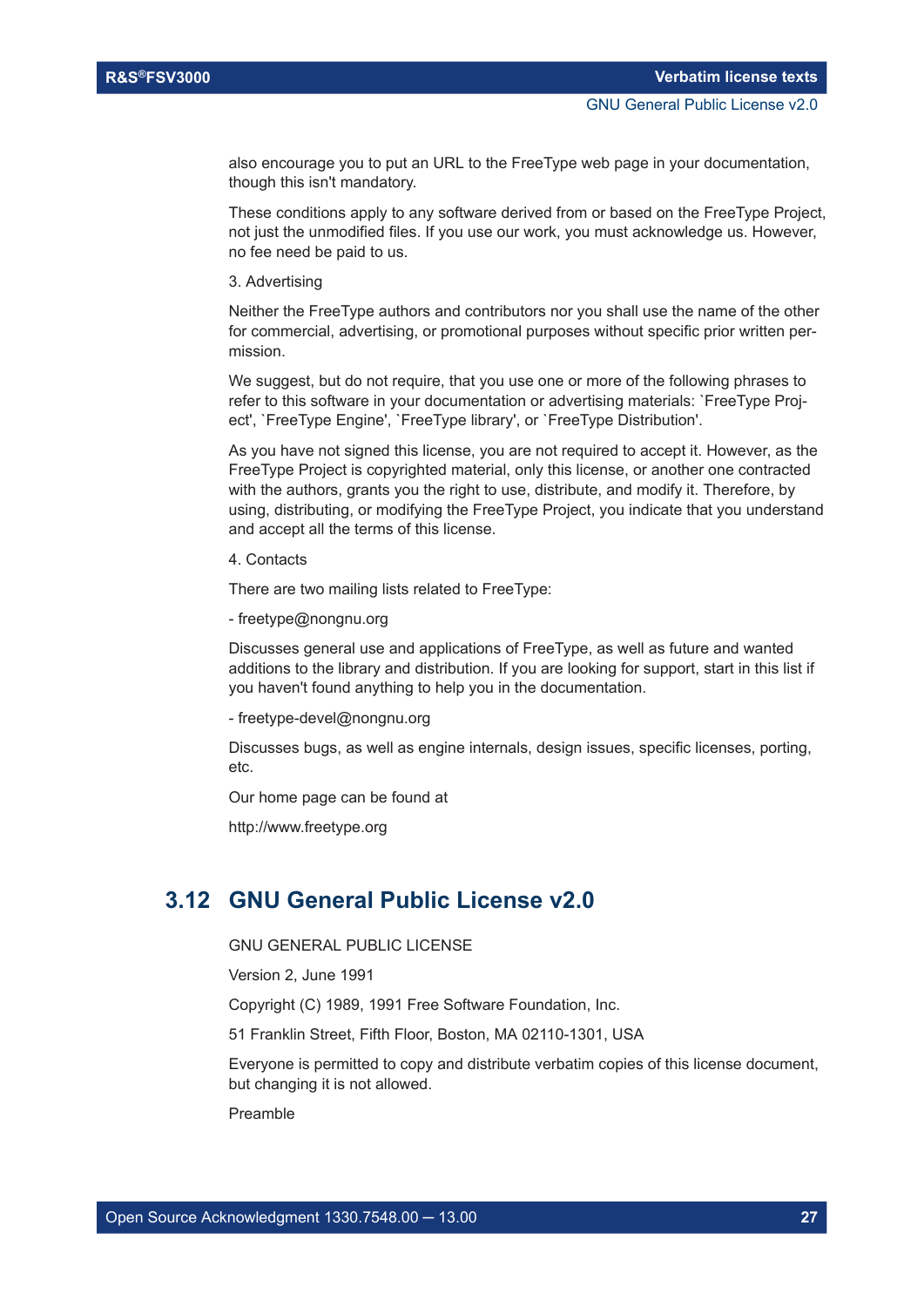also encourage you to put an URL to the FreeType web page in your documentation, though this isn't mandatory.

These conditions apply to any software derived from or based on the FreeType Project, not just the unmodified files. If you use our work, you must acknowledge us. However, no fee need be paid to us.

3. Advertising

Neither the FreeType authors and contributors nor you shall use the name of the other for commercial, advertising, or promotional purposes without specific prior written permission.

We suggest, but do not require, that you use one or more of the following phrases to refer to this software in your documentation or advertising materials: `FreeType Project', `FreeType Engine', `FreeType library', or `FreeType Distribution'.

As you have not signed this license, you are not required to accept it. However, as the FreeType Project is copyrighted material, only this license, or another one contracted with the authors, grants you the right to use, distribute, and modify it. Therefore, by using, distributing, or modifying the FreeType Project, you indicate that you understand and accept all the terms of this license.

4. Contacts

There are two mailing lists related to FreeType:

- freetype@nongnu.org

Discusses general use and applications of FreeType, as well as future and wanted additions to the library and distribution. If you are looking for support, start in this list if you haven't found anything to help you in the documentation.

- freetype-devel@nongnu.org

Discusses bugs, as well as engine internals, design issues, specific licenses, porting, etc.

Our home page can be found at

http://www.freetype.org

## 3.12 GNU General Public License v2.0

GNU GENERAL PUBLIC LICENSE

Version 2, June 1991

Copyright (C) 1989, 1991 Free Software Foundation, Inc.

51 Franklin Street, Fifth Floor, Boston, MA 02110-1301, USA

Everyone is permitted to copy and distribute verbatim copies of this license document, but changing it is not allowed.

Preamble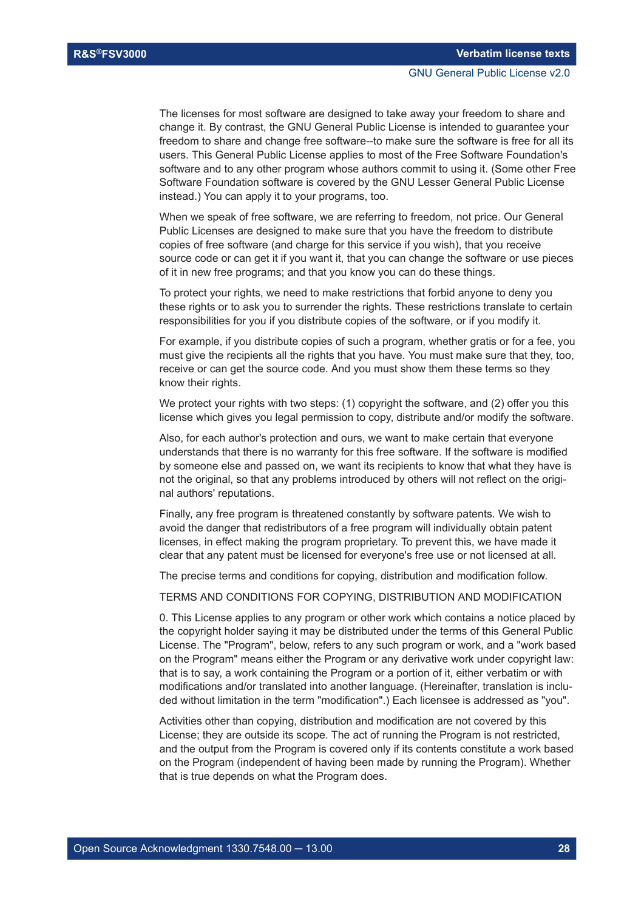The licenses for most software are designed to take away your freedom to share and change it. By contrast, the GNU General Public License is intended to guarantee your freedom to share and change free software--to make sure the software is free for all its users. This General Public License applies to most of the Free Software Foundation's software and to any other program whose authors commit to using it. (Some other Free Software Foundation software is covered by the GNU Lesser General Public License instead.) You can apply it to your programs, too.

When we speak of free software, we are referring to freedom, not price. Our General Public Licenses are designed to make sure that you have the freedom to distribute copies of free software (and charge for this service if you wish), that you receive source code or can get it if you want it, that you can change the software or use pieces of it in new free programs; and that you know you can do these things.

To protect your rights, we need to make restrictions that forbid anyone to deny you these rights or to ask you to surrender the rights. These restrictions translate to certain responsibilities for you if you distribute copies of the software, or if you modify it.

For example, if you distribute copies of such a program, whether gratis or for a fee, you must give the recipients all the rights that you have. You must make sure that they, too, receive or can get the source code. And you must show them these terms so they know their rights.

We protect your rights with two steps: (1) copyright the software, and (2) offer you this license which gives you legal permission to copy, distribute and/or modify the software.

Also, for each author's protection and ours, we want to make certain that everyone understands that there is no warranty for this free software. If the software is modified by someone else and passed on, we want its recipients to know that what they have is not the original, so that any problems introduced by others will not reflect on the original authors' reputations.

Finally, any free program is threatened constantly by software patents. We wish to avoid the danger that redistributors of a free program will individually obtain patent licenses, in effect making the program proprietary. To prevent this, we have made it clear that any patent must be licensed for everyone's free use or not licensed at all.

The precise terms and conditions for copying, distribution and modification follow.

TERMS AND CONDITIONS FOR COPYING, DISTRIBUTION AND MODIFICATION

0. This License applies to any program or other work which contains a notice placed by the copyright holder saying it may be distributed under the terms of this General Public License. The "Program", below, refers to any such program or work, and a "work based on the Program" means either the Program or any derivative work under copyright law: that is to say, a work containing the Program or a portion of it, either verbatim or with modifications and/or translated into another language. (Hereinafter, translation is included without limitation in the term "modification".) Each licensee is addressed as "you".

Activities other than copying, distribution and modification are not covered by this License; they are outside its scope. The act of running the Program is not restricted, and the output from the Program is covered only if its contents constitute a work based on the Program (independent of having been made by running the Program). Whether that is true depends on what the Program does.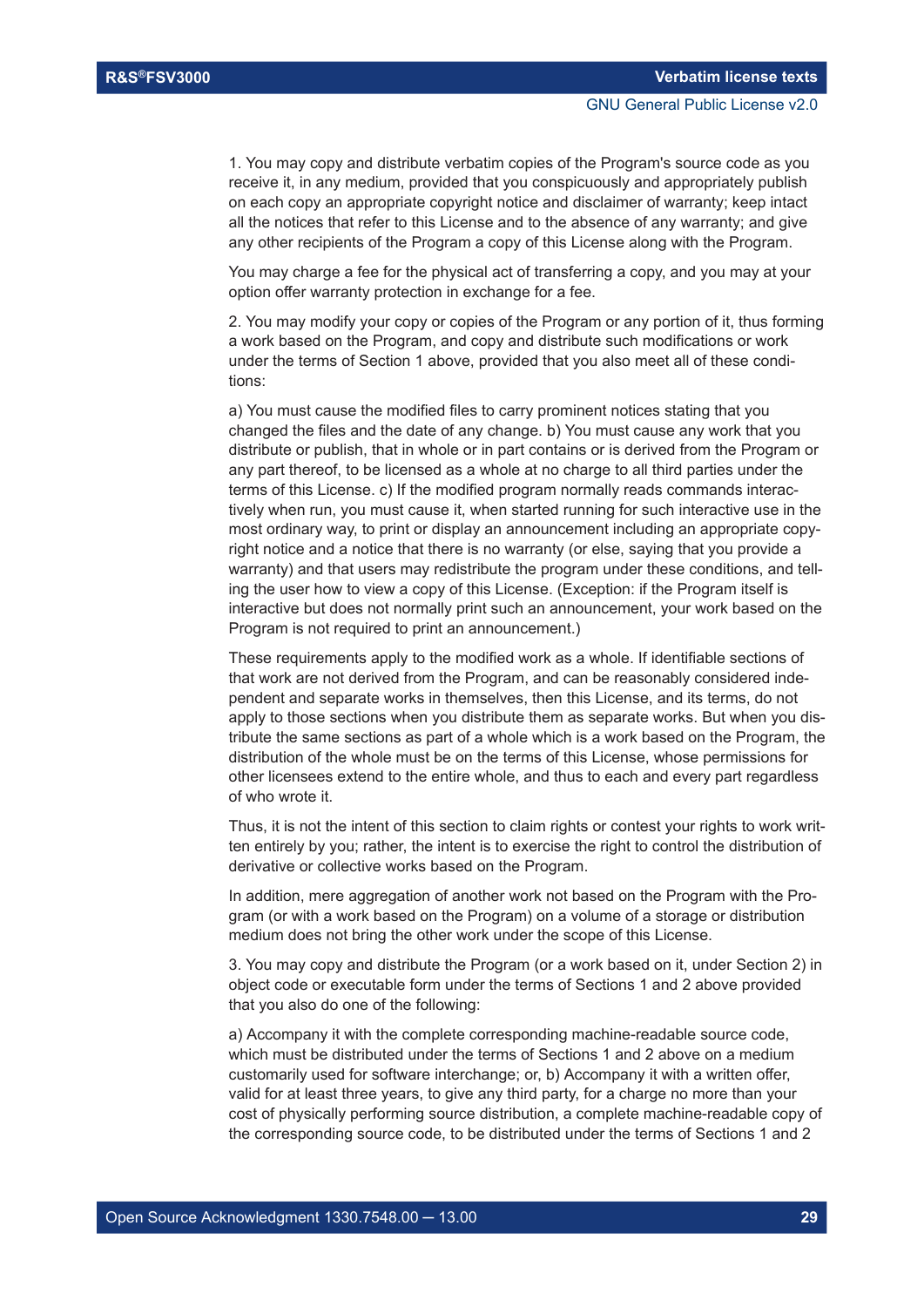1. You may copy and distribute verbatim copies of the Program's source code as you receive it, in any medium, provided that you conspicuously and appropriately publish on each copy an appropriate copyright notice and disclaimer of warranty; keep intact all the notices that refer to this License and to the absence of any warranty; and give any other recipients of the Program a copy of this License along with the Program.

You may charge a fee for the physical act of transferring a copy, and you may at your option offer warranty protection in exchange for a fee.

2. You may modify your copy or copies of the Program or any portion of it, thus forming a work based on the Program, and copy and distribute such modifications or work under the terms of Section 1 above, provided that you also meet all of these conditions:

a) You must cause the modified files to carry prominent notices stating that you changed the files and the date of any change. b) You must cause any work that you distribute or publish, that in whole or in part contains or is derived from the Program or any part thereof, to be licensed as a whole at no charge to all third parties under the terms of this License. c) If the modified program normally reads commands interactively when run, you must cause it, when started running for such interactive use in the most ordinary way, to print or display an announcement including an appropriate copyright notice and a notice that there is no warranty (or else, saying that you provide a warranty) and that users may redistribute the program under these conditions, and telling the user how to view a copy of this License. (Exception: if the Program itself is interactive but does not normally print such an announcement, your work based on the Program is not required to print an announcement.)

These requirements apply to the modified work as a whole. If identifiable sections of that work are not derived from the Program, and can be reasonably considered independent and separate works in themselves, then this License, and its terms, do not apply to those sections when you distribute them as separate works. But when you distribute the same sections as part of a whole which is a work based on the Program, the distribution of the whole must be on the terms of this License, whose permissions for other licensees extend to the entire whole, and thus to each and every part regardless of who wrote it.

Thus, it is not the intent of this section to claim rights or contest your rights to work written entirely by you; rather, the intent is to exercise the right to control the distribution of derivative or collective works based on the Program.

In addition, mere aggregation of another work not based on the Program with the Program (or with a work based on the Program) on a volume of a storage or distribution medium does not bring the other work under the scope of this License.

3. You may copy and distribute the Program (or a work based on it, under Section 2) in object code or executable form under the terms of Sections 1 and 2 above provided that you also do one of the following:

a) Accompany it with the complete corresponding machine-readable source code, which must be distributed under the terms of Sections 1 and 2 above on a medium customarily used for software interchange; or, b) Accompany it with a written offer, valid for at least three years, to give any third party, for a charge no more than your cost of physically performing source distribution, a complete machine-readable copy of the corresponding source code, to be distributed under the terms of Sections 1 and 2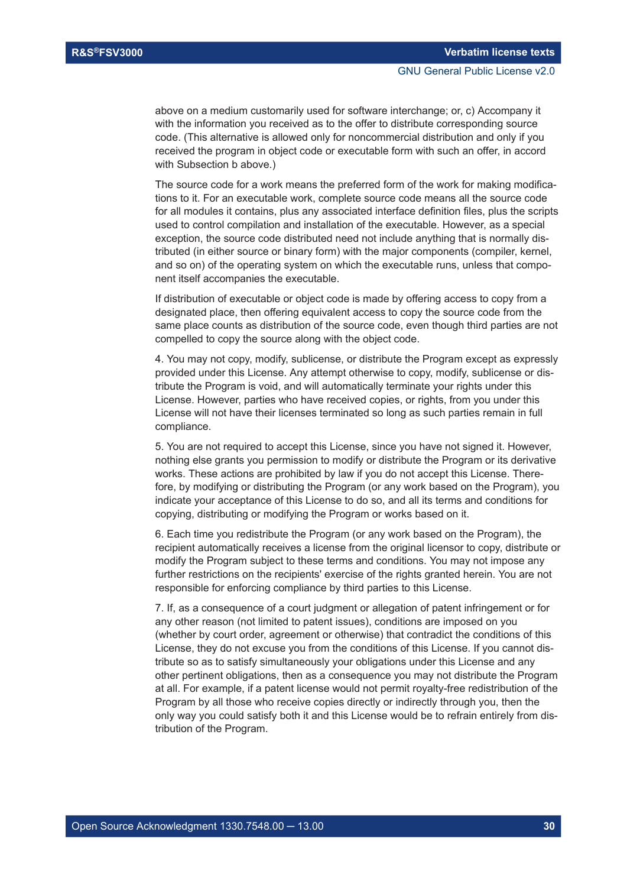above on a medium customarily used for software interchange; or, c) Accompany it with the information you received as to the offer to distribute corresponding source code. (This alternative is allowed only for noncommercial distribution and only if you received the program in object code or executable form with such an offer, in accord with Subsection b above.)

The source code for a work means the preferred form of the work for making modifications to it. For an executable work, complete source code means all the source code for all modules it contains, plus any associated interface definition files, plus the scripts used to control compilation and installation of the executable. However, as a special exception, the source code distributed need not include anything that is normally distributed (in either source or binary form) with the major components (compiler, kernel, and so on) of the operating system on which the executable runs, unless that component itself accompanies the executable.

If distribution of executable or object code is made by offering access to copy from a designated place, then offering equivalent access to copy the source code from the same place counts as distribution of the source code, even though third parties are not compelled to copy the source along with the object code.

4. You may not copy, modify, sublicense, or distribute the Program except as expressly provided under this License. Any attempt otherwise to copy, modify, sublicense or distribute the Program is void, and will automatically terminate your rights under this License. However, parties who have received copies, or rights, from you under this License will not have their licenses terminated so long as such parties remain in full compliance.

5. You are not required to accept this License, since you have not signed it. However, nothing else grants you permission to modify or distribute the Program or its derivative works. These actions are prohibited by law if you do not accept this License. Therefore, by modifying or distributing the Program (or any work based on the Program), you indicate your acceptance of this License to do so, and all its terms and conditions for copying, distributing or modifying the Program or works based on it.

6. Each time you redistribute the Program (or any work based on the Program), the recipient automatically receives a license from the original licensor to copy, distribute or modify the Program subject to these terms and conditions. You may not impose any further restrictions on the recipients' exercise of the rights granted herein. You are not responsible for enforcing compliance by third parties to this License.

7. If, as a consequence of a court judgment or allegation of patent infringement or for any other reason (not limited to patent issues), conditions are imposed on you (whether by court order, agreement or otherwise) that contradict the conditions of this License, they do not excuse you from the conditions of this License. If you cannot distribute so as to satisfy simultaneously your obligations under this License and any other pertinent obligations, then as a consequence you may not distribute the Program at all. For example, if a patent license would not permit royalty-free redistribution of the Program by all those who receive copies directly or indirectly through you, then the only way you could satisfy both it and this License would be to refrain entirely from distribution of the Program.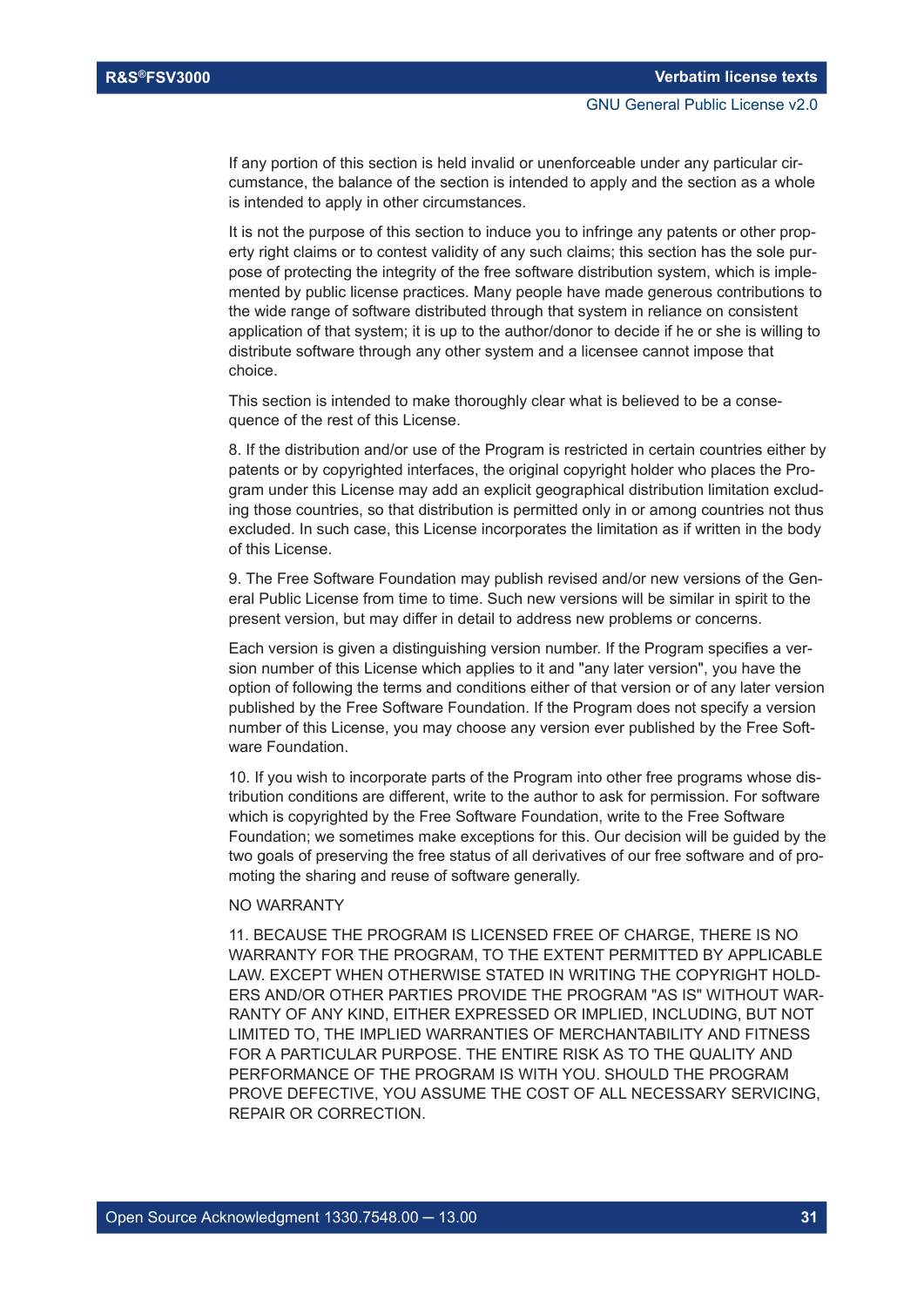If any portion of this section is held invalid or unenforceable under any particular circumstance, the balance of the section is intended to apply and the section as a whole is intended to apply in other circumstances.

It is not the purpose of this section to induce you to infringe any patents or other property right claims or to contest validity of any such claims; this section has the sole purpose of protecting the integrity of the free software distribution system, which is implemented by public license practices. Many people have made generous contributions to the wide range of software distributed through that system in reliance on consistent application of that system; it is up to the author/donor to decide if he or she is willing to distribute software through any other system and a licensee cannot impose that choice.

This section is intended to make thoroughly clear what is believed to be a consequence of the rest of this License.

8. If the distribution and/or use of the Program is restricted in certain countries either by patents or by copyrighted interfaces, the original copyright holder who places the Program under this License may add an explicit geographical distribution limitation excluding those countries, so that distribution is permitted only in or among countries not thus excluded. In such case, this License incorporates the limitation as if written in the body of this License.

9. The Free Software Foundation may publish revised and/or new versions of the General Public License from time to time. Such new versions will be similar in spirit to the present version, but may differ in detail to address new problems or concerns.

Each version is given a distinguishing version number. If the Program specifies a version number of this License which applies to it and "any later version", you have the option of following the terms and conditions either of that version or of any later version published by the Free Software Foundation. If the Program does not specify a version number of this License, you may choose any version ever published by the Free Software Foundation.

10. If you wish to incorporate parts of the Program into other free programs whose distribution conditions are different, write to the author to ask for permission. For software which is copyrighted by the Free Software Foundation, write to the Free Software Foundation; we sometimes make exceptions for this. Our decision will be guided by the two goals of preserving the free status of all derivatives of our free software and of promoting the sharing and reuse of software generally.

NO WARRANTY

11. BECAUSE THE PROGRAM IS LICENSED FREE OF CHARGE, THERE IS NO WARRANTY FOR THE PROGRAM, TO THE EXTENT PERMITTED BY APPLICABLE LAW. EXCEPT WHEN OTHERWISE STATED IN WRITING THE COPYRIGHT HOLDERS AND/OR OTHER PARTIES PROVIDE THE PROGRAM "AS IS" WITHOUT WARRANTY OF ANY KIND, EITHER EXPRESSED OR IMPLIED, INCLUDING, BUT NOT LIMITED TO, THE IMPLIED WARRANTIES OF MERCHANTABILITY AND FITNESS FOR A PARTICULAR PURPOSE. THE ENTIRE RISK AS TO THE QUALITY AND PERFORMANCE OF THE PROGRAM IS WITH YOU. SHOULD THE PROGRAM PROVE DEFECTIVE, YOU ASSUME THE COST OF ALL NECESSARY SERVICING, REPAIR OR CORRECTION.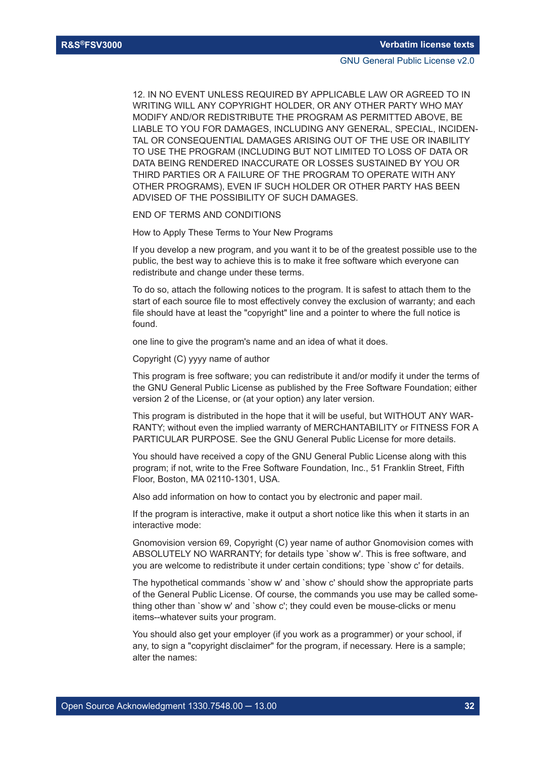12. IN NO EVENT UNLESS REQUIRED BY APPLICABLE LAW OR AGREED TO IN WRITING WILL ANY COPYRIGHT HOLDER, OR ANY OTHER PARTY WHO MAY MODIFY AND/OR REDISTRIBUTE THE PROGRAM AS PERMITTED ABOVE, BE LIABLE TO YOU FOR DAMAGES, INCLUDING ANY GENERAL, SPECIAL, INCIDENTAL OR CONSEQUENTIAL DAMAGES ARISING OUT OF THE USE OR INABILITY TO USE THE PROGRAM (INCLUDING BUT NOT LIMITED TO LOSS OF DATA OR DATA BEING RENDERED INACCURATE OR LOSSES SUSTAINED BY YOU OR THIRD PARTIES OR A FAILURE OF THE PROGRAM TO OPERATE WITH ANY OTHER PROGRAMS), EVEN IF SUCH HOLDER OR OTHER PARTY HAS BEEN ADVISED OF THE POSSIBILITY OF SUCH DAMAGES.

END OF TERMS AND CONDITIONS

How to Apply These Terms to Your New Programs

If you develop a new program, and you want it to be of the greatest possible use to the public, the best way to achieve this is to make it free software which everyone can redistribute and change under these terms.

To do so, attach the following notices to the program. It is safest to attach them to the start of each source file to most effectively convey the exclusion of warranty; and each file should have at least the "copyright" line and a pointer to where the full notice is found.

one line to give the program's name and an idea of what it does.

Copyright (C) yyyy name of author

This program is free software; you can redistribute it and/or modify it under the terms of the GNU General Public License as published by the Free Software Foundation; either version 2 of the License, or (at your option) any later version.

This program is distributed in the hope that it will be useful, but WITHOUT ANY WARRANTY; without even the implied warranty of MERCHANTABILITY or FITNESS FOR A PARTICULAR PURPOSE. See the GNU General Public License for more details.

You should have received a copy of the GNU General Public License along with this program; if not, write to the Free Software Foundation, Inc., 51 Franklin Street, Fifth Floor, Boston, MA 02110-1301, USA.

Also add information on how to contact you by electronic and paper mail.

If the program is interactive, make it output a short notice like this when it starts in an interactive mode:

Gnomovision version 69, Copyright (C) year name of author Gnomovision comes with ABSOLUTELY NO WARRANTY; for details type `show w'. This is free software, and you are welcome to redistribute it under certain conditions; type `show c' for details.

The hypothetical commands `show w' and `show c' should show the appropriate parts of the General Public License. Of course, the commands you use may be called something other than `show w' and `show c'; they could even be mouse-clicks or menu items--whatever suits your program.

You should also get your employer (if you work as a programmer) or your school, if any, to sign a "copyright disclaimer" for the program, if necessary. Here is a sample; alter the names: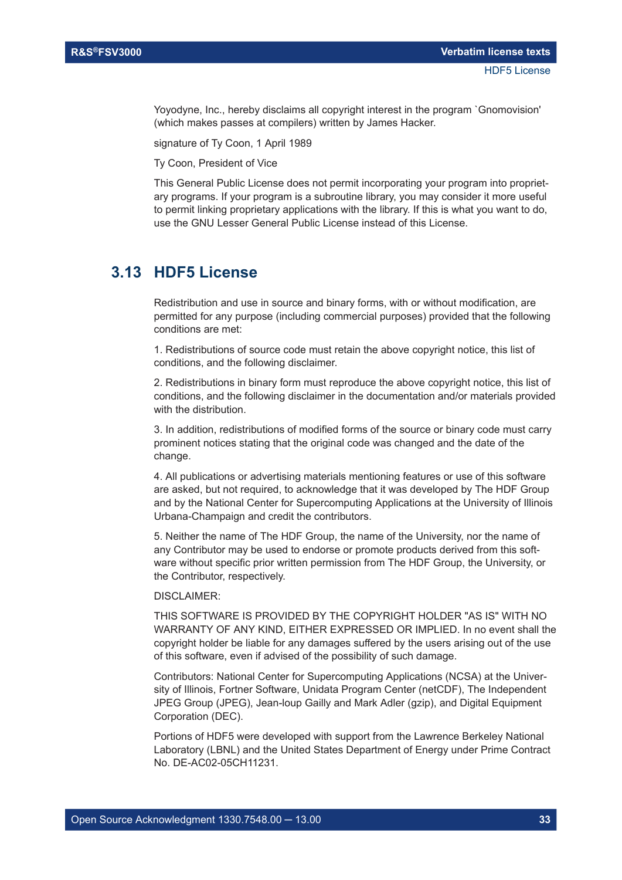Yoyodyne, Inc., hereby disclaims all copyright interest in the program `Gnomovision' (which makes passes at compilers) written by James Hacker.

signature of Ty Coon, 1 April 1989

Ty Coon, President of Vice

This General Public License does not permit incorporating your program into proprietary programs. If your program is a subroutine library, you may consider it more useful to permit linking proprietary applications with the library. If this is what you want to do, use the GNU Lesser General Public License instead of this License.

## 3.13 HDF5 License

Redistribution and use in source and binary forms, with or without modification, are permitted for any purpose (including commercial purposes) provided that the following conditions are met:

1. Redistributions of source code must retain the above copyright notice, this list of conditions, and the following disclaimer.

2. Redistributions in binary form must reproduce the above copyright notice, this list of conditions, and the following disclaimer in the documentation and/or materials provided with the distribution.

3. In addition, redistributions of modified forms of the source or binary code must carry prominent notices stating that the original code was changed and the date of the change.

4. All publications or advertising materials mentioning features or use of this software are asked, but not required, to acknowledge that it was developed by The HDF Group and by the National Center for Supercomputing Applications at the University of Illinois Urbana-Champaign and credit the contributors.

5. Neither the name of The HDF Group, the name of the University, nor the name of any Contributor may be used to endorse or promote products derived from this software without specific prior written permission from The HDF Group, the University, or the Contributor, respectively.

DISCLAIMER:

THIS SOFTWARE IS PROVIDED BY THE COPYRIGHT HOLDER "AS IS" WITH NO WARRANTY OF ANY KIND, EITHER EXPRESSED OR IMPLIED. In no event shall the copyright holder be liable for any damages suffered by the users arising out of the use of this software, even if advised of the possibility of such damage.

Contributors: National Center for Supercomputing Applications (NCSA) at the University of Illinois, Fortner Software, Unidata Program Center (netCDF), The Independent JPEG Group (JPEG), Jean-loup Gailly and Mark Adler (gzip), and Digital Equipment Corporation (DEC).

Portions of HDF5 were developed with support from the Lawrence Berkeley National Laboratory (LBNL) and the United States Department of Energy under Prime Contract No. DE-AC02-05CH11231.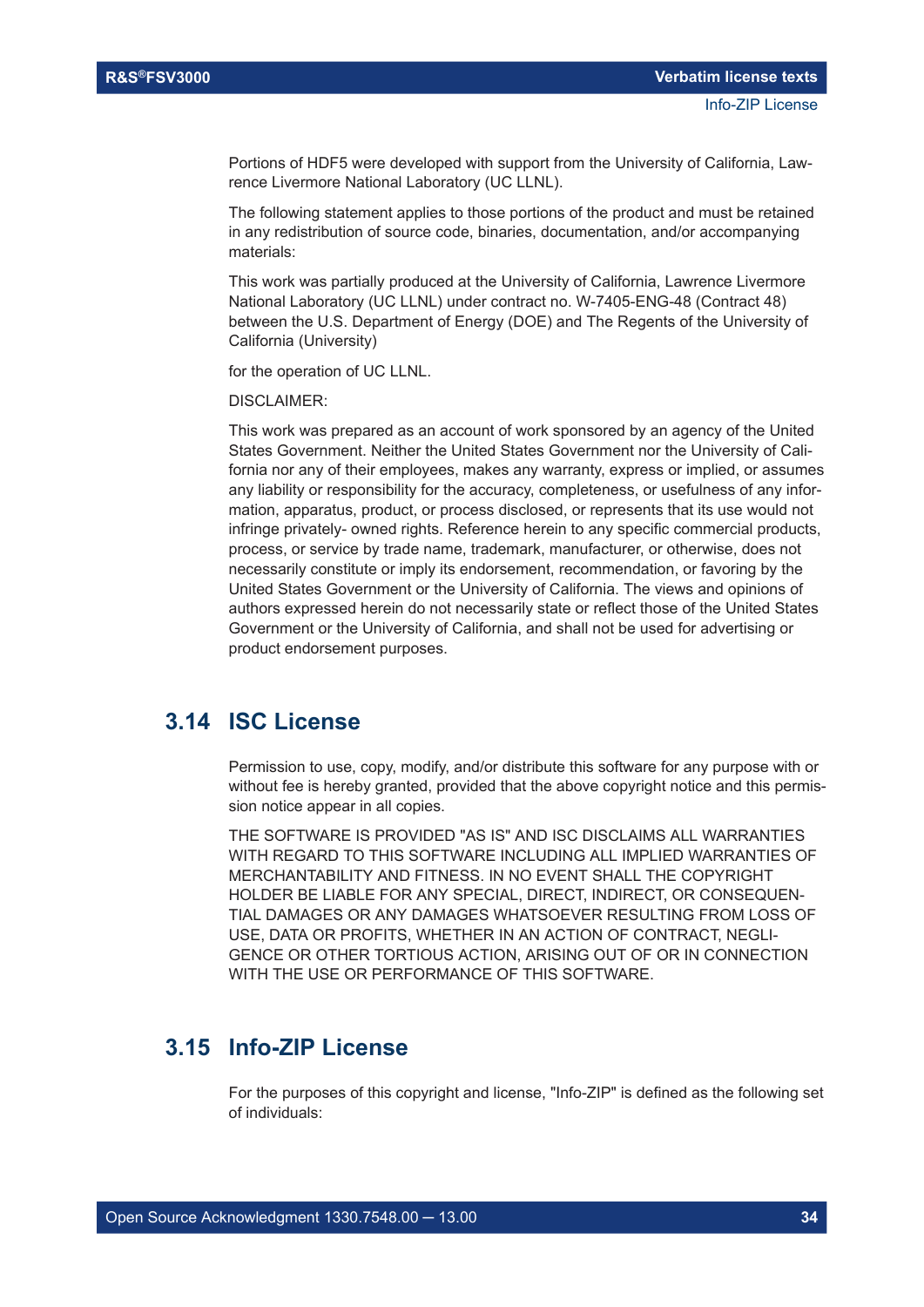Portions of HDF5 were developed with support from the University of California, Lawrence Livermore National Laboratory (UC LLNL).

The following statement applies to those portions of the product and must be retained in any redistribution of source code, binaries, documentation, and/or accompanying materials:

This work was partially produced at the University of California, Lawrence Livermore National Laboratory (UC LLNL) under contract no. W-7405-ENG-48 (Contract 48) between the U.S. Department of Energy (DOE) and The Regents of the University of California (University)

for the operation of UC LLNL.

DISCLAIMER:

This work was prepared as an account of work sponsored by an agency of the United States Government. Neither the United States Government nor the University of California nor any of their employees, makes any warranty, express or implied, or assumes any liability or responsibility for the accuracy, completeness, or usefulness of any information, apparatus, product, or process disclosed, or represents that its use would not infringe privately- owned rights. Reference herein to any specific commercial products, process, or service by trade name, trademark, manufacturer, or otherwise, does not necessarily constitute or imply its endorsement, recommendation, or favoring by the United States Government or the University of California. The views and opinions of authors expressed herein do not necessarily state or reflect those of the United States Government or the University of California, and shall not be used for advertising or product endorsement purposes.

## 3.14 ISC License

Permission to use, copy, modify, and/or distribute this software for any purpose with or without fee is hereby granted, provided that the above copyright notice and this permission notice appear in all copies.

THE SOFTWARE IS PROVIDED "AS IS" AND ISC DISCLAIMS ALL WARRANTIES WITH REGARD TO THIS SOFTWARE INCLUDING ALL IMPLIED WARRANTIES OF MERCHANTABILITY AND FITNESS. IN NO EVENT SHALL THE COPYRIGHT HOLDER BE LIABLE FOR ANY SPECIAL, DIRECT, INDIRECT, OR CONSEQUENTIAL DAMAGES OR ANY DAMAGES WHATSOEVER RESULTING FROM LOSS OF USE, DATA OR PROFITS, WHETHER IN AN ACTION OF CONTRACT, NEGLIGENCE OR OTHER TORTIOUS ACTION, ARISING OUT OF OR IN CONNECTION WITH THE USE OR PERFORMANCE OF THIS SOFTWARE.

## 3.15 Info-ZIP License

For the purposes of this copyright and license, "Info-ZIP" is defined as the following set of individuals: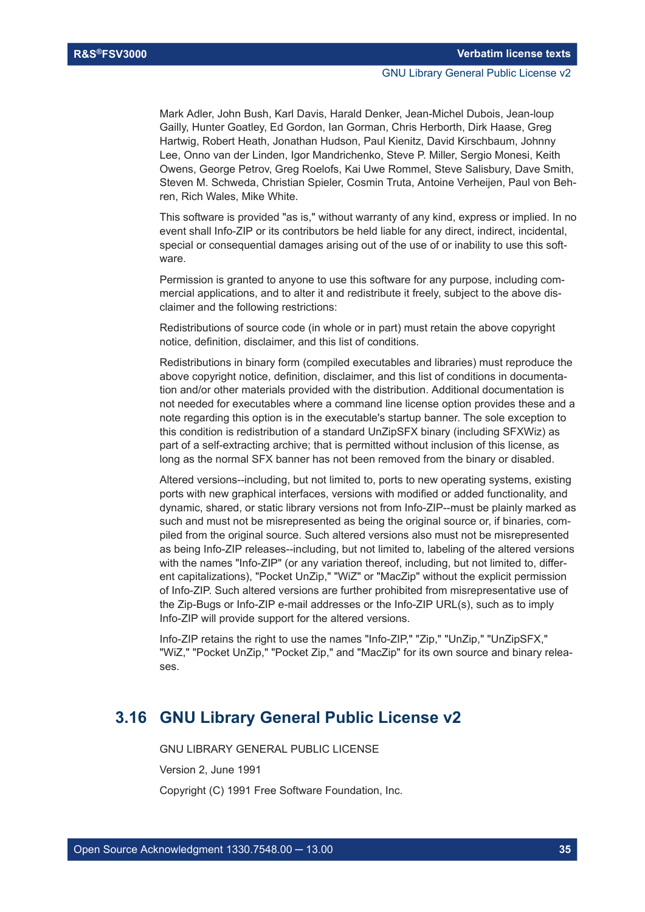Mark Adler, John Bush, Karl Davis, Harald Denker, Jean-Michel Dubois, Jean-loup Gailly, Hunter Goatley, Ed Gordon, Ian Gorman, Chris Herborth, Dirk Haase, Greg Hartwig, Robert Heath, Jonathan Hudson, Paul Kienitz, David Kirschbaum, Johnny Lee, Onno van der Linden, Igor Mandrichenko, Steve P. Miller, Sergio Monesi, Keith Owens, George Petrov, Greg Roelofs, Kai Uwe Rommel, Steve Salisbury, Dave Smith, Steven M. Schweda, Christian Spieler, Cosmin Truta, Antoine Verheijen, Paul von Behren, Rich Wales, Mike White.

This software is provided "as is," without warranty of any kind, express or implied. In no event shall Info-ZIP or its contributors be held liable for any direct, indirect, incidental, special or consequential damages arising out of the use of or inability to use this software.

Permission is granted to anyone to use this software for any purpose, including commercial applications, and to alter it and redistribute it freely, subject to the above disclaimer and the following restrictions:

Redistributions of source code (in whole or in part) must retain the above copyright notice, definition, disclaimer, and this list of conditions.

Redistributions in binary form (compiled executables and libraries) must reproduce the above copyright notice, definition, disclaimer, and this list of conditions in documentation and/or other materials provided with the distribution. Additional documentation is not needed for executables where a command line license option provides these and a note regarding this option is in the executable's startup banner. The sole exception to this condition is redistribution of a standard UnZipSFX binary (including SFXWiz) as part of a self-extracting archive; that is permitted without inclusion of this license, as long as the normal SFX banner has not been removed from the binary or disabled.

Altered versions--including, but not limited to, ports to new operating systems, existing ports with new graphical interfaces, versions with modified or added functionality, and dynamic, shared, or static library versions not from Info-ZIP--must be plainly marked as such and must not be misrepresented as being the original source or, if binaries, compiled from the original source. Such altered versions also must not be misrepresented as being Info-ZIP releases--including, but not limited to, labeling of the altered versions with the names "Info-ZIP" (or any variation thereof, including, but not limited to, different capitalizations), "Pocket UnZip," "WiZ" or "MacZip" without the explicit permission of Info-ZIP. Such altered versions are further prohibited from misrepresentative use of the Zip-Bugs or Info-ZIP e-mail addresses or the Info-ZIP URL(s), such as to imply Info-ZIP will provide support for the altered versions.

Info-ZIP retains the right to use the names "Info-ZIP," "Zip," "UnZip," "UnZipSFX," "WiZ," "Pocket UnZip," "Pocket Zip," and "MacZip" for its own source and binary releases.

## 3.16 GNU Library General Public License v2

GNU LIBRARY GENERAL PUBLIC LICENSE

Version 2, June 1991

Copyright (C) 1991 Free Software Foundation, Inc.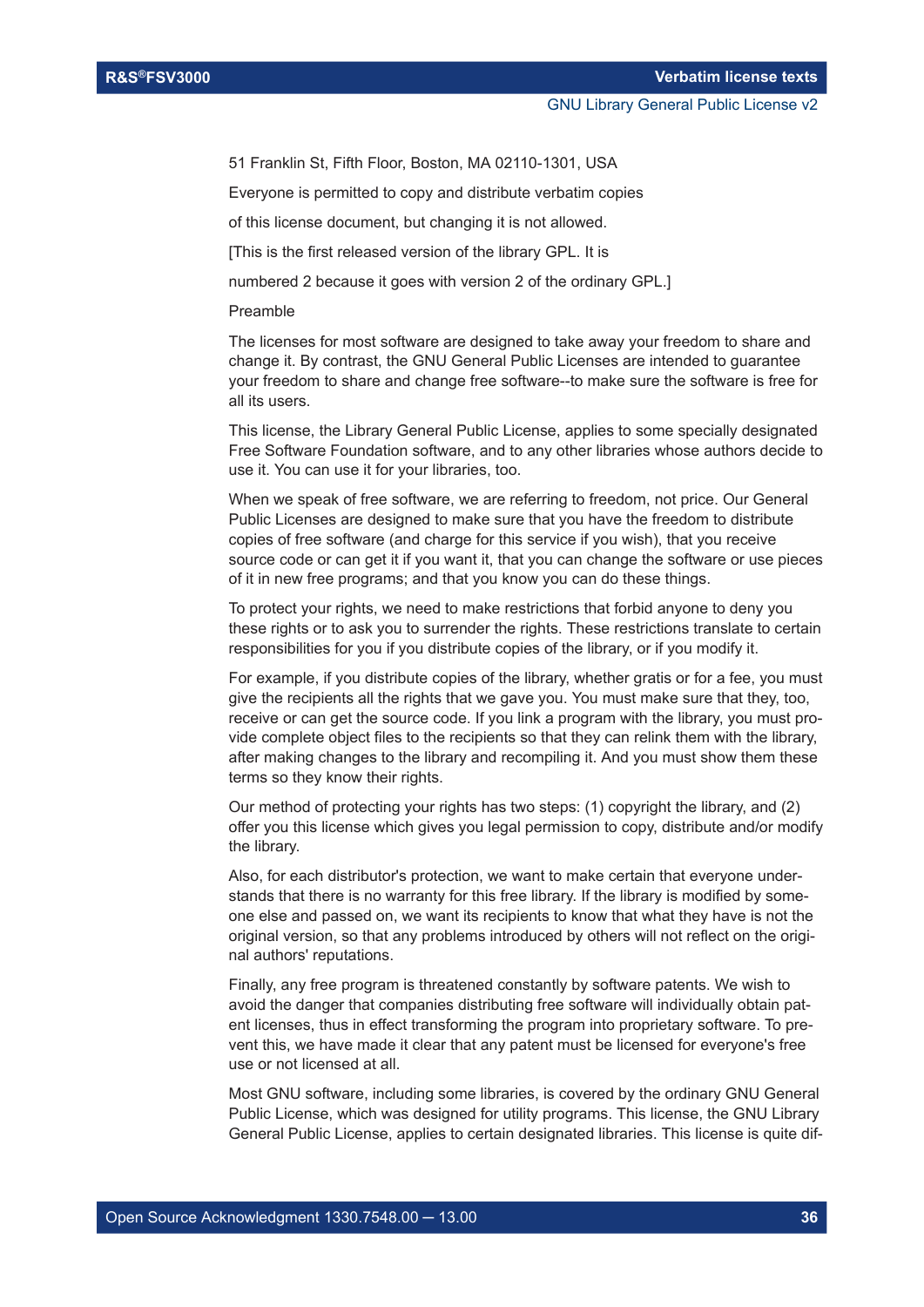51 Franklin St, Fifth Floor, Boston, MA 02110-1301, USA

Everyone is permitted to copy and distribute verbatim copies

of this license document, but changing it is not allowed.

[This is the first released version of the library GPL. It is

numbered 2 because it goes with version 2 of the ordinary GPL.]

Preamble

The licenses for most software are designed to take away your freedom to share and change it. By contrast, the GNU General Public Licenses are intended to guarantee your freedom to share and change free software--to make sure the software is free for all its users.

This license, the Library General Public License, applies to some specially designated Free Software Foundation software, and to any other libraries whose authors decide to use it. You can use it for your libraries, too.

When we speak of free software, we are referring to freedom, not price. Our General Public Licenses are designed to make sure that you have the freedom to distribute copies of free software (and charge for this service if you wish), that you receive source code or can get it if you want it, that you can change the software or use pieces of it in new free programs; and that you know you can do these things.

To protect your rights, we need to make restrictions that forbid anyone to deny you these rights or to ask you to surrender the rights. These restrictions translate to certain responsibilities for you if you distribute copies of the library, or if you modify it.

For example, if you distribute copies of the library, whether gratis or for a fee, you must give the recipients all the rights that we gave you. You must make sure that they, too, receive or can get the source code. If you link a program with the library, you must provide complete object files to the recipients so that they can relink them with the library, after making changes to the library and recompiling it. And you must show them these terms so they know their rights.

Our method of protecting your rights has two steps: (1) copyright the library, and (2) offer you this license which gives you legal permission to copy, distribute and/or modify the library.

Also, for each distributor's protection, we want to make certain that everyone understands that there is no warranty for this free library. If the library is modified by someone else and passed on, we want its recipients to know that what they have is not the original version, so that any problems introduced by others will not reflect on the original authors' reputations.

Finally, any free program is threatened constantly by software patents. We wish to avoid the danger that companies distributing free software will individually obtain patent licenses, thus in effect transforming the program into proprietary software. To prevent this, we have made it clear that any patent must be licensed for everyone's free use or not licensed at all.

Most GNU software, including some libraries, is covered by the ordinary GNU General Public License, which was designed for utility programs. This license, the GNU Library General Public License, applies to certain designated libraries. This license is quite dif-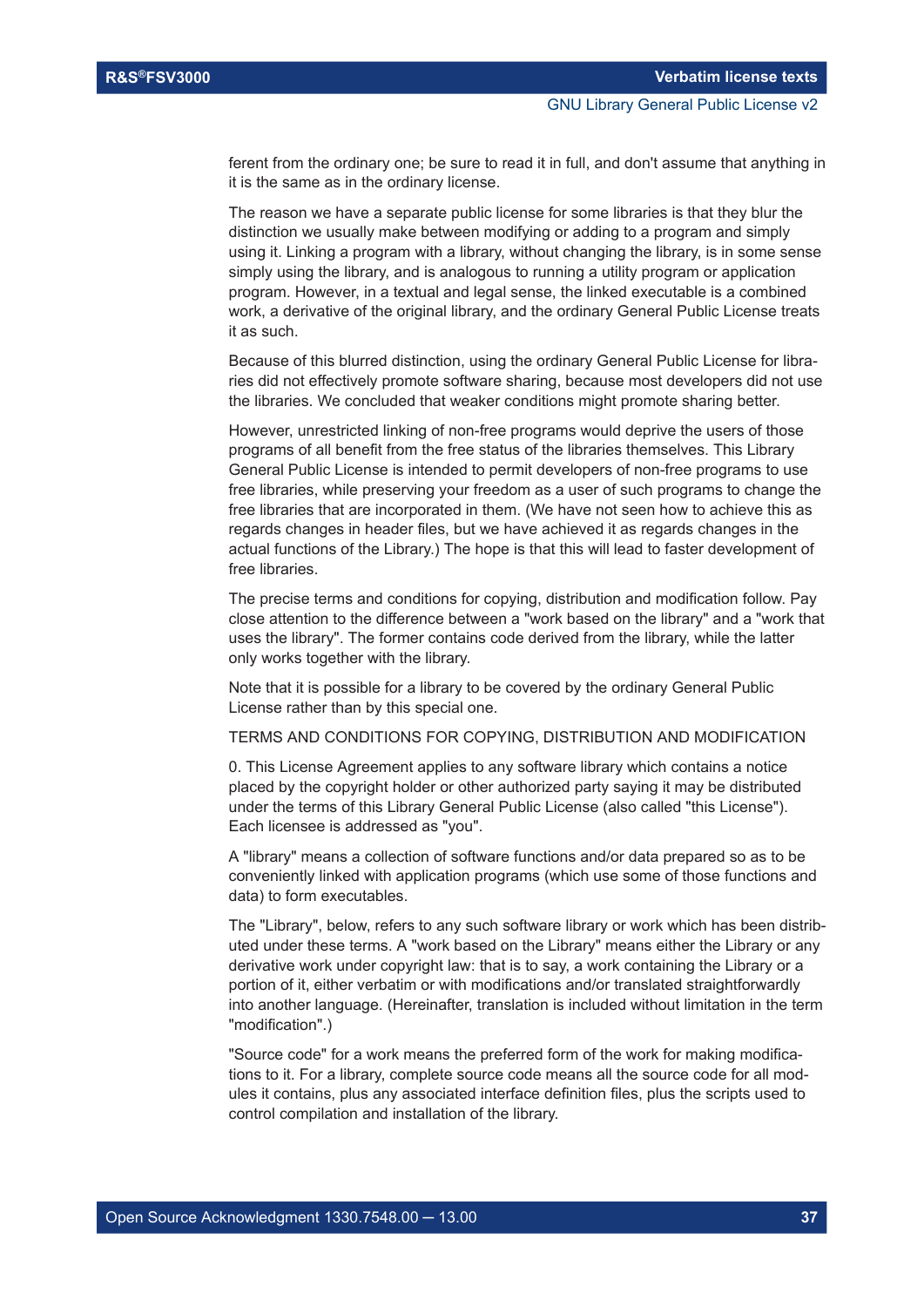ferent from the ordinary one; be sure to read it in full, and don't assume that anything in it is the same as in the ordinary license.

The reason we have a separate public license for some libraries is that they blur the distinction we usually make between modifying or adding to a program and simply using it. Linking a program with a library, without changing the library, is in some sense simply using the library, and is analogous to running a utility program or application program. However, in a textual and legal sense, the linked executable is a combined work, a derivative of the original library, and the ordinary General Public License treats it as such.

Because of this blurred distinction, using the ordinary General Public License for libraries did not effectively promote software sharing, because most developers did not use the libraries. We concluded that weaker conditions might promote sharing better.

However, unrestricted linking of non-free programs would deprive the users of those programs of all benefit from the free status of the libraries themselves. This Library General Public License is intended to permit developers of non-free programs to use free libraries, while preserving your freedom as a user of such programs to change the free libraries that are incorporated in them. (We have not seen how to achieve this as regards changes in header files, but we have achieved it as regards changes in the actual functions of the Library.) The hope is that this will lead to faster development of free libraries.

The precise terms and conditions for copying, distribution and modification follow. Pay close attention to the difference between a "work based on the library" and a "work that uses the library". The former contains code derived from the library, while the latter only works together with the library.

Note that it is possible for a library to be covered by the ordinary General Public License rather than by this special one.

TERMS AND CONDITIONS FOR COPYING, DISTRIBUTION AND MODIFICATION

0. This License Agreement applies to any software library which contains a notice placed by the copyright holder or other authorized party saying it may be distributed under the terms of this Library General Public License (also called "this License"). Each licensee is addressed as "you".

A "library" means a collection of software functions and/or data prepared so as to be conveniently linked with application programs (which use some of those functions and data) to form executables.

The "Library", below, refers to any such software library or work which has been distributed under these terms. A "work based on the Library" means either the Library or any derivative work under copyright law: that is to say, a work containing the Library or a portion of it, either verbatim or with modifications and/or translated straightforwardly into another language. (Hereinafter, translation is included without limitation in the term "modification".)

"Source code" for a work means the preferred form of the work for making modifications to it. For a library, complete source code means all the source code for all modules it contains, plus any associated interface definition files, plus the scripts used to control compilation and installation of the library.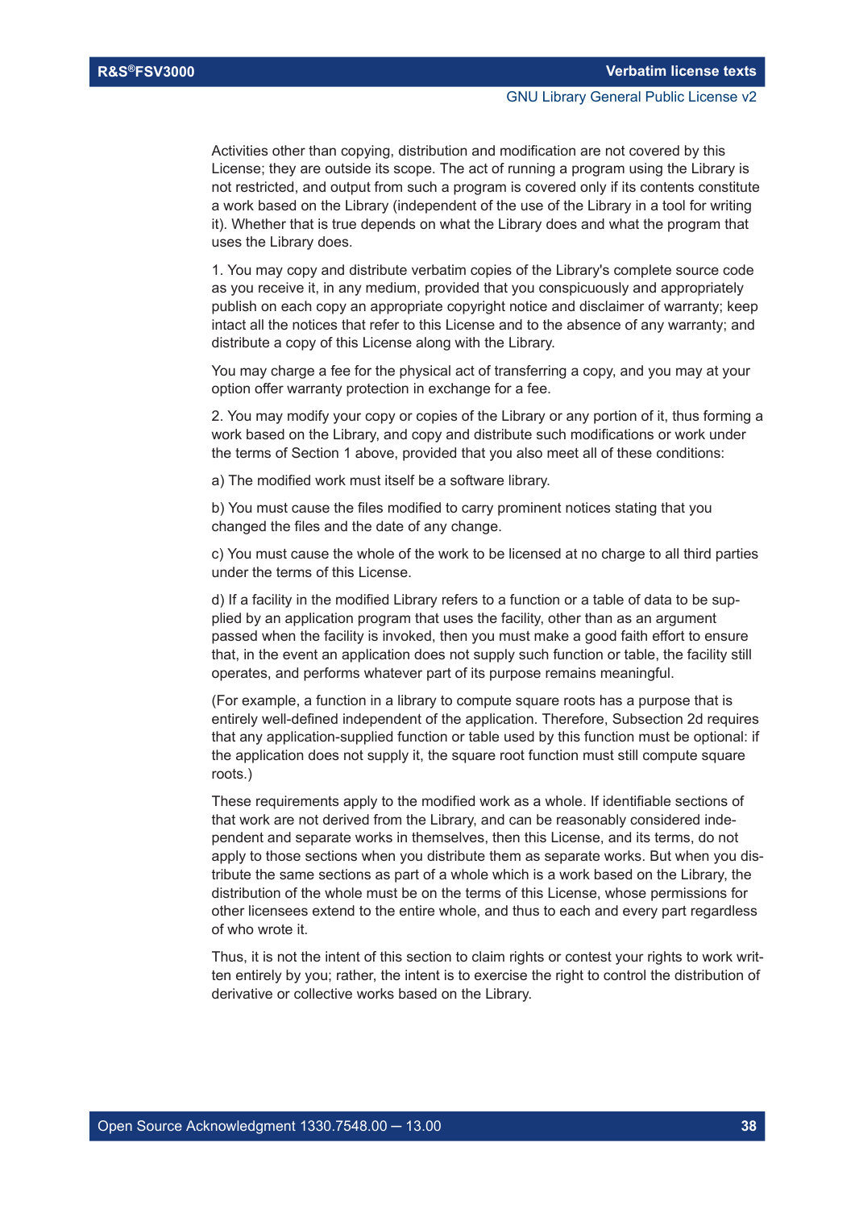Activities other than copying, distribution and modification are not covered by this License; they are outside its scope. The act of running a program using the Library is not restricted, and output from such a program is covered only if its contents constitute a work based on the Library (independent of the use of the Library in a tool for writing it). Whether that is true depends on what the Library does and what the program that uses the Library does.

1. You may copy and distribute verbatim copies of the Library's complete source code as you receive it, in any medium, provided that you conspicuously and appropriately publish on each copy an appropriate copyright notice and disclaimer of warranty; keep intact all the notices that refer to this License and to the absence of any warranty; and distribute a copy of this License along with the Library.

You may charge a fee for the physical act of transferring a copy, and you may at your option offer warranty protection in exchange for a fee.

2. You may modify your copy or copies of the Library or any portion of it, thus forming a work based on the Library, and copy and distribute such modifications or work under the terms of Section 1 above, provided that you also meet all of these conditions:

a) The modified work must itself be a software library.

b) You must cause the files modified to carry prominent notices stating that you changed the files and the date of any change.

c) You must cause the whole of the work to be licensed at no charge to all third parties under the terms of this License.

d) If a facility in the modified Library refers to a function or a table of data to be supplied by an application program that uses the facility, other than as an argument passed when the facility is invoked, then you must make a good faith effort to ensure that, in the event an application does not supply such function or table, the facility still operates, and performs whatever part of its purpose remains meaningful.

(For example, a function in a library to compute square roots has a purpose that is entirely well-defined independent of the application. Therefore, Subsection 2d requires that any application-supplied function or table used by this function must be optional: if the application does not supply it, the square root function must still compute square roots.)

These requirements apply to the modified work as a whole. If identifiable sections of that work are not derived from the Library, and can be reasonably considered independent and separate works in themselves, then this License, and its terms, do not apply to those sections when you distribute them as separate works. But when you distribute the same sections as part of a whole which is a work based on the Library, the distribution of the whole must be on the terms of this License, whose permissions for other licensees extend to the entire whole, and thus to each and every part regardless of who wrote it.

Thus, it is not the intent of this section to claim rights or contest your rights to work written entirely by you; rather, the intent is to exercise the right to control the distribution of derivative or collective works based on the Library.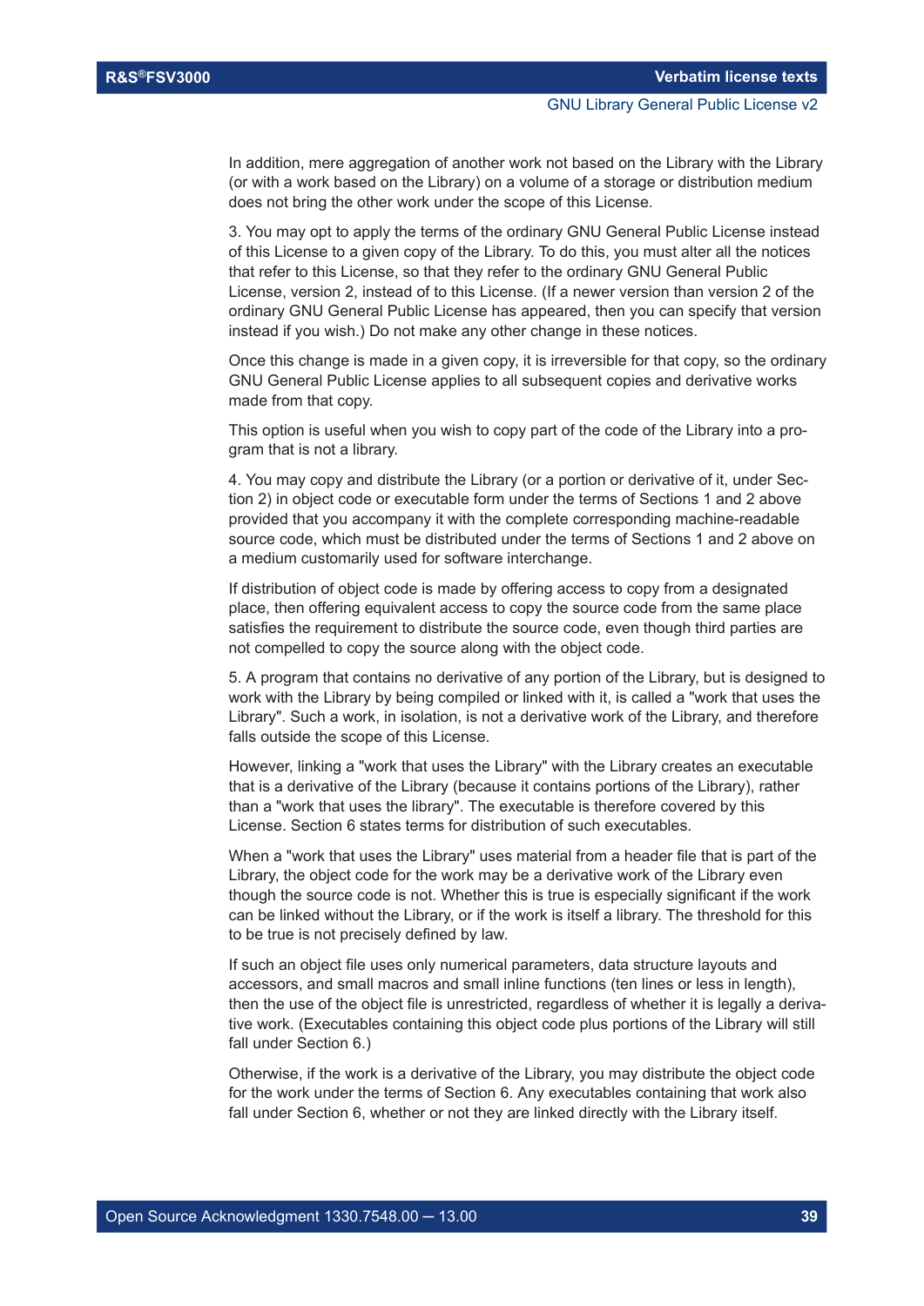In addition, mere aggregation of another work not based on the Library with the Library (or with a work based on the Library) on a volume of a storage or distribution medium does not bring the other work under the scope of this License.

3. You may opt to apply the terms of the ordinary GNU General Public License instead of this License to a given copy of the Library. To do this, you must alter all the notices that refer to this License, so that they refer to the ordinary GNU General Public License, version 2, instead of to this License. (If a newer version than version 2 of the ordinary GNU General Public License has appeared, then you can specify that version instead if you wish.) Do not make any other change in these notices.

Once this change is made in a given copy, it is irreversible for that copy, so the ordinary GNU General Public License applies to all subsequent copies and derivative works made from that copy.

This option is useful when you wish to copy part of the code of the Library into a program that is not a library.

4. You may copy and distribute the Library (or a portion or derivative of it, under Section 2) in object code or executable form under the terms of Sections 1 and 2 above provided that you accompany it with the complete corresponding machine-readable source code, which must be distributed under the terms of Sections 1 and 2 above on a medium customarily used for software interchange.

If distribution of object code is made by offering access to copy from a designated place, then offering equivalent access to copy the source code from the same place satisfies the requirement to distribute the source code, even though third parties are not compelled to copy the source along with the object code.

5. A program that contains no derivative of any portion of the Library, but is designed to work with the Library by being compiled or linked with it, is called a "work that uses the Library". Such a work, in isolation, is not a derivative work of the Library, and therefore falls outside the scope of this License.

However, linking a "work that uses the Library" with the Library creates an executable that is a derivative of the Library (because it contains portions of the Library), rather than a "work that uses the library". The executable is therefore covered by this License. Section 6 states terms for distribution of such executables.

When a "work that uses the Library" uses material from a header file that is part of the Library, the object code for the work may be a derivative work of the Library even though the source code is not. Whether this is true is especially significant if the work can be linked without the Library, or if the work is itself a library. The threshold for this to be true is not precisely defined by law.

If such an object file uses only numerical parameters, data structure layouts and accessors, and small macros and small inline functions (ten lines or less in length), then the use of the object file is unrestricted, regardless of whether it is legally a derivative work. (Executables containing this object code plus portions of the Library will still fall under Section 6.)

Otherwise, if the work is a derivative of the Library, you may distribute the object code for the work under the terms of Section 6. Any executables containing that work also fall under Section 6, whether or not they are linked directly with the Library itself.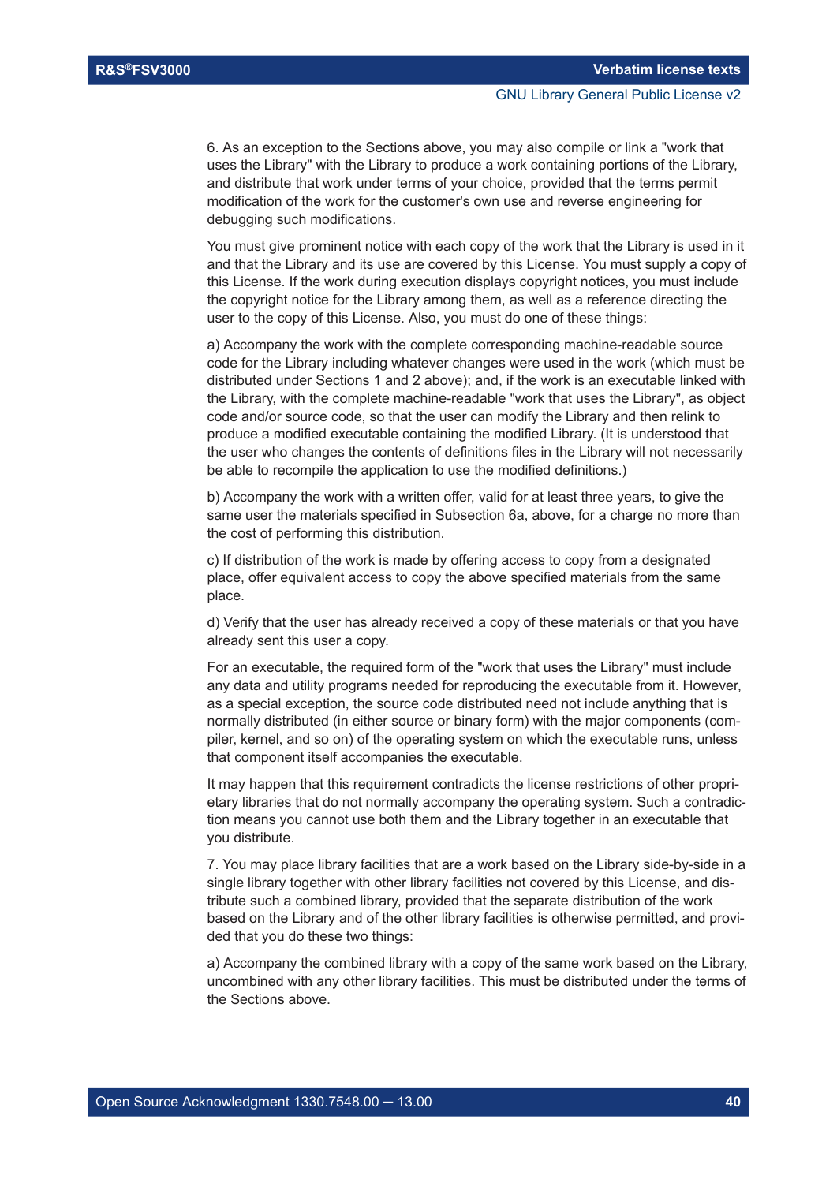6. As an exception to the Sections above, you may also compile or link a "work that uses the Library" with the Library to produce a work containing portions of the Library, and distribute that work under terms of your choice, provided that the terms permit modification of the work for the customer's own use and reverse engineering for debugging such modifications.

You must give prominent notice with each copy of the work that the Library is used in it and that the Library and its use are covered by this License. You must supply a copy of this License. If the work during execution displays copyright notices, you must include the copyright notice for the Library among them, as well as a reference directing the user to the copy of this License. Also, you must do one of these things:

a) Accompany the work with the complete corresponding machine-readable source code for the Library including whatever changes were used in the work (which must be distributed under Sections 1 and 2 above); and, if the work is an executable linked with the Library, with the complete machine-readable "work that uses the Library", as object code and/or source code, so that the user can modify the Library and then relink to produce a modified executable containing the modified Library. (It is understood that the user who changes the contents of definitions files in the Library will not necessarily be able to recompile the application to use the modified definitions.)

b) Accompany the work with a written offer, valid for at least three years, to give the same user the materials specified in Subsection 6a, above, for a charge no more than the cost of performing this distribution.

c) If distribution of the work is made by offering access to copy from a designated place, offer equivalent access to copy the above specified materials from the same place.

d) Verify that the user has already received a copy of these materials or that you have already sent this user a copy.

For an executable, the required form of the "work that uses the Library" must include any data and utility programs needed for reproducing the executable from it. However, as a special exception, the source code distributed need not include anything that is normally distributed (in either source or binary form) with the major components (compiler, kernel, and so on) of the operating system on which the executable runs, unless that component itself accompanies the executable.

It may happen that this requirement contradicts the license restrictions of other proprietary libraries that do not normally accompany the operating system. Such a contradiction means you cannot use both them and the Library together in an executable that you distribute.

7. You may place library facilities that are a work based on the Library side-by-side in a single library together with other library facilities not covered by this License, and distribute such a combined library, provided that the separate distribution of the work based on the Library and of the other library facilities is otherwise permitted, and provided that you do these two things:

a) Accompany the combined library with a copy of the same work based on the Library, uncombined with any other library facilities. This must be distributed under the terms of the Sections above.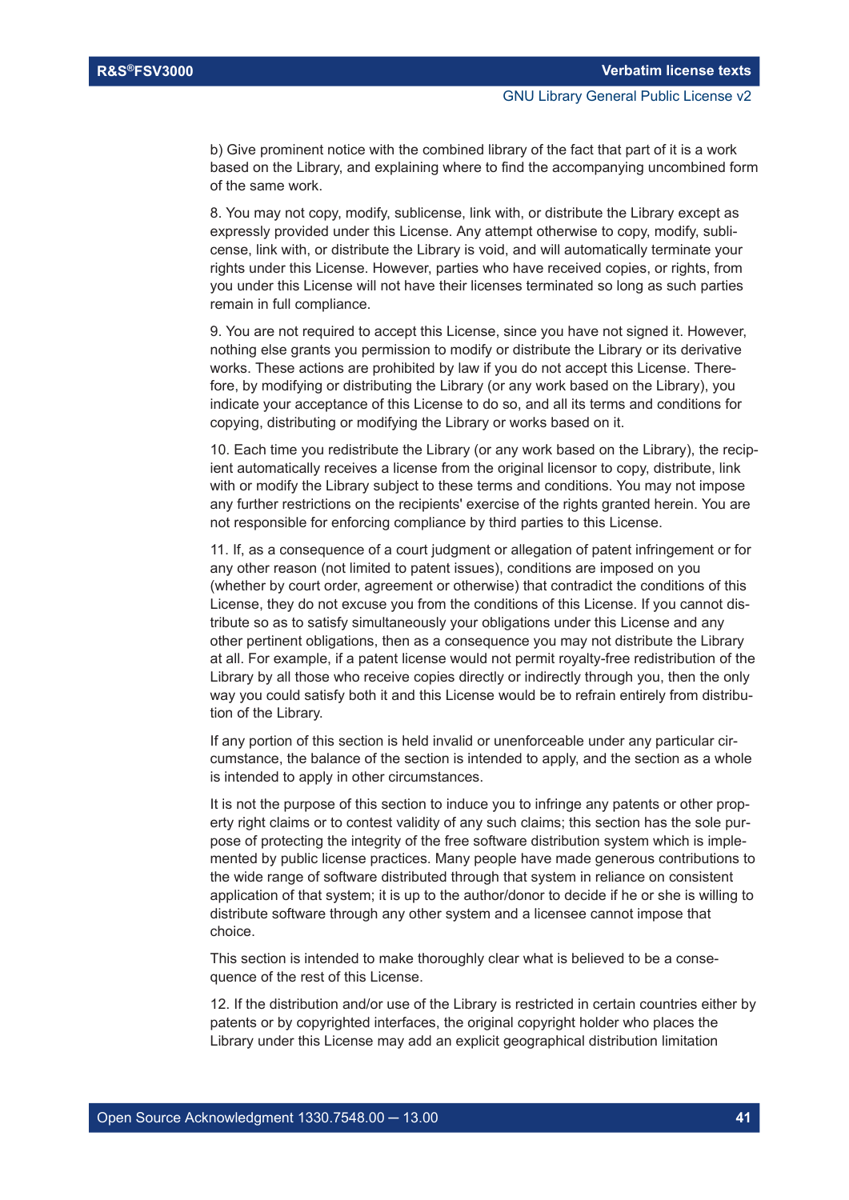b) Give prominent notice with the combined library of the fact that part of it is a work based on the Library, and explaining where to find the accompanying uncombined form of the same work.

8. You may not copy, modify, sublicense, link with, or distribute the Library except as expressly provided under this License. Any attempt otherwise to copy, modify, sublicense, link with, or distribute the Library is void, and will automatically terminate your rights under this License. However, parties who have received copies, or rights, from you under this License will not have their licenses terminated so long as such parties remain in full compliance.

9. You are not required to accept this License, since you have not signed it. However, nothing else grants you permission to modify or distribute the Library or its derivative works. These actions are prohibited by law if you do not accept this License. Therefore, by modifying or distributing the Library (or any work based on the Library), you indicate your acceptance of this License to do so, and all its terms and conditions for copying, distributing or modifying the Library or works based on it.

10. Each time you redistribute the Library (or any work based on the Library), the recipient automatically receives a license from the original licensor to copy, distribute, link with or modify the Library subject to these terms and conditions. You may not impose any further restrictions on the recipients' exercise of the rights granted herein. You are not responsible for enforcing compliance by third parties to this License.

11. If, as a consequence of a court judgment or allegation of patent infringement or for any other reason (not limited to patent issues), conditions are imposed on you (whether by court order, agreement or otherwise) that contradict the conditions of this License, they do not excuse you from the conditions of this License. If you cannot distribute so as to satisfy simultaneously your obligations under this License and any other pertinent obligations, then as a consequence you may not distribute the Library at all. For example, if a patent license would not permit royalty-free redistribution of the Library by all those who receive copies directly or indirectly through you, then the only way you could satisfy both it and this License would be to refrain entirely from distribution of the Library.

If any portion of this section is held invalid or unenforceable under any particular circumstance, the balance of the section is intended to apply, and the section as a whole is intended to apply in other circumstances.

It is not the purpose of this section to induce you to infringe any patents or other property right claims or to contest validity of any such claims; this section has the sole purpose of protecting the integrity of the free software distribution system which is implemented by public license practices. Many people have made generous contributions to the wide range of software distributed through that system in reliance on consistent application of that system; it is up to the author/donor to decide if he or she is willing to distribute software through any other system and a licensee cannot impose that choice.

This section is intended to make thoroughly clear what is believed to be a consequence of the rest of this License.

12. If the distribution and/or use of the Library is restricted in certain countries either by patents or by copyrighted interfaces, the original copyright holder who places the Library under this License may add an explicit geographical distribution limitation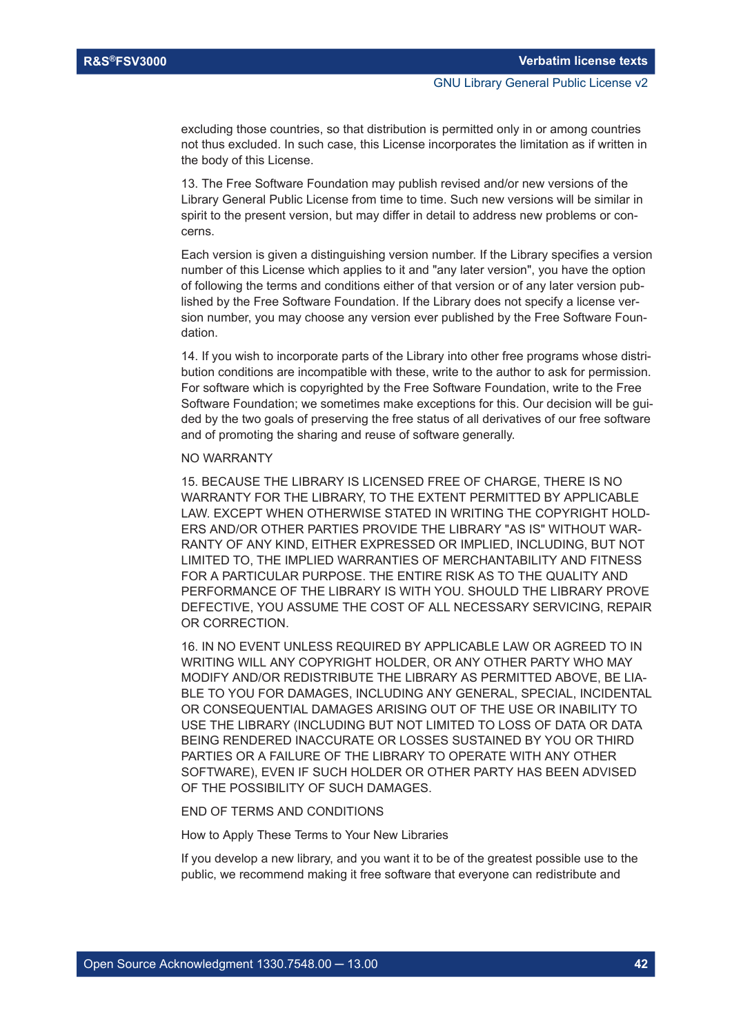excluding those countries, so that distribution is permitted only in or among countries not thus excluded. In such case, this License incorporates the limitation as if written in the body of this License.

13. The Free Software Foundation may publish revised and/or new versions of the Library General Public License from time to time. Such new versions will be similar in spirit to the present version, but may differ in detail to address new problems or concerns.

Each version is given a distinguishing version number. If the Library specifies a version number of this License which applies to it and "any later version", you have the option of following the terms and conditions either of that version or of any later version published by the Free Software Foundation. If the Library does not specify a license version number, you may choose any version ever published by the Free Software Foundation.

14. If you wish to incorporate parts of the Library into other free programs whose distribution conditions are incompatible with these, write to the author to ask for permission. For software which is copyrighted by the Free Software Foundation, write to the Free Software Foundation; we sometimes make exceptions for this. Our decision will be guided by the two goals of preserving the free status of all derivatives of our free software and of promoting the sharing and reuse of software generally.

NO WARRANTY

15. BECAUSE THE LIBRARY IS LICENSED FREE OF CHARGE, THERE IS NO WARRANTY FOR THE LIBRARY, TO THE EXTENT PERMITTED BY APPLICABLE LAW. EXCEPT WHEN OTHERWISE STATED IN WRITING THE COPYRIGHT HOLDERS AND/OR OTHER PARTIES PROVIDE THE LIBRARY "AS IS" WITHOUT WARRANTY OF ANY KIND, EITHER EXPRESSED OR IMPLIED, INCLUDING, BUT NOT LIMITED TO, THE IMPLIED WARRANTIES OF MERCHANTABILITY AND FITNESS FOR A PARTICULAR PURPOSE. THE ENTIRE RISK AS TO THE QUALITY AND PERFORMANCE OF THE LIBRARY IS WITH YOU. SHOULD THE LIBRARY PROVE DEFECTIVE, YOU ASSUME THE COST OF ALL NECESSARY SERVICING, REPAIR OR CORRECTION.

16. IN NO EVENT UNLESS REQUIRED BY APPLICABLE LAW OR AGREED TO IN WRITING WILL ANY COPYRIGHT HOLDER, OR ANY OTHER PARTY WHO MAY MODIFY AND/OR REDISTRIBUTE THE LIBRARY AS PERMITTED ABOVE, BE LIABLE TO YOU FOR DAMAGES, INCLUDING ANY GENERAL, SPECIAL, INCIDENTAL OR CONSEQUENTIAL DAMAGES ARISING OUT OF THE USE OR INABILITY TO USE THE LIBRARY (INCLUDING BUT NOT LIMITED TO LOSS OF DATA OR DATA BEING RENDERED INACCURATE OR LOSSES SUSTAINED BY YOU OR THIRD PARTIES OR A FAILURE OF THE LIBRARY TO OPERATE WITH ANY OTHER SOFTWARE), EVEN IF SUCH HOLDER OR OTHER PARTY HAS BEEN ADVISED OF THE POSSIBILITY OF SUCH DAMAGES.

END OF TERMS AND CONDITIONS

How to Apply These Terms to Your New Libraries

If you develop a new library, and you want it to be of the greatest possible use to the public, we recommend making it free software that everyone can redistribute and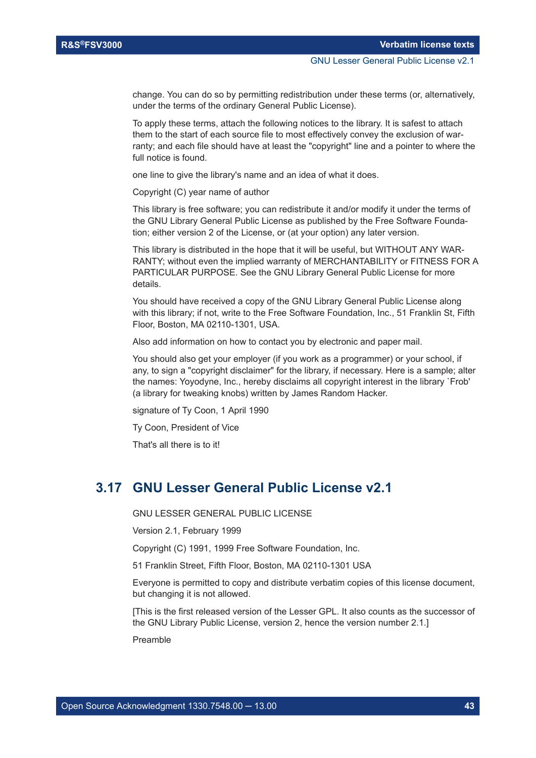change. You can do so by permitting redistribution under these terms (or, alternatively, under the terms of the ordinary General Public License).

To apply these terms, attach the following notices to the library. It is safest to attach them to the start of each source file to most effectively convey the exclusion of warranty; and each file should have at least the "copyright" line and a pointer to where the full notice is found.

one line to give the library's name and an idea of what it does.

Copyright (C) year name of author

This library is free software; you can redistribute it and/or modify it under the terms of the GNU Library General Public License as published by the Free Software Foundation; either version 2 of the License, or (at your option) any later version.

This library is distributed in the hope that it will be useful, but WITHOUT ANY WARRANTY; without even the implied warranty of MERCHANTABILITY or FITNESS FOR A PARTICULAR PURPOSE. See the GNU Library General Public License for more details.

You should have received a copy of the GNU Library General Public License along with this library; if not, write to the Free Software Foundation, Inc., 51 Franklin St, Fifth Floor, Boston, MA 02110-1301, USA.

Also add information on how to contact you by electronic and paper mail.

You should also get your employer (if you work as a programmer) or your school, if any, to sign a "copyright disclaimer" for the library, if necessary. Here is a sample; alter the names: Yoyodyne, Inc., hereby disclaims all copyright interest in the library `Frob' (a library for tweaking knobs) written by James Random Hacker.

signature of Ty Coon, 1 April 1990

Ty Coon, President of Vice

That's all there is to it!

## 3.17 GNU Lesser General Public License v2.1

GNU LESSER GENERAL PUBLIC LICENSE

Version 2.1, February 1999

Copyright (C) 1991, 1999 Free Software Foundation, Inc.

51 Franklin Street, Fifth Floor, Boston, MA 02110-1301 USA

Everyone is permitted to copy and distribute verbatim copies of this license document, but changing it is not allowed.

[This is the first released version of the Lesser GPL. It also counts as the successor of the GNU Library Public License, version 2, hence the version number 2.1.]

Preamble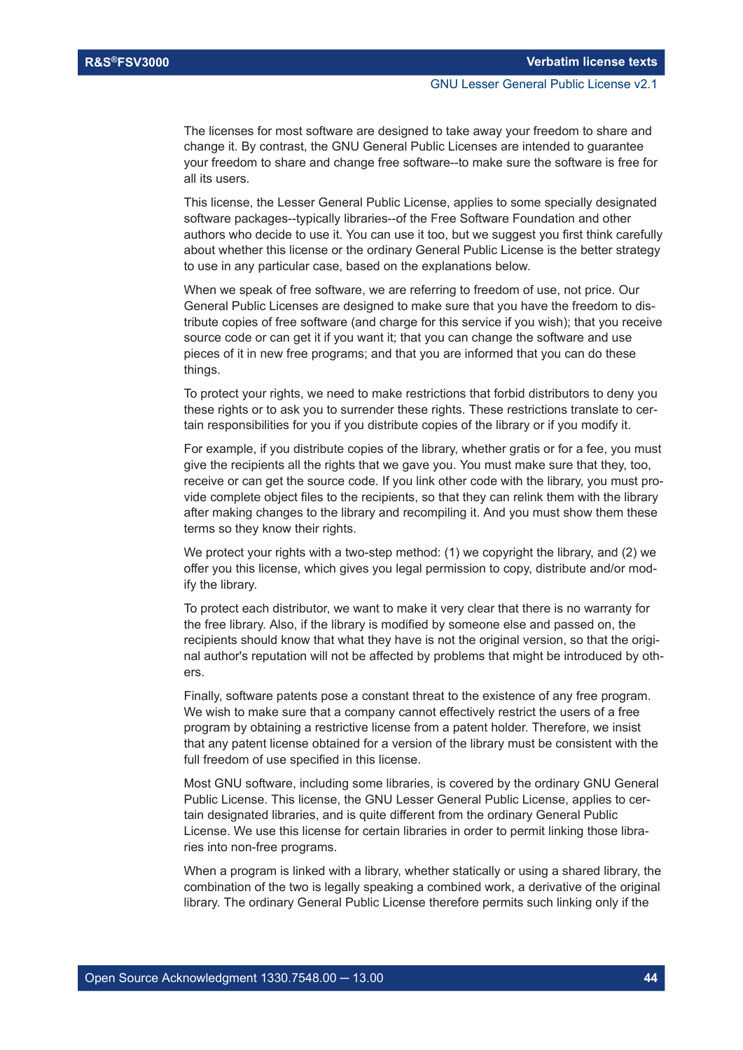The licenses for most software are designed to take away your freedom to share and change it. By contrast, the GNU General Public Licenses are intended to guarantee your freedom to share and change free software--to make sure the software is free for all its users.

This license, the Lesser General Public License, applies to some specially designated software packages--typically libraries--of the Free Software Foundation and other authors who decide to use it. You can use it too, but we suggest you first think carefully about whether this license or the ordinary General Public License is the better strategy to use in any particular case, based on the explanations below.

When we speak of free software, we are referring to freedom of use, not price. Our General Public Licenses are designed to make sure that you have the freedom to distribute copies of free software (and charge for this service if you wish); that you receive source code or can get it if you want it; that you can change the software and use pieces of it in new free programs; and that you are informed that you can do these things.

To protect your rights, we need to make restrictions that forbid distributors to deny you these rights or to ask you to surrender these rights. These restrictions translate to certain responsibilities for you if you distribute copies of the library or if you modify it.

For example, if you distribute copies of the library, whether gratis or for a fee, you must give the recipients all the rights that we gave you. You must make sure that they, too, receive or can get the source code. If you link other code with the library, you must provide complete object files to the recipients, so that they can relink them with the library after making changes to the library and recompiling it. And you must show them these terms so they know their rights.

We protect your rights with a two-step method: (1) we copyright the library, and (2) we offer you this license, which gives you legal permission to copy, distribute and/or modify the library.

To protect each distributor, we want to make it very clear that there is no warranty for the free library. Also, if the library is modified by someone else and passed on, the recipients should know that what they have is not the original version, so that the original author's reputation will not be affected by problems that might be introduced by others.

Finally, software patents pose a constant threat to the existence of any free program. We wish to make sure that a company cannot effectively restrict the users of a free program by obtaining a restrictive license from a patent holder. Therefore, we insist that any patent license obtained for a version of the library must be consistent with the full freedom of use specified in this license.

Most GNU software, including some libraries, is covered by the ordinary GNU General Public License. This license, the GNU Lesser General Public License, applies to certain designated libraries, and is quite different from the ordinary General Public License. We use this license for certain libraries in order to permit linking those libraries into non-free programs.

When a program is linked with a library, whether statically or using a shared library, the combination of the two is legally speaking a combined work, a derivative of the original library. The ordinary General Public License therefore permits such linking only if the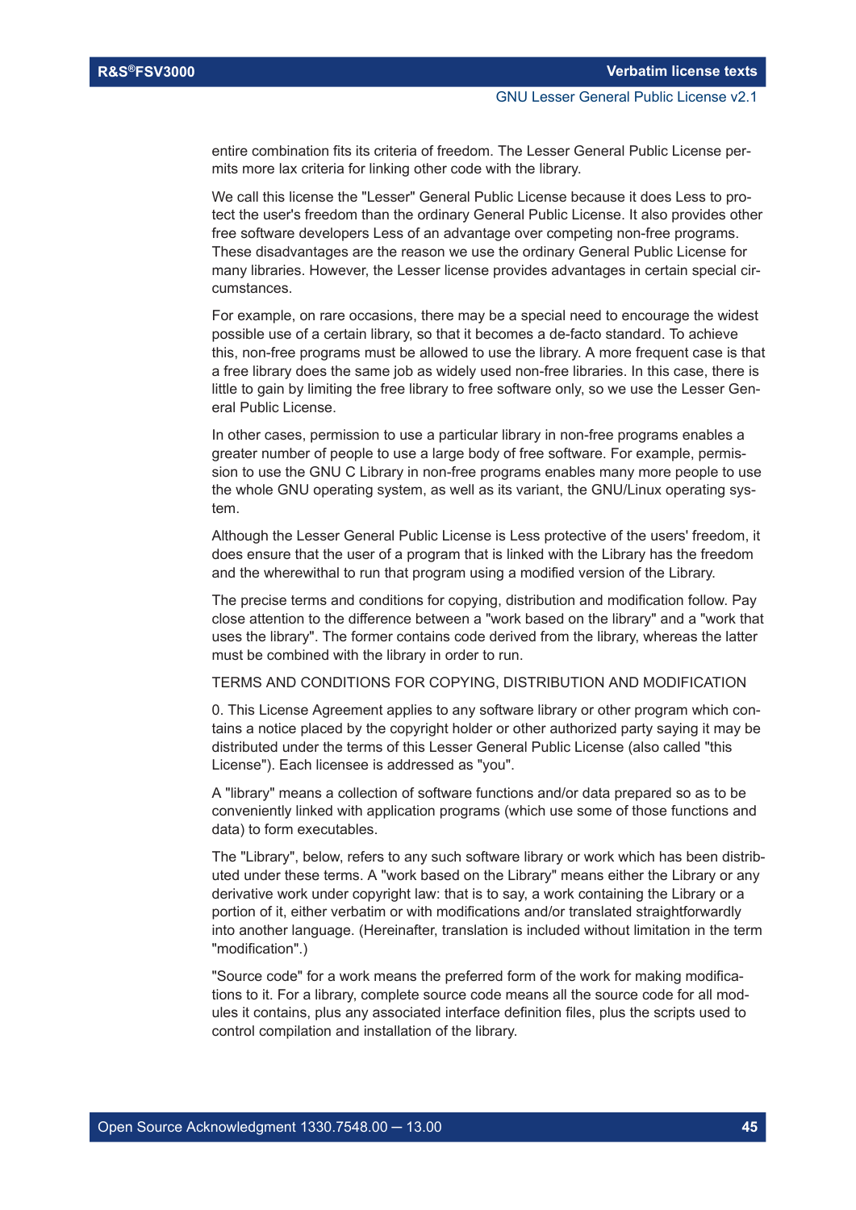entire combination fits its criteria of freedom. The Lesser General Public License permits more lax criteria for linking other code with the library.

We call this license the "Lesser" General Public License because it does Less to protect the user's freedom than the ordinary General Public License. It also provides other free software developers Less of an advantage over competing non-free programs. These disadvantages are the reason we use the ordinary General Public License for many libraries. However, the Lesser license provides advantages in certain special circumstances.

For example, on rare occasions, there may be a special need to encourage the widest possible use of a certain library, so that it becomes a de-facto standard. To achieve this, non-free programs must be allowed to use the library. A more frequent case is that a free library does the same job as widely used non-free libraries. In this case, there is little to gain by limiting the free library to free software only, so we use the Lesser General Public License.

In other cases, permission to use a particular library in non-free programs enables a greater number of people to use a large body of free software. For example, permission to use the GNU C Library in non-free programs enables many more people to use the whole GNU operating system, as well as its variant, the GNU/Linux operating system.

Although the Lesser General Public License is Less protective of the users' freedom, it does ensure that the user of a program that is linked with the Library has the freedom and the wherewithal to run that program using a modified version of the Library.

The precise terms and conditions for copying, distribution and modification follow. Pay close attention to the difference between a "work based on the library" and a "work that uses the library". The former contains code derived from the library, whereas the latter must be combined with the library in order to run.

TERMS AND CONDITIONS FOR COPYING, DISTRIBUTION AND MODIFICATION

0. This License Agreement applies to any software library or other program which contains a notice placed by the copyright holder or other authorized party saying it may be distributed under the terms of this Lesser General Public License (also called "this License"). Each licensee is addressed as "you".

A "library" means a collection of software functions and/or data prepared so as to be conveniently linked with application programs (which use some of those functions and data) to form executables.

The "Library", below, refers to any such software library or work which has been distributed under these terms. A "work based on the Library" means either the Library or any derivative work under copyright law: that is to say, a work containing the Library or a portion of it, either verbatim or with modifications and/or translated straightforwardly into another language. (Hereinafter, translation is included without limitation in the term "modification".)

"Source code" for a work means the preferred form of the work for making modifications to it. For a library, complete source code means all the source code for all modules it contains, plus any associated interface definition files, plus the scripts used to control compilation and installation of the library.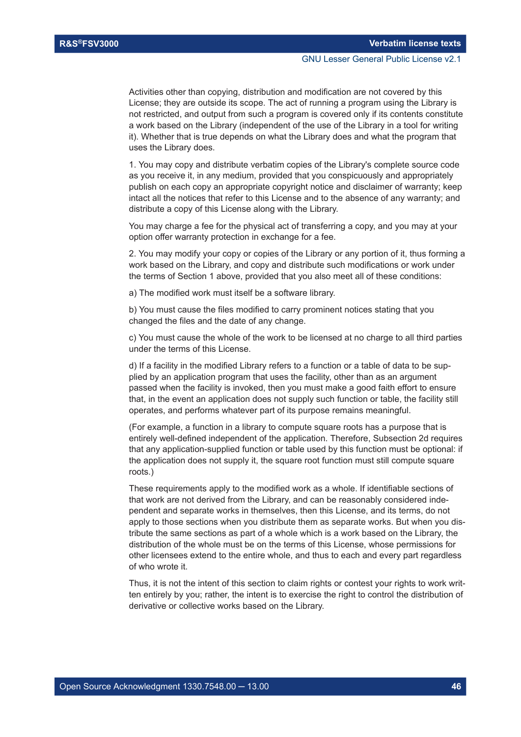Activities other than copying, distribution and modification are not covered by this License; they are outside its scope. The act of running a program using the Library is not restricted, and output from such a program is covered only if its contents constitute a work based on the Library (independent of the use of the Library in a tool for writing it). Whether that is true depends on what the Library does and what the program that uses the Library does.

1. You may copy and distribute verbatim copies of the Library's complete source code as you receive it, in any medium, provided that you conspicuously and appropriately publish on each copy an appropriate copyright notice and disclaimer of warranty; keep intact all the notices that refer to this License and to the absence of any warranty; and distribute a copy of this License along with the Library.

You may charge a fee for the physical act of transferring a copy, and you may at your option offer warranty protection in exchange for a fee.

2. You may modify your copy or copies of the Library or any portion of it, thus forming a work based on the Library, and copy and distribute such modifications or work under the terms of Section 1 above, provided that you also meet all of these conditions:

a) The modified work must itself be a software library.

b) You must cause the files modified to carry prominent notices stating that you changed the files and the date of any change.

c) You must cause the whole of the work to be licensed at no charge to all third parties under the terms of this License.

d) If a facility in the modified Library refers to a function or a table of data to be supplied by an application program that uses the facility, other than as an argument passed when the facility is invoked, then you must make a good faith effort to ensure that, in the event an application does not supply such function or table, the facility still operates, and performs whatever part of its purpose remains meaningful.

(For example, a function in a library to compute square roots has a purpose that is entirely well-defined independent of the application. Therefore, Subsection 2d requires that any application-supplied function or table used by this function must be optional: if the application does not supply it, the square root function must still compute square roots.)

These requirements apply to the modified work as a whole. If identifiable sections of that work are not derived from the Library, and can be reasonably considered independent and separate works in themselves, then this License, and its terms, do not apply to those sections when you distribute them as separate works. But when you distribute the same sections as part of a whole which is a work based on the Library, the distribution of the whole must be on the terms of this License, whose permissions for other licensees extend to the entire whole, and thus to each and every part regardless of who wrote it.

Thus, it is not the intent of this section to claim rights or contest your rights to work written entirely by you; rather, the intent is to exercise the right to control the distribution of derivative or collective works based on the Library.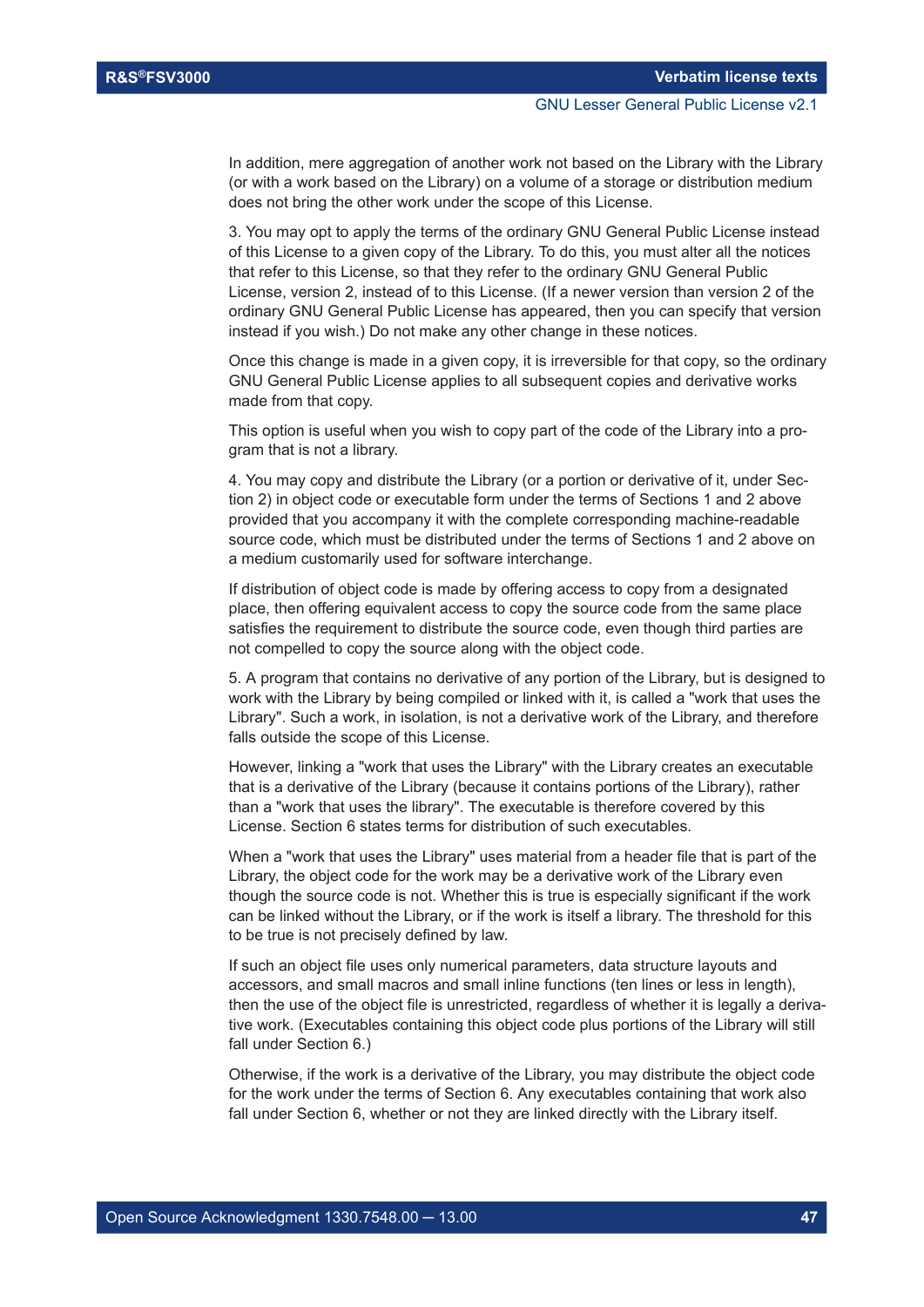In addition, mere aggregation of another work not based on the Library with the Library (or with a work based on the Library) on a volume of a storage or distribution medium does not bring the other work under the scope of this License.

3. You may opt to apply the terms of the ordinary GNU General Public License instead of this License to a given copy of the Library. To do this, you must alter all the notices that refer to this License, so that they refer to the ordinary GNU General Public License, version 2, instead of to this License. (If a newer version than version 2 of the ordinary GNU General Public License has appeared, then you can specify that version instead if you wish.) Do not make any other change in these notices.

Once this change is made in a given copy, it is irreversible for that copy, so the ordinary GNU General Public License applies to all subsequent copies and derivative works made from that copy.

This option is useful when you wish to copy part of the code of the Library into a program that is not a library.

4. You may copy and distribute the Library (or a portion or derivative of it, under Section 2) in object code or executable form under the terms of Sections 1 and 2 above provided that you accompany it with the complete corresponding machine-readable source code, which must be distributed under the terms of Sections 1 and 2 above on a medium customarily used for software interchange.

If distribution of object code is made by offering access to copy from a designated place, then offering equivalent access to copy the source code from the same place satisfies the requirement to distribute the source code, even though third parties are not compelled to copy the source along with the object code.

5. A program that contains no derivative of any portion of the Library, but is designed to work with the Library by being compiled or linked with it, is called a "work that uses the Library". Such a work, in isolation, is not a derivative work of the Library, and therefore falls outside the scope of this License.

However, linking a "work that uses the Library" with the Library creates an executable that is a derivative of the Library (because it contains portions of the Library), rather than a "work that uses the library". The executable is therefore covered by this License. Section 6 states terms for distribution of such executables.

When a "work that uses the Library" uses material from a header file that is part of the Library, the object code for the work may be a derivative work of the Library even though the source code is not. Whether this is true is especially significant if the work can be linked without the Library, or if the work is itself a library. The threshold for this to be true is not precisely defined by law.

If such an object file uses only numerical parameters, data structure layouts and accessors, and small macros and small inline functions (ten lines or less in length), then the use of the object file is unrestricted, regardless of whether it is legally a derivative work. (Executables containing this object code plus portions of the Library will still fall under Section 6.)

Otherwise, if the work is a derivative of the Library, you may distribute the object code for the work under the terms of Section 6. Any executables containing that work also fall under Section 6, whether or not they are linked directly with the Library itself.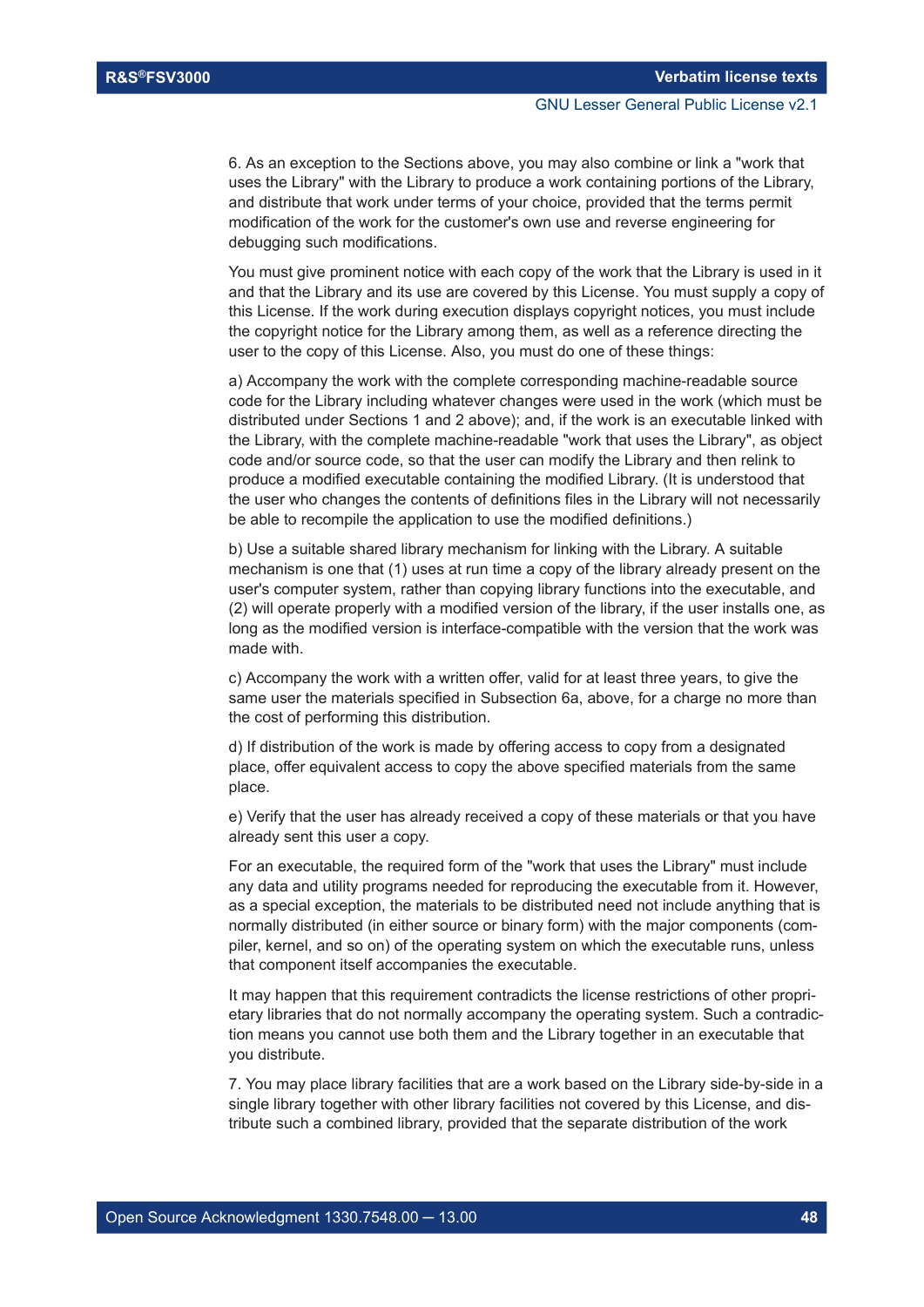6. As an exception to the Sections above, you may also combine or link a "work that uses the Library" with the Library to produce a work containing portions of the Library, and distribute that work under terms of your choice, provided that the terms permit modification of the work for the customer's own use and reverse engineering for debugging such modifications.

You must give prominent notice with each copy of the work that the Library is used in it and that the Library and its use are covered by this License. You must supply a copy of this License. If the work during execution displays copyright notices, you must include the copyright notice for the Library among them, as well as a reference directing the user to the copy of this License. Also, you must do one of these things:

a) Accompany the work with the complete corresponding machine-readable source code for the Library including whatever changes were used in the work (which must be distributed under Sections 1 and 2 above); and, if the work is an executable linked with the Library, with the complete machine-readable "work that uses the Library", as object code and/or source code, so that the user can modify the Library and then relink to produce a modified executable containing the modified Library. (It is understood that the user who changes the contents of definitions files in the Library will not necessarily be able to recompile the application to use the modified definitions.)

b) Use a suitable shared library mechanism for linking with the Library. A suitable mechanism is one that (1) uses at run time a copy of the library already present on the user's computer system, rather than copying library functions into the executable, and (2) will operate properly with a modified version of the library, if the user installs one, as long as the modified version is interface-compatible with the version that the work was made with.

c) Accompany the work with a written offer, valid for at least three years, to give the same user the materials specified in Subsection 6a, above, for a charge no more than the cost of performing this distribution.

d) If distribution of the work is made by offering access to copy from a designated place, offer equivalent access to copy the above specified materials from the same place.

e) Verify that the user has already received a copy of these materials or that you have already sent this user a copy.

For an executable, the required form of the "work that uses the Library" must include any data and utility programs needed for reproducing the executable from it. However, as a special exception, the materials to be distributed need not include anything that is normally distributed (in either source or binary form) with the major components (compiler, kernel, and so on) of the operating system on which the executable runs, unless that component itself accompanies the executable.

It may happen that this requirement contradicts the license restrictions of other proprietary libraries that do not normally accompany the operating system. Such a contradiction means you cannot use both them and the Library together in an executable that you distribute.

7. You may place library facilities that are a work based on the Library side-by-side in a single library together with other library facilities not covered by this License, and distribute such a combined library, provided that the separate distribution of the work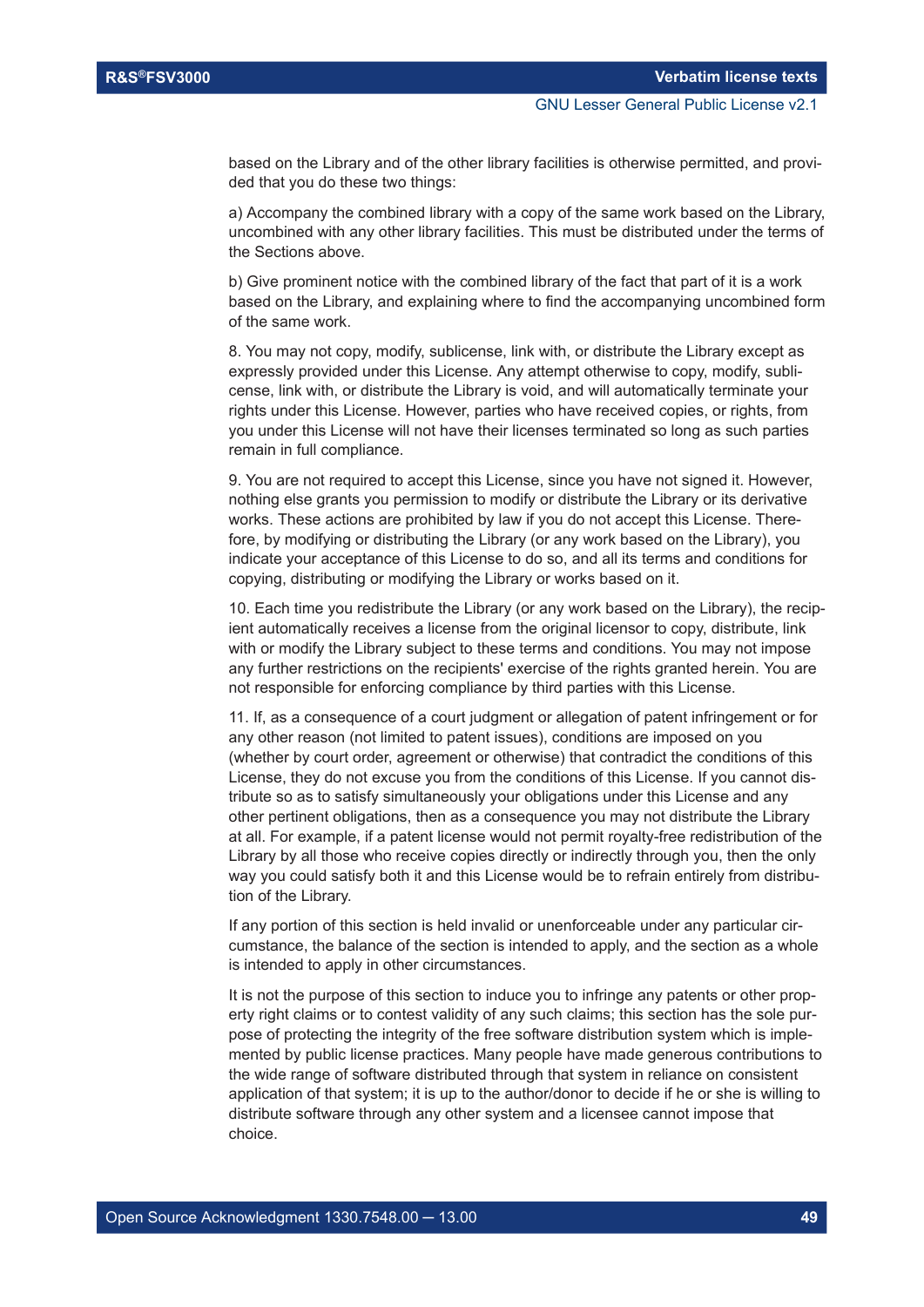based on the Library and of the other library facilities is otherwise permitted, and provided that you do these two things:

a) Accompany the combined library with a copy of the same work based on the Library, uncombined with any other library facilities. This must be distributed under the terms of the Sections above.

b) Give prominent notice with the combined library of the fact that part of it is a work based on the Library, and explaining where to find the accompanying uncombined form of the same work.

8. You may not copy, modify, sublicense, link with, or distribute the Library except as expressly provided under this License. Any attempt otherwise to copy, modify, sublicense, link with, or distribute the Library is void, and will automatically terminate your rights under this License. However, parties who have received copies, or rights, from you under this License will not have their licenses terminated so long as such parties remain in full compliance.

9. You are not required to accept this License, since you have not signed it. However, nothing else grants you permission to modify or distribute the Library or its derivative works. These actions are prohibited by law if you do not accept this License. Therefore, by modifying or distributing the Library (or any work based on the Library), you indicate your acceptance of this License to do so, and all its terms and conditions for copying, distributing or modifying the Library or works based on it.

10. Each time you redistribute the Library (or any work based on the Library), the recipient automatically receives a license from the original licensor to copy, distribute, link with or modify the Library subject to these terms and conditions. You may not impose any further restrictions on the recipients' exercise of the rights granted herein. You are not responsible for enforcing compliance by third parties with this License.

11. If, as a consequence of a court judgment or allegation of patent infringement or for any other reason (not limited to patent issues), conditions are imposed on you (whether by court order, agreement or otherwise) that contradict the conditions of this License, they do not excuse you from the conditions of this License. If you cannot distribute so as to satisfy simultaneously your obligations under this License and any other pertinent obligations, then as a consequence you may not distribute the Library at all. For example, if a patent license would not permit royalty-free redistribution of the Library by all those who receive copies directly or indirectly through you, then the only way you could satisfy both it and this License would be to refrain entirely from distribution of the Library.

If any portion of this section is held invalid or unenforceable under any particular circumstance, the balance of the section is intended to apply, and the section as a whole is intended to apply in other circumstances.

It is not the purpose of this section to induce you to infringe any patents or other property right claims or to contest validity of any such claims; this section has the sole purpose of protecting the integrity of the free software distribution system which is implemented by public license practices. Many people have made generous contributions to the wide range of software distributed through that system in reliance on consistent application of that system; it is up to the author/donor to decide if he or she is willing to distribute software through any other system and a licensee cannot impose that choice.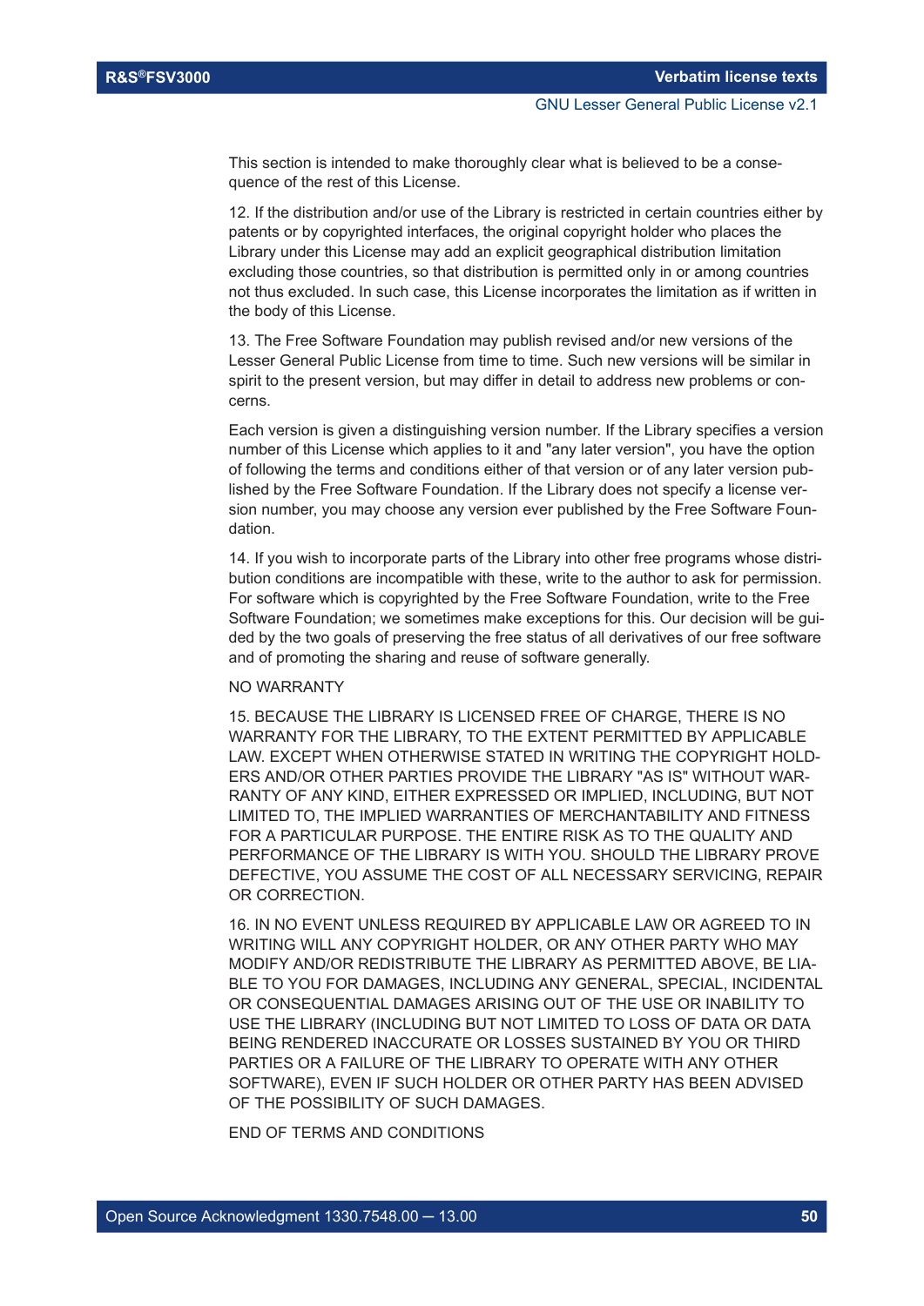This section is intended to make thoroughly clear what is believed to be a consequence of the rest of this License.

12. If the distribution and/or use of the Library is restricted in certain countries either by patents or by copyrighted interfaces, the original copyright holder who places the Library under this License may add an explicit geographical distribution limitation excluding those countries, so that distribution is permitted only in or among countries not thus excluded. In such case, this License incorporates the limitation as if written in the body of this License.

13. The Free Software Foundation may publish revised and/or new versions of the Lesser General Public License from time to time. Such new versions will be similar in spirit to the present version, but may differ in detail to address new problems or concerns.

Each version is given a distinguishing version number. If the Library specifies a version number of this License which applies to it and "any later version", you have the option of following the terms and conditions either of that version or of any later version published by the Free Software Foundation. If the Library does not specify a license version number, you may choose any version ever published by the Free Software Foundation.

14. If you wish to incorporate parts of the Library into other free programs whose distribution conditions are incompatible with these, write to the author to ask for permission. For software which is copyrighted by the Free Software Foundation, write to the Free Software Foundation; we sometimes make exceptions for this. Our decision will be guided by the two goals of preserving the free status of all derivatives of our free software and of promoting the sharing and reuse of software generally.

NO WARRANTY

15. BECAUSE THE LIBRARY IS LICENSED FREE OF CHARGE, THERE IS NO WARRANTY FOR THE LIBRARY, TO THE EXTENT PERMITTED BY APPLICABLE LAW. EXCEPT WHEN OTHERWISE STATED IN WRITING THE COPYRIGHT HOLDERS AND/OR OTHER PARTIES PROVIDE THE LIBRARY "AS IS" WITHOUT WARRANTY OF ANY KIND, EITHER EXPRESSED OR IMPLIED, INCLUDING, BUT NOT LIMITED TO, THE IMPLIED WARRANTIES OF MERCHANTABILITY AND FITNESS FOR A PARTICULAR PURPOSE. THE ENTIRE RISK AS TO THE QUALITY AND PERFORMANCE OF THE LIBRARY IS WITH YOU. SHOULD THE LIBRARY PROVE DEFECTIVE, YOU ASSUME THE COST OF ALL NECESSARY SERVICING, REPAIR OR CORRECTION.

16. IN NO EVENT UNLESS REQUIRED BY APPLICABLE LAW OR AGREED TO IN WRITING WILL ANY COPYRIGHT HOLDER, OR ANY OTHER PARTY WHO MAY MODIFY AND/OR REDISTRIBUTE THE LIBRARY AS PERMITTED ABOVE, BE LIABLE TO YOU FOR DAMAGES, INCLUDING ANY GENERAL, SPECIAL, INCIDENTAL OR CONSEQUENTIAL DAMAGES ARISING OUT OF THE USE OR INABILITY TO USE THE LIBRARY (INCLUDING BUT NOT LIMITED TO LOSS OF DATA OR DATA BEING RENDERED INACCURATE OR LOSSES SUSTAINED BY YOU OR THIRD PARTIES OR A FAILURE OF THE LIBRARY TO OPERATE WITH ANY OTHER SOFTWARE), EVEN IF SUCH HOLDER OR OTHER PARTY HAS BEEN ADVISED OF THE POSSIBILITY OF SUCH DAMAGES.

END OF TERMS AND CONDITIONS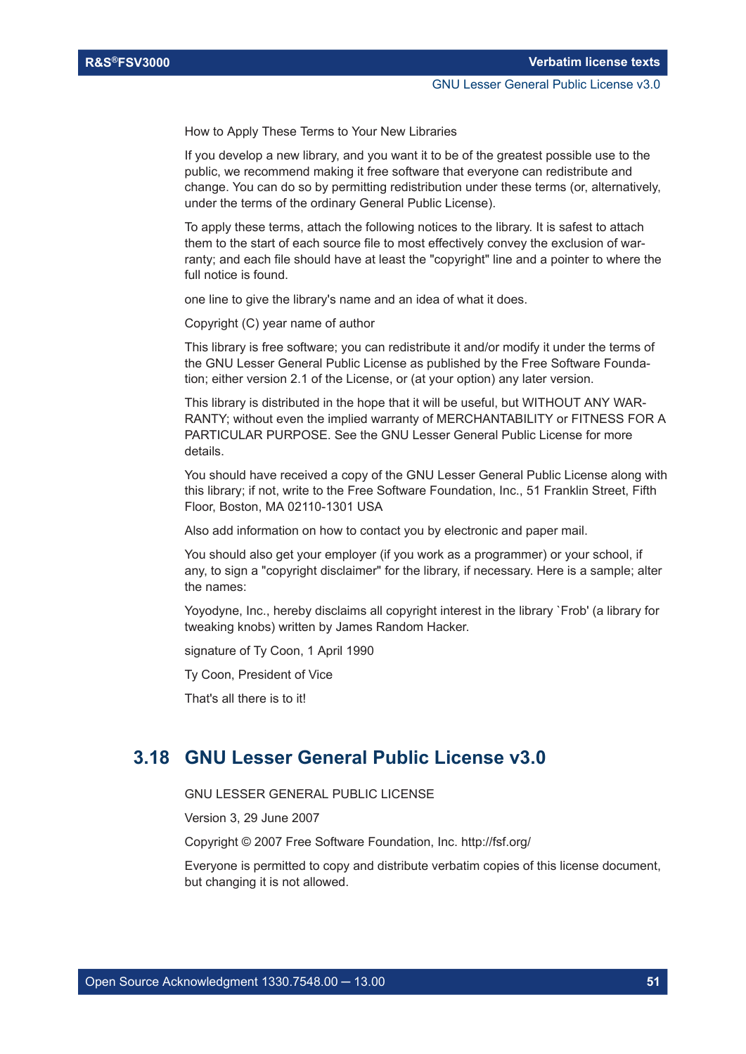How to Apply These Terms to Your New Libraries

If you develop a new library, and you want it to be of the greatest possible use to the public, we recommend making it free software that everyone can redistribute and change. You can do so by permitting redistribution under these terms (or, alternatively, under the terms of the ordinary General Public License).

To apply these terms, attach the following notices to the library. It is safest to attach them to the start of each source file to most effectively convey the exclusion of warranty; and each file should have at least the "copyright" line and a pointer to where the full notice is found.

one line to give the library's name and an idea of what it does.

Copyright (C) year name of author

This library is free software; you can redistribute it and/or modify it under the terms of the GNU Lesser General Public License as published by the Free Software Foundation; either version 2.1 of the License, or (at your option) any later version.

This library is distributed in the hope that it will be useful, but WITHOUT ANY WARRANTY; without even the implied warranty of MERCHANTABILITY or FITNESS FOR A PARTICULAR PURPOSE. See the GNU Lesser General Public License for more details.

You should have received a copy of the GNU Lesser General Public License along with this library; if not, write to the Free Software Foundation, Inc., 51 Franklin Street, Fifth Floor, Boston, MA 02110-1301 USA

Also add information on how to contact you by electronic and paper mail.

You should also get your employer (if you work as a programmer) or your school, if any, to sign a "copyright disclaimer" for the library, if necessary. Here is a sample; alter the names:

Yoyodyne, Inc., hereby disclaims all copyright interest in the library `Frob' (a library for tweaking knobs) written by James Random Hacker.

signature of Ty Coon, 1 April 1990

Ty Coon, President of Vice

That's all there is to it!

## 3.18 GNU Lesser General Public License v3.0

GNU LESSER GENERAL PUBLIC LICENSE

Version 3, 29 June 2007

Copyright © 2007 Free Software Foundation, Inc. http://fsf.org/

Everyone is permitted to copy and distribute verbatim copies of this license document, but changing it is not allowed.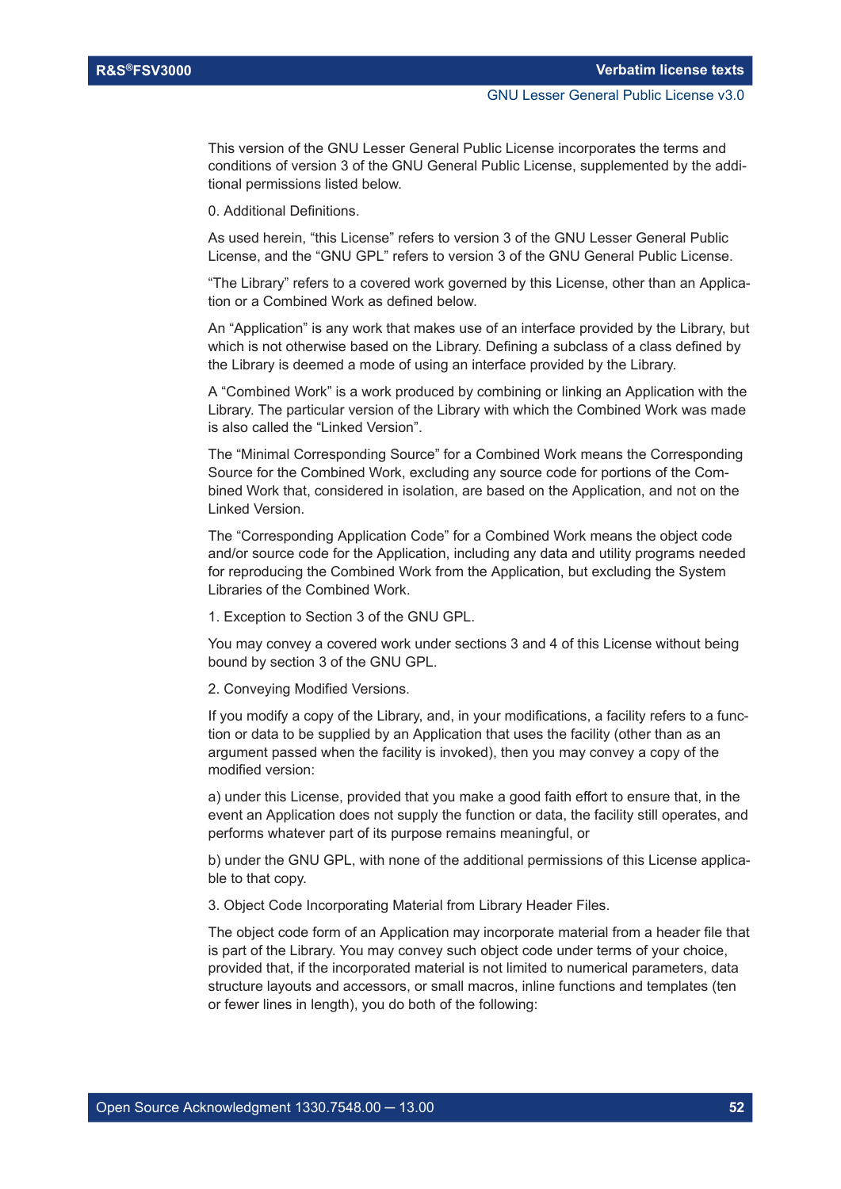This version of the GNU Lesser General Public License incorporates the terms and conditions of version 3 of the GNU General Public License, supplemented by the additional permissions listed below.

0. Additional Definitions.

As used herein, “this License” refers to version 3 of the GNU Lesser General Public License, and the “GNU GPL” refers to version 3 of the GNU General Public License.

“The Library” refers to a covered work governed by this License, other than an Application or a Combined Work as defined below.

An “Application” is any work that makes use of an interface provided by the Library, but which is not otherwise based on the Library. Defining a subclass of a class defined by the Library is deemed a mode of using an interface provided by the Library.

A “Combined Work” is a work produced by combining or linking an Application with the Library. The particular version of the Library with which the Combined Work was made is also called the “Linked Version”.

The “Minimal Corresponding Source” for a Combined Work means the Corresponding Source for the Combined Work, excluding any source code for portions of the Combined Work that, considered in isolation, are based on the Application, and not on the Linked Version.

The “Corresponding Application Code” for a Combined Work means the object code and/or source code for the Application, including any data and utility programs needed for reproducing the Combined Work from the Application, but excluding the System Libraries of the Combined Work.

1. Exception to Section 3 of the GNU GPL.

You may convey a covered work under sections 3 and 4 of this License without being bound by section 3 of the GNU GPL.

2. Conveying Modified Versions.

If you modify a copy of the Library, and, in your modifications, a facility refers to a function or data to be supplied by an Application that uses the facility (other than as an argument passed when the facility is invoked), then you may convey a copy of the modified version:

a) under this License, provided that you make a good faith effort to ensure that, in the event an Application does not supply the function or data, the facility still operates, and performs whatever part of its purpose remains meaningful, or

b) under the GNU GPL, with none of the additional permissions of this License applicable to that copy.

3. Object Code Incorporating Material from Library Header Files.

The object code form of an Application may incorporate material from a header file that is part of the Library. You may convey such object code under terms of your choice, provided that, if the incorporated material is not limited to numerical parameters, data structure layouts and accessors, or small macros, inline functions and templates (ten or fewer lines in length), you do both of the following: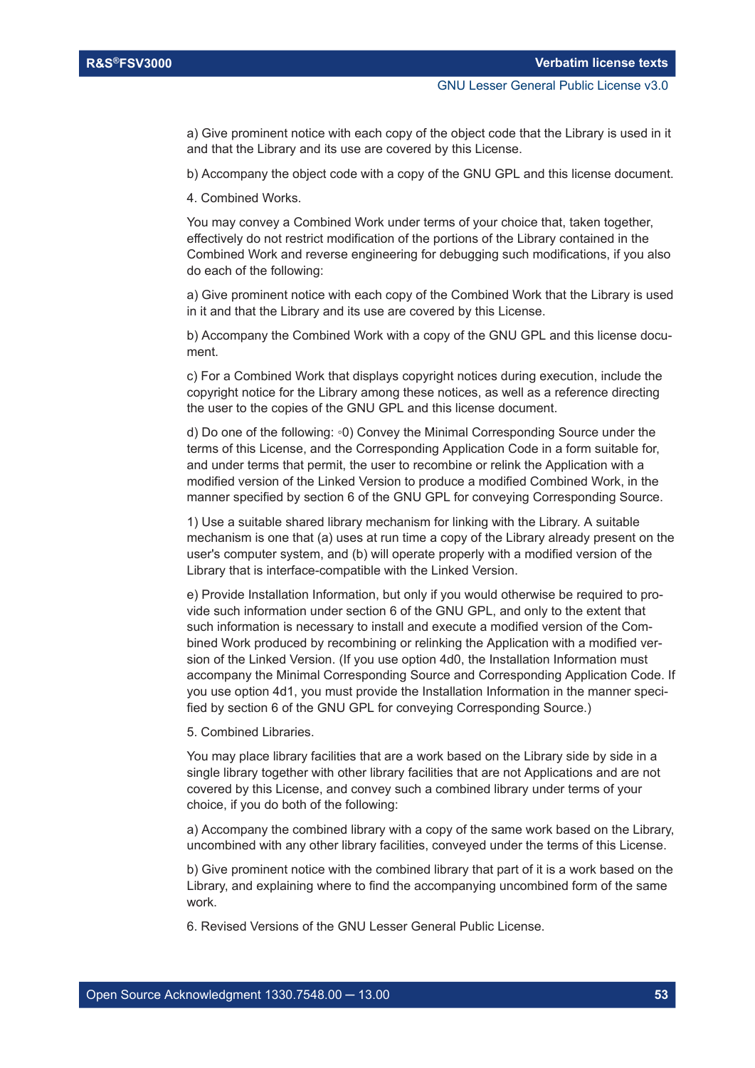a) Give prominent notice with each copy of the object code that the Library is used in it and that the Library and its use are covered by this License.

b) Accompany the object code with a copy of the GNU GPL and this license document.

4. Combined Works.

You may convey a Combined Work under terms of your choice that, taken together, effectively do not restrict modification of the portions of the Library contained in the Combined Work and reverse engineering for debugging such modifications, if you also do each of the following:

a) Give prominent notice with each copy of the Combined Work that the Library is used in it and that the Library and its use are covered by this License.

b) Accompany the Combined Work with a copy of the GNU GPL and this license document.

c) For a Combined Work that displays copyright notices during execution, include the copyright notice for the Library among these notices, as well as a reference directing the user to the copies of the GNU GPL and this license document.

d) Do one of the following: ◦0) Convey the Minimal Corresponding Source under the terms of this License, and the Corresponding Application Code in a form suitable for, and under terms that permit, the user to recombine or relink the Application with a modified version of the Linked Version to produce a modified Combined Work, in the manner specified by section 6 of the GNU GPL for conveying Corresponding Source.

1) Use a suitable shared library mechanism for linking with the Library. A suitable mechanism is one that (a) uses at run time a copy of the Library already present on the user's computer system, and (b) will operate properly with a modified version of the Library that is interface-compatible with the Linked Version.

e) Provide Installation Information, but only if you would otherwise be required to provide such information under section 6 of the GNU GPL, and only to the extent that such information is necessary to install and execute a modified version of the Combined Work produced by recombining or relinking the Application with a modified version of the Linked Version. (If you use option 4d0, the Installation Information must accompany the Minimal Corresponding Source and Corresponding Application Code. If you use option 4d1, you must provide the Installation Information in the manner specified by section 6 of the GNU GPL for conveying Corresponding Source.)

5. Combined Libraries.

You may place library facilities that are a work based on the Library side by side in a single library together with other library facilities that are not Applications and are not covered by this License, and convey such a combined library under terms of your choice, if you do both of the following:

a) Accompany the combined library with a copy of the same work based on the Library, uncombined with any other library facilities, conveyed under the terms of this License.

b) Give prominent notice with the combined library that part of it is a work based on the Library, and explaining where to find the accompanying uncombined form of the same work.

6. Revised Versions of the GNU Lesser General Public License.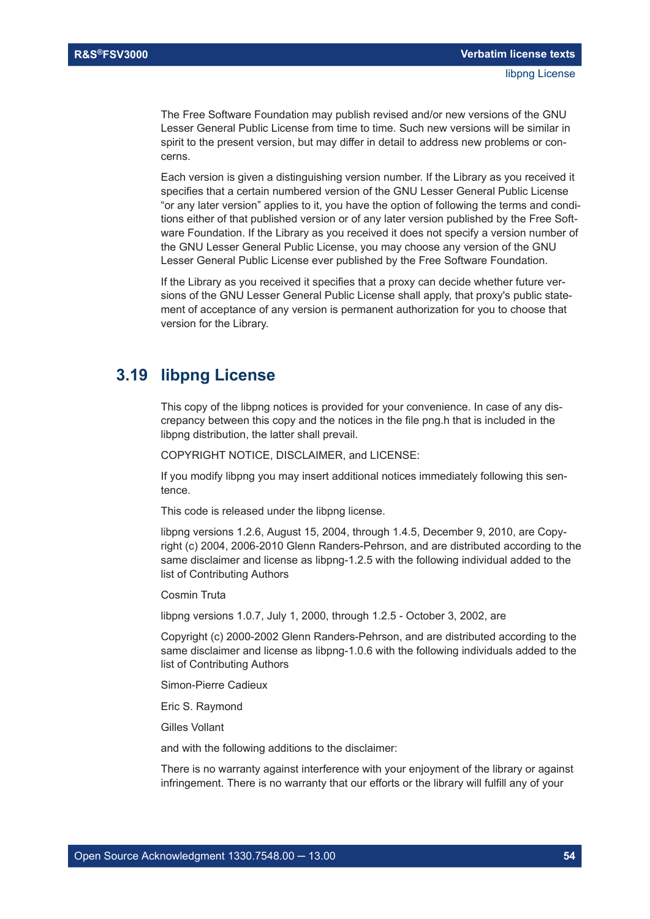The Free Software Foundation may publish revised and/or new versions of the GNU Lesser General Public License from time to time. Such new versions will be similar in spirit to the present version, but may differ in detail to address new problems or concerns.

Each version is given a distinguishing version number. If the Library as you received it specifies that a certain numbered version of the GNU Lesser General Public License "or any later version" applies to it, you have the option of following the terms and conditions either of that published version or of any later version published by the Free Software Foundation. If the Library as you received it does not specify a version number of the GNU Lesser General Public License, you may choose any version of the GNU Lesser General Public License ever published by the Free Software Foundation.

If the Library as you received it specifies that a proxy can decide whether future versions of the GNU Lesser General Public License shall apply, that proxy's public statement of acceptance of any version is permanent authorization for you to choose that version for the Library.

## 3.19 libpng License

This copy of the libpng notices is provided for your convenience. In case of any discrepancy between this copy and the notices in the file png.h that is included in the libpng distribution, the latter shall prevail.

COPYRIGHT NOTICE, DISCLAIMER, and LICENSE:

If you modify libpng you may insert additional notices immediately following this sentence.

This code is released under the libpng license.

libpng versions 1.2.6, August 15, 2004, through 1.4.5, December 9, 2010, are Copyright (c) 2004, 2006-2010 Glenn Randers-Pehrson, and are distributed according to the same disclaimer and license as libpng-1.2.5 with the following individual added to the list of Contributing Authors

Cosmin Truta

libpng versions 1.0.7, July 1, 2000, through 1.2.5 - October 3, 2002, are

Copyright (c) 2000-2002 Glenn Randers-Pehrson, and are distributed according to the same disclaimer and license as libpng-1.0.6 with the following individuals added to the list of Contributing Authors

Simon-Pierre Cadieux

Eric S. Raymond

Gilles Vollant

and with the following additions to the disclaimer:

There is no warranty against interference with your enjoyment of the library or against infringement. There is no warranty that our efforts or the library will fulfill any of your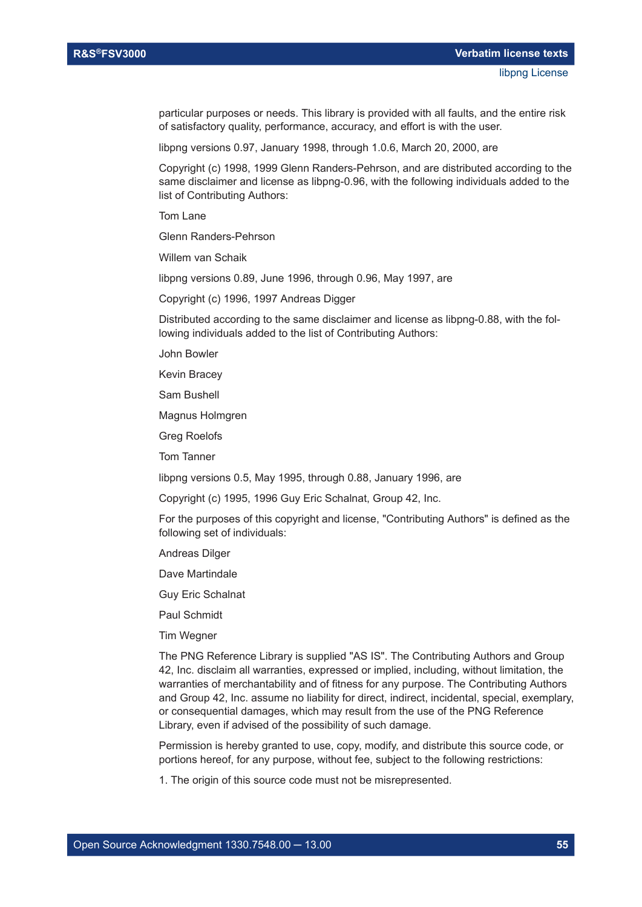particular purposes or needs. This library is provided with all faults, and the entire risk of satisfactory quality, performance, accuracy, and effort is with the user.

libpng versions 0.97, January 1998, through 1.0.6, March 20, 2000, are

Copyright (c) 1998, 1999 Glenn Randers-Pehrson, and are distributed according to the same disclaimer and license as libpng-0.96, with the following individuals added to the list of Contributing Authors:

Tom Lane

Glenn Randers-Pehrson

Willem van Schaik

libpng versions 0.89, June 1996, through 0.96, May 1997, are

Copyright (c) 1996, 1997 Andreas Digger

Distributed according to the same disclaimer and license as libpng-0.88, with the following individuals added to the list of Contributing Authors:

John Bowler

Kevin Bracey

Sam Bushell

Magnus Holmgren

Greg Roelofs

Tom Tanner

libpng versions 0.5, May 1995, through 0.88, January 1996, are

Copyright (c) 1995, 1996 Guy Eric Schalnat, Group 42, Inc.

For the purposes of this copyright and license, "Contributing Authors" is defined as the following set of individuals:

Andreas Dilger

Dave Martindale

Guy Eric Schalnat

Paul Schmidt

Tim Wegner

The PNG Reference Library is supplied "AS IS". The Contributing Authors and Group 42, Inc. disclaim all warranties, expressed or implied, including, without limitation, the warranties of merchantability and of fitness for any purpose. The Contributing Authors and Group 42, Inc. assume no liability for direct, indirect, incidental, special, exemplary, or consequential damages, which may result from the use of the PNG Reference Library, even if advised of the possibility of such damage.

Permission is hereby granted to use, copy, modify, and distribute this source code, or portions hereof, for any purpose, without fee, subject to the following restrictions:

1. The origin of this source code must not be misrepresented.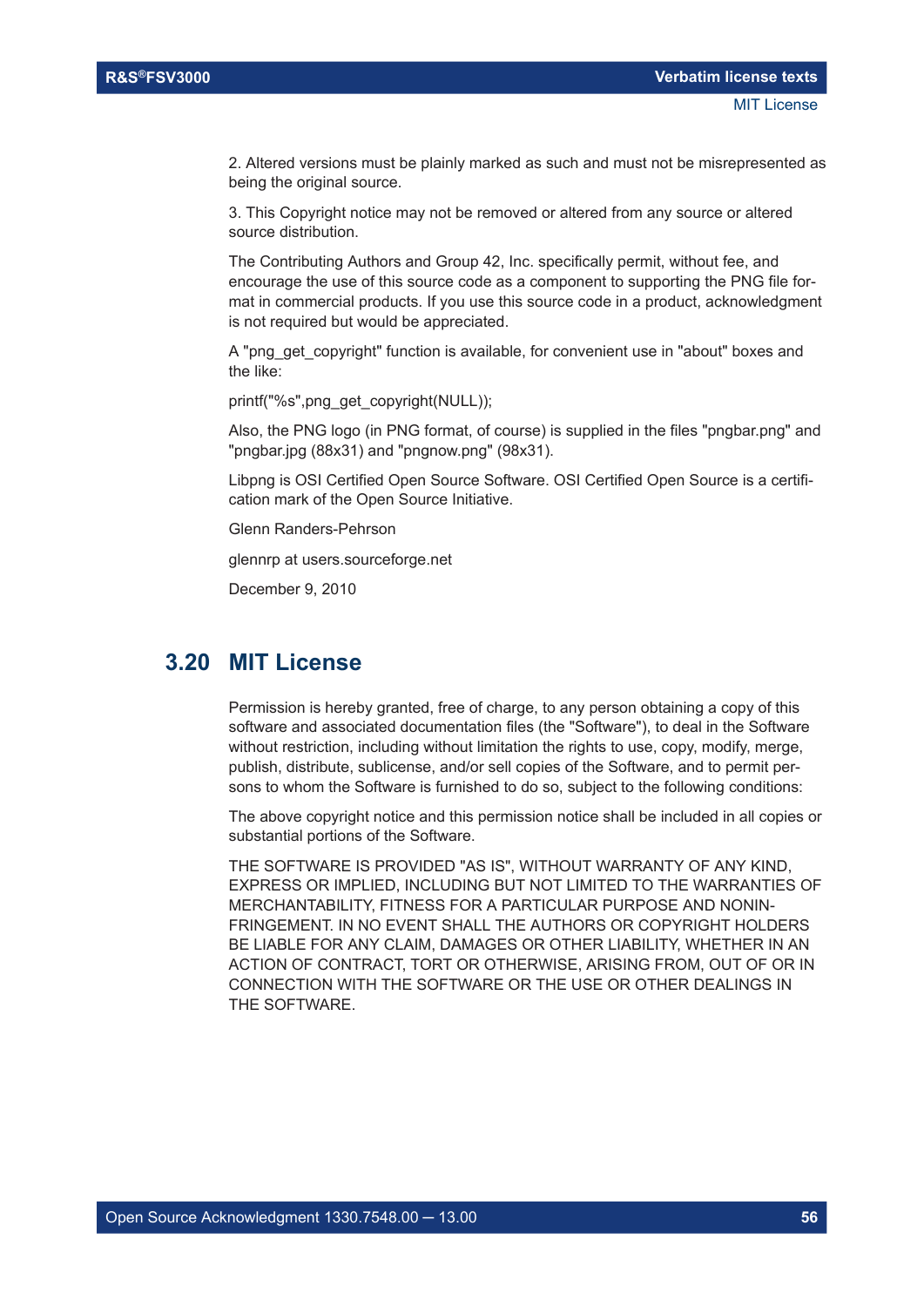2. Altered versions must be plainly marked as such and must not be misrepresented as being the original source.

3. This Copyright notice may not be removed or altered from any source or altered source distribution.

The Contributing Authors and Group 42, Inc. specifically permit, without fee, and encourage the use of this source code as a component to supporting the PNG file format in commercial products. If you use this source code in a product, acknowledgment is not required but would be appreciated.

A "png_get_copyright" function is available, for convenient use in "about" boxes and the like:

printf("%s",png_get_copyright(NULL));

Also, the PNG logo (in PNG format, of course) is supplied in the files "pngbar.png" and "pngbar.jpg (88x31) and "pngnow.png" (98x31).

Libpng is OSI Certified Open Source Software. OSI Certified Open Source is a certification mark of the Open Source Initiative.

Glenn Randers-Pehrson

glennrp at users.sourceforge.net

December 9, 2010

## 3.20 MIT License

Permission is hereby granted, free of charge, to any person obtaining a copy of this software and associated documentation files (the "Software"), to deal in the Software without restriction, including without limitation the rights to use, copy, modify, merge, publish, distribute, sublicense, and/or sell copies of the Software, and to permit persons to whom the Software is furnished to do so, subject to the following conditions:

The above copyright notice and this permission notice shall be included in all copies or substantial portions of the Software.

THE SOFTWARE IS PROVIDED "AS IS", WITHOUT WARRANTY OF ANY KIND, EXPRESS OR IMPLIED, INCLUDING BUT NOT LIMITED TO THE WARRANTIES OF MERCHANTABILITY, FITNESS FOR A PARTICULAR PURPOSE AND NONINFRINGEMENT. IN NO EVENT SHALL THE AUTHORS OR COPYRIGHT HOLDERS BE LIABLE FOR ANY CLAIM, DAMAGES OR OTHER LIABILITY, WHETHER IN AN ACTION OF CONTRACT, TORT OR OTHERWISE, ARISING FROM, OUT OF OR IN CONNECTION WITH THE SOFTWARE OR THE USE OR OTHER DEALINGS IN THE SOFTWARE.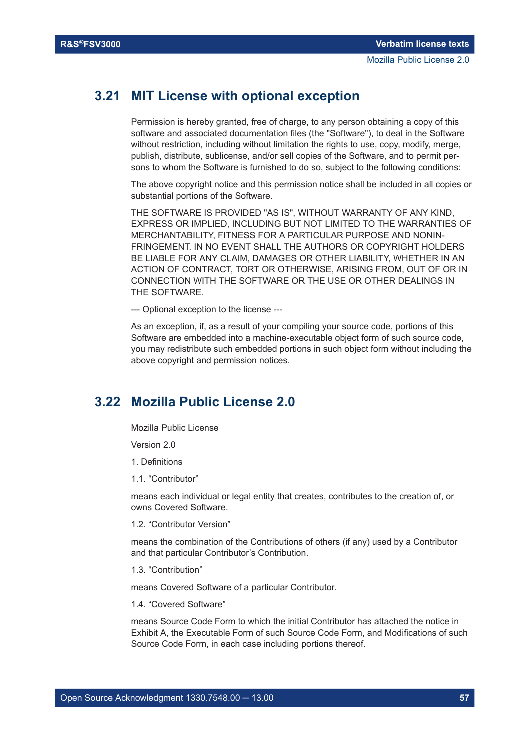## 3.21 MIT License with optional exception

Permission is hereby granted, free of charge, to any person obtaining a copy of this software and associated documentation files (the "Software"), to deal in the Software without restriction, including without limitation the rights to use, copy, modify, merge, publish, distribute, sublicense, and/or sell copies of the Software, and to permit persons to whom the Software is furnished to do so, subject to the following conditions:

The above copyright notice and this permission notice shall be included in all copies or substantial portions of the Software.

THE SOFTWARE IS PROVIDED "AS IS", WITHOUT WARRANTY OF ANY KIND, EXPRESS OR IMPLIED, INCLUDING BUT NOT LIMITED TO THE WARRANTIES OF MERCHANTABILITY, FITNESS FOR A PARTICULAR PURPOSE AND NONINFRINGEMENT. IN NO EVENT SHALL THE AUTHORS OR COPYRIGHT HOLDERS BE LIABLE FOR ANY CLAIM, DAMAGES OR OTHER LIABILITY, WHETHER IN AN ACTION OF CONTRACT, TORT OR OTHERWISE, ARISING FROM, OUT OF OR IN CONNECTION WITH THE SOFTWARE OR THE USE OR OTHER DEALINGS IN THE SOFTWARE.

--- Optional exception to the license ---

As an exception, if, as a result of your compiling your source code, portions of this Software are embedded into a machine-executable object form of such source code, you may redistribute such embedded portions in such object form without including the above copyright and permission notices.

## 3.22 Mozilla Public License 2.0

Mozilla Public License

Version 2.0

1. Definitions

1.1. “Contributor”

means each individual or legal entity that creates, contributes to the creation of, or owns Covered Software.

1.2. “Contributor Version”

means the combination of the Contributions of others (if any) used by a Contributor and that particular Contributor’s Contribution.

1.3. “Contribution”

means Covered Software of a particular Contributor.

1.4. “Covered Software”

means Source Code Form to which the initial Contributor has attached the notice in Exhibit A, the Executable Form of such Source Code Form, and Modifications of such Source Code Form, in each case including portions thereof.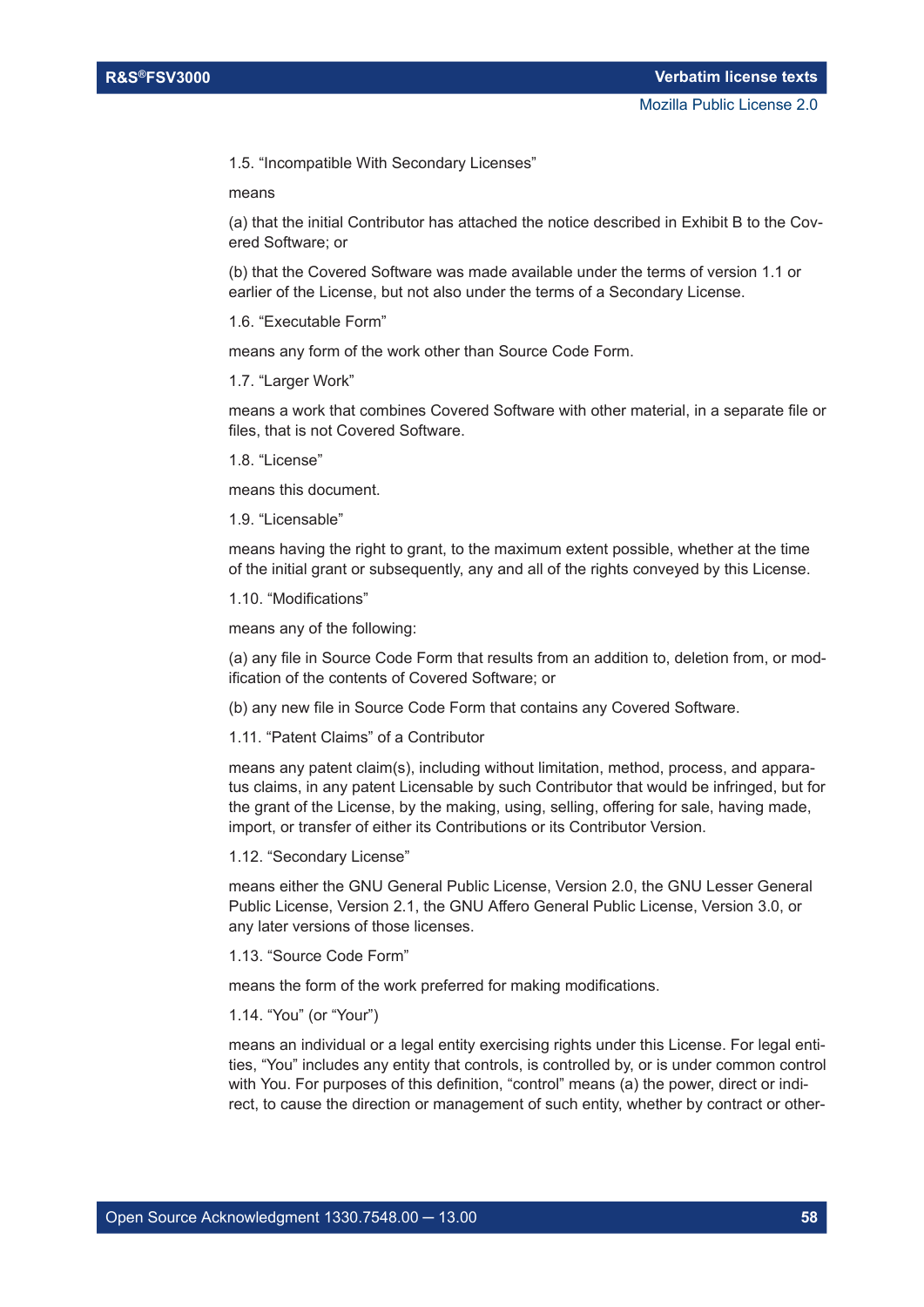1.5. “Incompatible With Secondary Licenses”

means

(a) that the initial Contributor has attached the notice described in Exhibit B to the Covered Software; or

(b) that the Covered Software was made available under the terms of version 1.1 or earlier of the License, but not also under the terms of a Secondary License.

1.6. “Executable Form”

means any form of the work other than Source Code Form.

1.7. “Larger Work”

means a work that combines Covered Software with other material, in a separate file or files, that is not Covered Software.

1.8. “License”

means this document.

1.9. “Licensable”

means having the right to grant, to the maximum extent possible, whether at the time of the initial grant or subsequently, any and all of the rights conveyed by this License.

1.10. “Modifications”

means any of the following:

(a) any file in Source Code Form that results from an addition to, deletion from, or modification of the contents of Covered Software; or

(b) any new file in Source Code Form that contains any Covered Software.

1.11. “Patent Claims” of a Contributor

means any patent claim(s), including without limitation, method, process, and apparatus claims, in any patent Licensable by such Contributor that would be infringed, but for the grant of the License, by the making, using, selling, offering for sale, having made, import, or transfer of either its Contributions or its Contributor Version.

1.12. “Secondary License”

means either the GNU General Public License, Version 2.0, the GNU Lesser General Public License, Version 2.1, the GNU Affero General Public License, Version 3.0, or any later versions of those licenses.

1.13. “Source Code Form”

means the form of the work preferred for making modifications.

1.14. “You” (or “Your”)

means an individual or a legal entity exercising rights under this License. For legal entities, “You” includes any entity that controls, is controlled by, or is under common control with You. For purposes of this definition, “control” means (a) the power, direct or indirect, to cause the direction or management of such entity, whether by contract or other-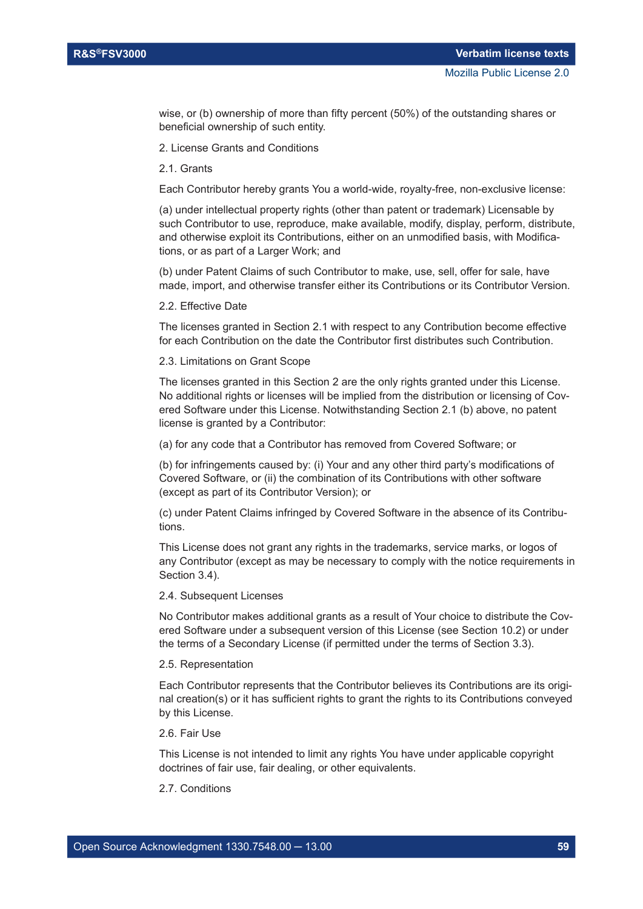wise, or (b) ownership of more than fifty percent (50%) of the outstanding shares or beneficial ownership of such entity.

2. License Grants and Conditions

2.1. Grants

Each Contributor hereby grants You a world-wide, royalty-free, non-exclusive license:

(a) under intellectual property rights (other than patent or trademark) Licensable by such Contributor to use, reproduce, make available, modify, display, perform, distribute, and otherwise exploit its Contributions, either on an unmodified basis, with Modifications, or as part of a Larger Work; and

(b) under Patent Claims of such Contributor to make, use, sell, offer for sale, have made, import, and otherwise transfer either its Contributions or its Contributor Version.

2.2. Effective Date

The licenses granted in Section 2.1 with respect to any Contribution become effective for each Contribution on the date the Contributor first distributes such Contribution.

2.3. Limitations on Grant Scope

The licenses granted in this Section 2 are the only rights granted under this License. No additional rights or licenses will be implied from the distribution or licensing of Covered Software under this License. Notwithstanding Section 2.1 (b) above, no patent license is granted by a Contributor:

(a) for any code that a Contributor has removed from Covered Software; or

(b) for infringements caused by: (i) Your and any other third party's modifications of Covered Software, or (ii) the combination of its Contributions with other software (except as part of its Contributor Version); or

(c) under Patent Claims infringed by Covered Software in the absence of its Contributions.

This License does not grant any rights in the trademarks, service marks, or logos of any Contributor (except as may be necessary to comply with the notice requirements in Section 3.4).

2.4. Subsequent Licenses

No Contributor makes additional grants as a result of Your choice to distribute the Covered Software under a subsequent version of this License (see Section 10.2) or under the terms of a Secondary License (if permitted under the terms of Section 3.3).

2.5. Representation

Each Contributor represents that the Contributor believes its Contributions are its original creation(s) or it has sufficient rights to grant the rights to its Contributions conveyed by this License.

2.6. Fair Use

This License is not intended to limit any rights You have under applicable copyright doctrines of fair use, fair dealing, or other equivalents.

2.7. Conditions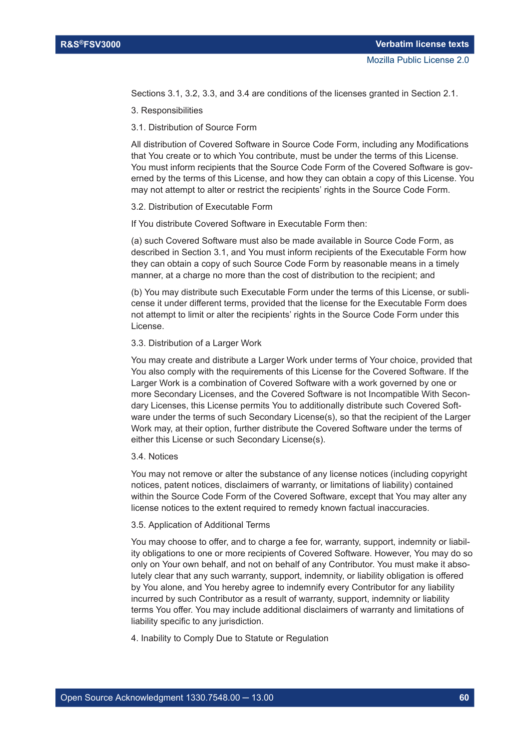Sections 3.1, 3.2, 3.3, and 3.4 are conditions of the licenses granted in Section 2.1.

3. Responsibilities

3.1. Distribution of Source Form

All distribution of Covered Software in Source Code Form, including any Modifications that You create or to which You contribute, must be under the terms of this License. You must inform recipients that the Source Code Form of the Covered Software is governed by the terms of this License, and how they can obtain a copy of this License. You may not attempt to alter or restrict the recipients' rights in the Source Code Form.

3.2. Distribution of Executable Form

If You distribute Covered Software in Executable Form then:

(a) such Covered Software must also be made available in Source Code Form, as described in Section 3.1, and You must inform recipients of the Executable Form how they can obtain a copy of such Source Code Form by reasonable means in a timely manner, at a charge no more than the cost of distribution to the recipient; and

(b) You may distribute such Executable Form under the terms of this License, or sublicense it under different terms, provided that the license for the Executable Form does not attempt to limit or alter the recipients' rights in the Source Code Form under this License.

3.3. Distribution of a Larger Work

You may create and distribute a Larger Work under terms of Your choice, provided that You also comply with the requirements of this License for the Covered Software. If the Larger Work is a combination of Covered Software with a work governed by one or more Secondary Licenses, and the Covered Software is not Incompatible With Secondary Licenses, this License permits You to additionally distribute such Covered Software under the terms of such Secondary License(s), so that the recipient of the Larger Work may, at their option, further distribute the Covered Software under the terms of either this License or such Secondary License(s).

3.4. Notices

You may not remove or alter the substance of any license notices (including copyright notices, patent notices, disclaimers of warranty, or limitations of liability) contained within the Source Code Form of the Covered Software, except that You may alter any license notices to the extent required to remedy known factual inaccuracies.

3.5. Application of Additional Terms

You may choose to offer, and to charge a fee for, warranty, support, indemnity or liability obligations to one or more recipients of Covered Software. However, You may do so only on Your own behalf, and not on behalf of any Contributor. You must make it absolutely clear that any such warranty, support, indemnity, or liability obligation is offered by You alone, and You hereby agree to indemnify every Contributor for any liability incurred by such Contributor as a result of warranty, support, indemnity or liability terms You offer. You may include additional disclaimers of warranty and limitations of liability specific to any jurisdiction.

4. Inability to Comply Due to Statute or Regulation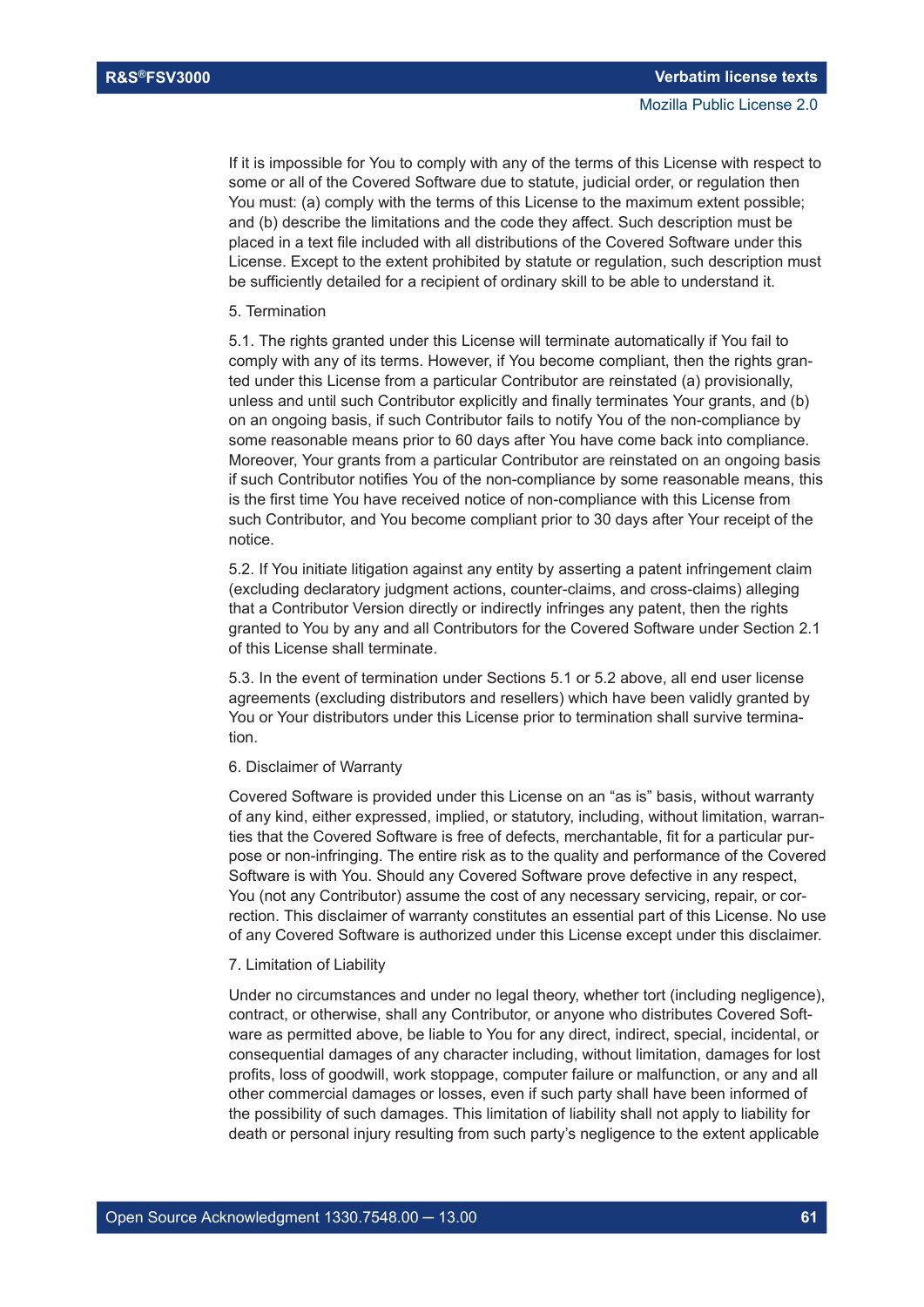If it is impossible for You to comply with any of the terms of this License with respect to some or all of the Covered Software due to statute, judicial order, or regulation then You must: (a) comply with the terms of this License to the maximum extent possible; and (b) describe the limitations and the code they affect. Such description must be placed in a text file included with all distributions of the Covered Software under this License. Except to the extent prohibited by statute or regulation, such description must be sufficiently detailed for a recipient of ordinary skill to be able to understand it.

5. Termination

5.1. The rights granted under this License will terminate automatically if You fail to comply with any of its terms. However, if You become compliant, then the rights granted under this License from a particular Contributor are reinstated (a) provisionally, unless and until such Contributor explicitly and finally terminates Your grants, and (b) on an ongoing basis, if such Contributor fails to notify You of the non-compliance by some reasonable means prior to 60 days after You have come back into compliance. Moreover, Your grants from a particular Contributor are reinstated on an ongoing basis if such Contributor notifies You of the non-compliance by some reasonable means, this is the first time You have received notice of non-compliance with this License from such Contributor, and You become compliant prior to 30 days after Your receipt of the notice.

5.2. If You initiate litigation against any entity by asserting a patent infringement claim (excluding declaratory judgment actions, counter-claims, and cross-claims) alleging that a Contributor Version directly or indirectly infringes any patent, then the rights granted to You by any and all Contributors for the Covered Software under Section 2.1 of this License shall terminate.

5.3. In the event of termination under Sections 5.1 or 5.2 above, all end user license agreements (excluding distributors and resellers) which have been validly granted by You or Your distributors under this License prior to termination shall survive termination.

6. Disclaimer of Warranty

Covered Software is provided under this License on an “as is” basis, without warranty of any kind, either expressed, implied, or statutory, including, without limitation, warranties that the Covered Software is free of defects, merchantable, fit for a particular purpose or non-infringing. The entire risk as to the quality and performance of the Covered Software is with You. Should any Covered Software prove defective in any respect, You (not any Contributor) assume the cost of any necessary servicing, repair, or correction. This disclaimer of warranty constitutes an essential part of this License. No use of any Covered Software is authorized under this License except under this disclaimer.

7. Limitation of Liability

Under no circumstances and under no legal theory, whether tort (including negligence), contract, or otherwise, shall any Contributor, or anyone who distributes Covered Software as permitted above, be liable to You for any direct, indirect, special, incidental, or consequential damages of any character including, without limitation, damages for lost profits, loss of goodwill, work stoppage, computer failure or malfunction, or any and all other commercial damages or losses, even if such party shall have been informed of the possibility of such damages. This limitation of liability shall not apply to liability for death or personal injury resulting from such party’s negligence to the extent applicable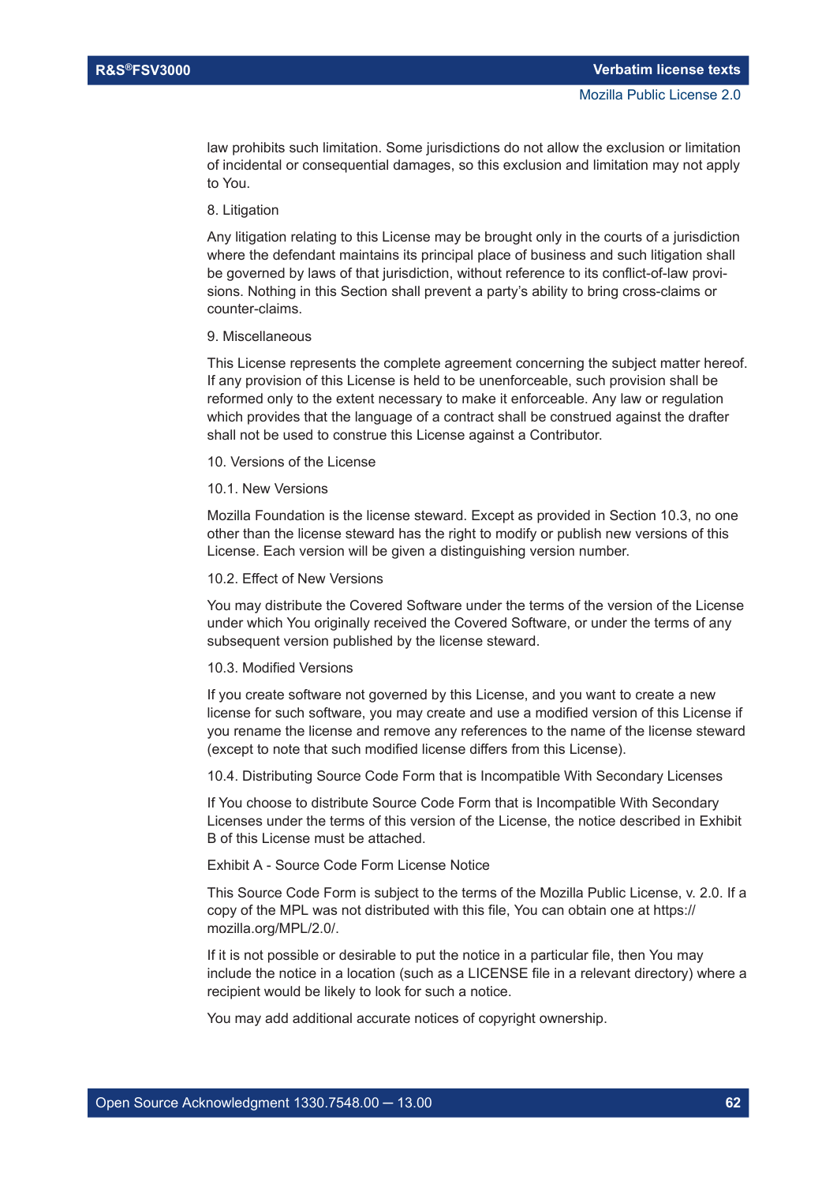law prohibits such limitation. Some jurisdictions do not allow the exclusion or limitation of incidental or consequential damages, so this exclusion and limitation may not apply to You.

8. Litigation

Any litigation relating to this License may be brought only in the courts of a jurisdiction where the defendant maintains its principal place of business and such litigation shall be governed by laws of that jurisdiction, without reference to its conflict-of-law provisions. Nothing in this Section shall prevent a party's ability to bring cross-claims or counter-claims.

9. Miscellaneous

This License represents the complete agreement concerning the subject matter hereof. If any provision of this License is held to be unenforceable, such provision shall be reformed only to the extent necessary to make it enforceable. Any law or regulation which provides that the language of a contract shall be construed against the drafter shall not be used to construe this License against a Contributor.

10. Versions of the License

10.1. New Versions

Mozilla Foundation is the license steward. Except as provided in Section 10.3, no one other than the license steward has the right to modify or publish new versions of this License. Each version will be given a distinguishing version number.

10.2. Effect of New Versions

You may distribute the Covered Software under the terms of the version of the License under which You originally received the Covered Software, or under the terms of any subsequent version published by the license steward.

10.3. Modified Versions

If you create software not governed by this License, and you want to create a new license for such software, you may create and use a modified version of this License if you rename the license and remove any references to the name of the license steward (except to note that such modified license differs from this License).

10.4. Distributing Source Code Form that is Incompatible With Secondary Licenses

If You choose to distribute Source Code Form that is Incompatible With Secondary Licenses under the terms of this version of the License, the notice described in Exhibit B of this License must be attached.

Exhibit A - Source Code Form License Notice

This Source Code Form is subject to the terms of the Mozilla Public License, v. 2.0. If a copy of the MPL was not distributed with this file, You can obtain one at https://mozilla.org/MPL/2.0/.

If it is not possible or desirable to put the notice in a particular file, then You may include the notice in a location (such as a LICENSE file in a relevant directory) where a recipient would be likely to look for such a notice.

You may add additional accurate notices of copyright ownership.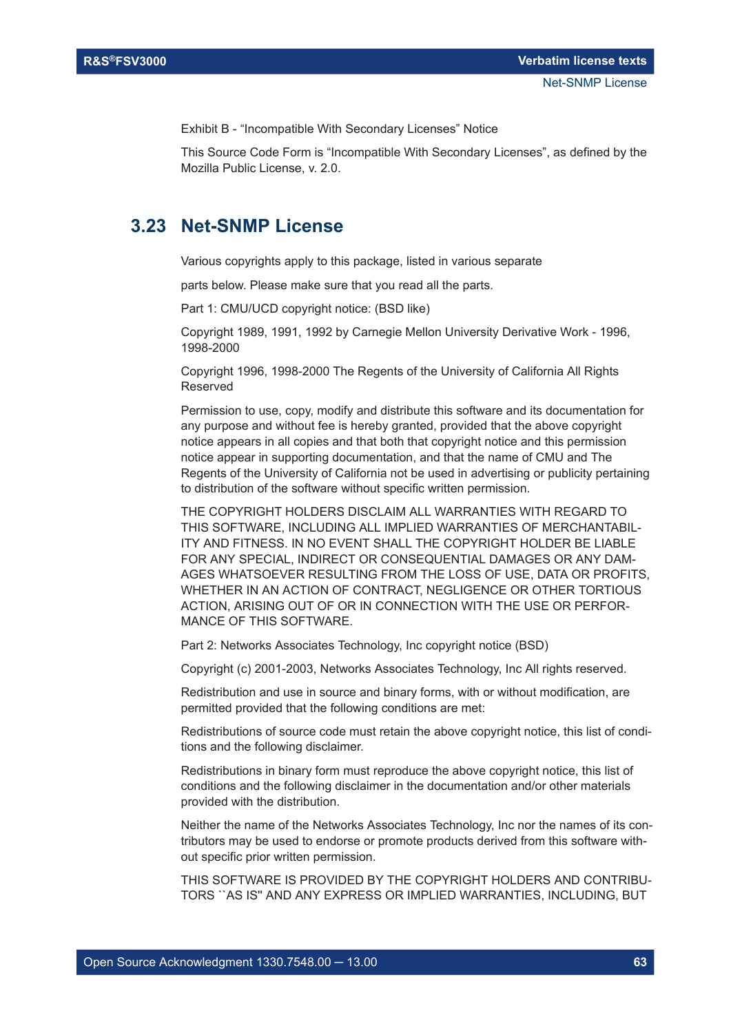Exhibit B - “Incompatible With Secondary Licenses” Notice

This Source Code Form is “Incompatible With Secondary Licenses”, as defined by the Mozilla Public License, v. 2.0.

## 3.23 Net-SNMP License

Various copyrights apply to this package, listed in various separate

parts below. Please make sure that you read all the parts.

Part 1: CMU/UCD copyright notice: (BSD like)

Copyright 1989, 1991, 1992 by Carnegie Mellon University Derivative Work - 1996, 1998-2000

Copyright 1996, 1998-2000 The Regents of the University of California All Rights Reserved

Permission to use, copy, modify and distribute this software and its documentation for any purpose and without fee is hereby granted, provided that the above copyright notice appears in all copies and that both that copyright notice and this permission notice appear in supporting documentation, and that the name of CMU and The Regents of the University of California not be used in advertising or publicity pertaining to distribution of the software without specific written permission.

THE COPYRIGHT HOLDERS DISCLAIM ALL WARRANTIES WITH REGARD TO THIS SOFTWARE, INCLUDING ALL IMPLIED WARRANTIES OF MERCHANTABILITY AND FITNESS. IN NO EVENT SHALL THE COPYRIGHT HOLDER BE LIABLE FOR ANY SPECIAL, INDIRECT OR CONSEQUENTIAL DAMAGES OR ANY DAMAGES WHATSOEVER RESULTING FROM THE LOSS OF USE, DATA OR PROFITS, WHETHER IN AN ACTION OF CONTRACT, NEGLIGENCE OR OTHER TORTIOUS ACTION, ARISING OUT OF OR IN CONNECTION WITH THE USE OR PERFORMANCE OF THIS SOFTWARE.

Part 2: Networks Associates Technology, Inc copyright notice (BSD)

Copyright (c) 2001-2003, Networks Associates Technology, Inc All rights reserved.

Redistribution and use in source and binary forms, with or without modification, are permitted provided that the following conditions are met:

Redistributions of source code must retain the above copyright notice, this list of conditions and the following disclaimer.

Redistributions in binary form must reproduce the above copyright notice, this list of conditions and the following disclaimer in the documentation and/or other materials provided with the distribution.

Neither the name of the Networks Associates Technology, Inc nor the names of its contributors may be used to endorse or promote products derived from this software without specific prior written permission.

THIS SOFTWARE IS PROVIDED BY THE COPYRIGHT HOLDERS AND CONTRIBUTORS ``AS IS'' AND ANY EXPRESS OR IMPLIED WARRANTIES, INCLUDING, BUT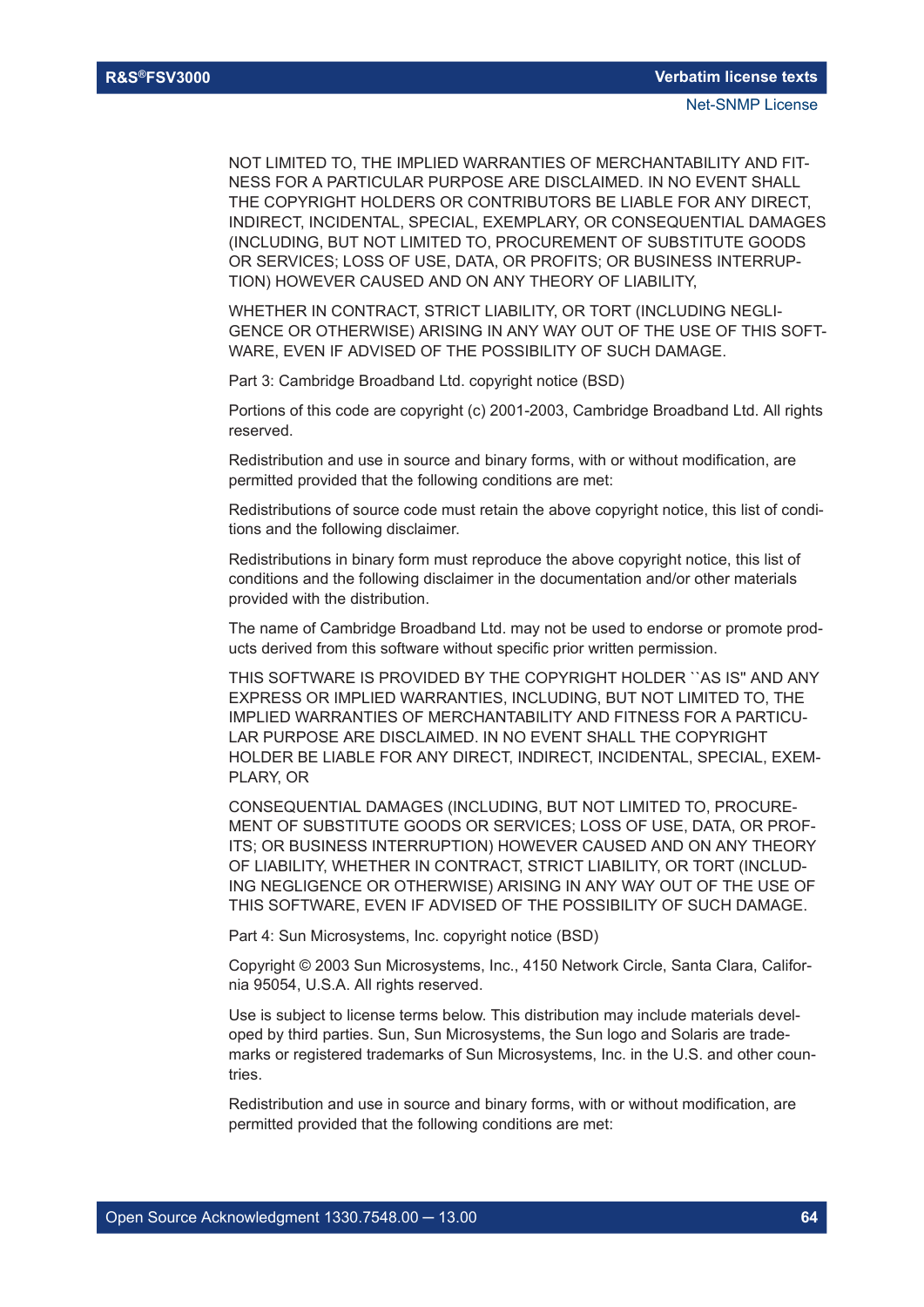NOT LIMITED TO, THE IMPLIED WARRANTIES OF MERCHANTABILITY AND FITNESS FOR A PARTICULAR PURPOSE ARE DISCLAIMED. IN NO EVENT SHALL THE COPYRIGHT HOLDERS OR CONTRIBUTORS BE LIABLE FOR ANY DIRECT, INDIRECT, INCIDENTAL, SPECIAL, EXEMPLARY, OR CONSEQUENTIAL DAMAGES (INCLUDING, BUT NOT LIMITED TO, PROCUREMENT OF SUBSTITUTE GOODS OR SERVICES; LOSS OF USE, DATA, OR PROFITS; OR BUSINESS INTERRUPTION) HOWEVER CAUSED AND ON ANY THEORY OF LIABILITY,

WHETHER IN CONTRACT, STRICT LIABILITY, OR TORT (INCLUDING NEGLIGENCE OR OTHERWISE) ARISING IN ANY WAY OUT OF THE USE OF THIS SOFTWARE, EVEN IF ADVISED OF THE POSSIBILITY OF SUCH DAMAGE.

Part 3: Cambridge Broadband Ltd. copyright notice (BSD)

Portions of this code are copyright (c) 2001-2003, Cambridge Broadband Ltd. All rights reserved.

Redistribution and use in source and binary forms, with or without modification, are permitted provided that the following conditions are met:

Redistributions of source code must retain the above copyright notice, this list of conditions and the following disclaimer.

Redistributions in binary form must reproduce the above copyright notice, this list of conditions and the following disclaimer in the documentation and/or other materials provided with the distribution.

The name of Cambridge Broadband Ltd. may not be used to endorse or promote products derived from this software without specific prior written permission.

THIS SOFTWARE IS PROVIDED BY THE COPYRIGHT HOLDER ``AS IS'' AND ANY EXPRESS OR IMPLIED WARRANTIES, INCLUDING, BUT NOT LIMITED TO, THE IMPLIED WARRANTIES OF MERCHANTABILITY AND FITNESS FOR A PARTICULAR PURPOSE ARE DISCLAIMED. IN NO EVENT SHALL THE COPYRIGHT HOLDER BE LIABLE FOR ANY DIRECT, INDIRECT, INCIDENTAL, SPECIAL, EXEMPLARY, OR

CONSEQUENTIAL DAMAGES (INCLUDING, BUT NOT LIMITED TO, PROCUREMENT OF SUBSTITUTE GOODS OR SERVICES; LOSS OF USE, DATA, OR PROFITS; OR BUSINESS INTERRUPTION) HOWEVER CAUSED AND ON ANY THEORY OF LIABILITY, WHETHER IN CONTRACT, STRICT LIABILITY, OR TORT (INCLUDING NEGLIGENCE OR OTHERWISE) ARISING IN ANY WAY OUT OF THE USE OF THIS SOFTWARE, EVEN IF ADVISED OF THE POSSIBILITY OF SUCH DAMAGE.

Part 4: Sun Microsystems, Inc. copyright notice (BSD)

Copyright © 2003 Sun Microsystems, Inc., 4150 Network Circle, Santa Clara, California 95054, U.S.A. All rights reserved.

Use is subject to license terms below. This distribution may include materials developed by third parties. Sun, Sun Microsystems, the Sun logo and Solaris are trademarks or registered trademarks of Sun Microsystems, Inc. in the U.S. and other countries.

Redistribution and use in source and binary forms, with or without modification, are permitted provided that the following conditions are met: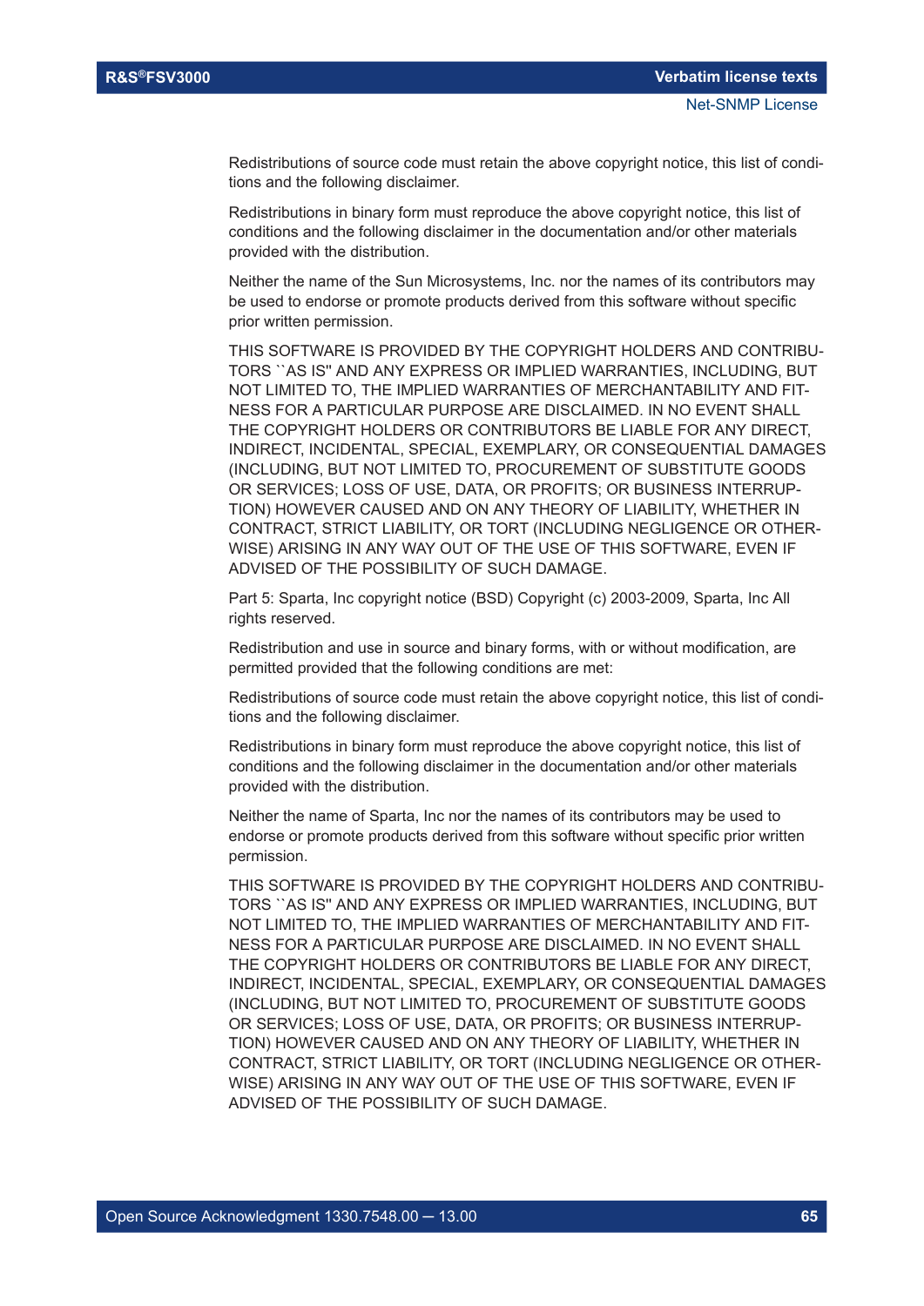Redistributions of source code must retain the above copyright notice, this list of conditions and the following disclaimer.

Redistributions in binary form must reproduce the above copyright notice, this list of conditions and the following disclaimer in the documentation and/or other materials provided with the distribution.

Neither the name of the Sun Microsystems, Inc. nor the names of its contributors may be used to endorse or promote products derived from this software without specific prior written permission.

THIS SOFTWARE IS PROVIDED BY THE COPYRIGHT HOLDERS AND CONTRIBUTORS ``AS IS'' AND ANY EXPRESS OR IMPLIED WARRANTIES, INCLUDING, BUT NOT LIMITED TO, THE IMPLIED WARRANTIES OF MERCHANTABILITY AND FITNESS FOR A PARTICULAR PURPOSE ARE DISCLAIMED. IN NO EVENT SHALL THE COPYRIGHT HOLDERS OR CONTRIBUTORS BE LIABLE FOR ANY DIRECT, INDIRECT, INCIDENTAL, SPECIAL, EXEMPLARY, OR CONSEQUENTIAL DAMAGES (INCLUDING, BUT NOT LIMITED TO, PROCUREMENT OF SUBSTITUTE GOODS OR SERVICES; LOSS OF USE, DATA, OR PROFITS; OR BUSINESS INTERRUPTION) HOWEVER CAUSED AND ON ANY THEORY OF LIABILITY, WHETHER IN CONTRACT, STRICT LIABILITY, OR TORT (INCLUDING NEGLIGENCE OR OTHERWISE) ARISING IN ANY WAY OUT OF THE USE OF THIS SOFTWARE, EVEN IF ADVISED OF THE POSSIBILITY OF SUCH DAMAGE.

Part 5: Sparta, Inc copyright notice (BSD) Copyright (c) 2003-2009, Sparta, Inc All rights reserved.

Redistribution and use in source and binary forms, with or without modification, are permitted provided that the following conditions are met:

Redistributions of source code must retain the above copyright notice, this list of conditions and the following disclaimer.

Redistributions in binary form must reproduce the above copyright notice, this list of conditions and the following disclaimer in the documentation and/or other materials provided with the distribution.

Neither the name of Sparta, Inc nor the names of its contributors may be used to endorse or promote products derived from this software without specific prior written permission.

THIS SOFTWARE IS PROVIDED BY THE COPYRIGHT HOLDERS AND CONTRIBUTORS ``AS IS'' AND ANY EXPRESS OR IMPLIED WARRANTIES, INCLUDING, BUT NOT LIMITED TO, THE IMPLIED WARRANTIES OF MERCHANTABILITY AND FITNESS FOR A PARTICULAR PURPOSE ARE DISCLAIMED. IN NO EVENT SHALL THE COPYRIGHT HOLDERS OR CONTRIBUTORS BE LIABLE FOR ANY DIRECT, INDIRECT, INCIDENTAL, SPECIAL, EXEMPLARY, OR CONSEQUENTIAL DAMAGES (INCLUDING, BUT NOT LIMITED TO, PROCUREMENT OF SUBSTITUTE GOODS OR SERVICES; LOSS OF USE, DATA, OR PROFITS; OR BUSINESS INTERRUPTION) HOWEVER CAUSED AND ON ANY THEORY OF LIABILITY, WHETHER IN CONTRACT, STRICT LIABILITY, OR TORT (INCLUDING NEGLIGENCE OR OTHERWISE) ARISING IN ANY WAY OUT OF THE USE OF THIS SOFTWARE, EVEN IF ADVISED OF THE POSSIBILITY OF SUCH DAMAGE.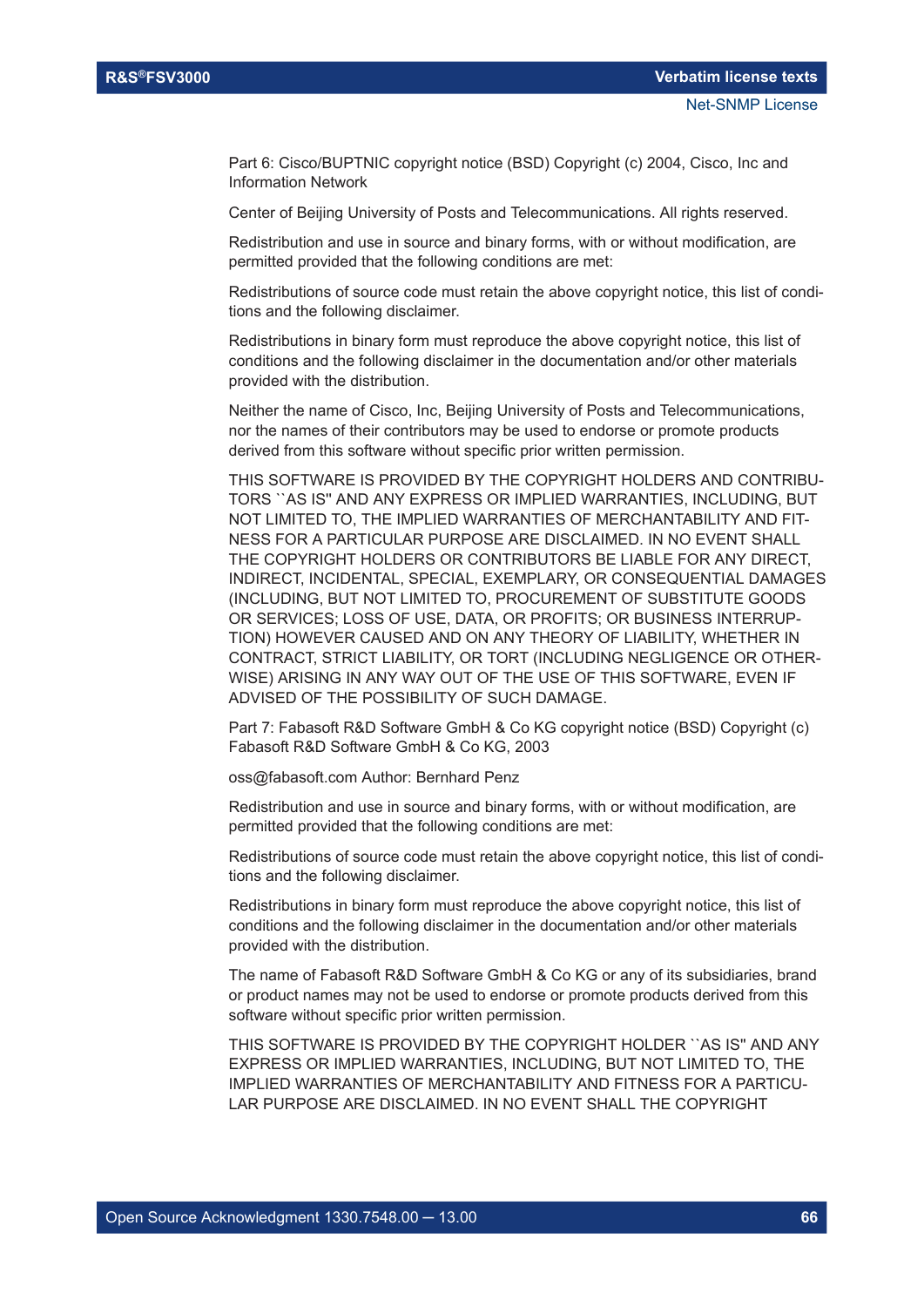Part 6: Cisco/BUPTNIC copyright notice (BSD) Copyright (c) 2004, Cisco, Inc and Information Network

Center of Beijing University of Posts and Telecommunications. All rights reserved.

Redistribution and use in source and binary forms, with or without modification, are permitted provided that the following conditions are met:

Redistributions of source code must retain the above copyright notice, this list of conditions and the following disclaimer.

Redistributions in binary form must reproduce the above copyright notice, this list of conditions and the following disclaimer in the documentation and/or other materials provided with the distribution.

Neither the name of Cisco, Inc, Beijing University of Posts and Telecommunications, nor the names of their contributors may be used to endorse or promote products derived from this software without specific prior written permission.

THIS SOFTWARE IS PROVIDED BY THE COPYRIGHT HOLDERS AND CONTRIBUTORS ``AS IS'' AND ANY EXPRESS OR IMPLIED WARRANTIES, INCLUDING, BUT NOT LIMITED TO, THE IMPLIED WARRANTIES OF MERCHANTABILITY AND FITNESS FOR A PARTICULAR PURPOSE ARE DISCLAIMED. IN NO EVENT SHALL THE COPYRIGHT HOLDERS OR CONTRIBUTORS BE LIABLE FOR ANY DIRECT, INDIRECT, INCIDENTAL, SPECIAL, EXEMPLARY, OR CONSEQUENTIAL DAMAGES (INCLUDING, BUT NOT LIMITED TO, PROCUREMENT OF SUBSTITUTE GOODS OR SERVICES; LOSS OF USE, DATA, OR PROFITS; OR BUSINESS INTERRUPTION) HOWEVER CAUSED AND ON ANY THEORY OF LIABILITY, WHETHER IN CONTRACT, STRICT LIABILITY, OR TORT (INCLUDING NEGLIGENCE OR OTHERWISE) ARISING IN ANY WAY OUT OF THE USE OF THIS SOFTWARE, EVEN IF ADVISED OF THE POSSIBILITY OF SUCH DAMAGE.

Part 7: Fabasoft R&D Software GmbH & Co KG copyright notice (BSD) Copyright (c) Fabasoft R&D Software GmbH & Co KG, 2003

oss@fabasoft.com Author: Bernhard Penz

Redistribution and use in source and binary forms, with or without modification, are permitted provided that the following conditions are met:

Redistributions of source code must retain the above copyright notice, this list of conditions and the following disclaimer.

Redistributions in binary form must reproduce the above copyright notice, this list of conditions and the following disclaimer in the documentation and/or other materials provided with the distribution.

The name of Fabasoft R&D Software GmbH & Co KG or any of its subsidiaries, brand or product names may not be used to endorse or promote products derived from this software without specific prior written permission.

THIS SOFTWARE IS PROVIDED BY THE COPYRIGHT HOLDER ``AS IS'' AND ANY EXPRESS OR IMPLIED WARRANTIES, INCLUDING, BUT NOT LIMITED TO, THE IMPLIED WARRANTIES OF MERCHANTABILITY AND FITNESS FOR A PARTICULAR PURPOSE ARE DISCLAIMED. IN NO EVENT SHALL THE COPYRIGHT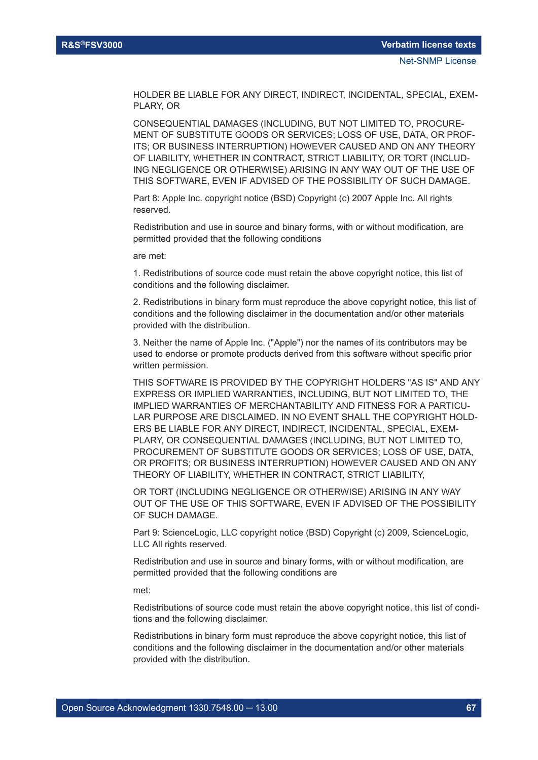HOLDER BE LIABLE FOR ANY DIRECT, INDIRECT, INCIDENTAL, SPECIAL, EXEMPLARY, OR

CONSEQUENTIAL DAMAGES (INCLUDING, BUT NOT LIMITED TO, PROCUREMENT OF SUBSTITUTE GOODS OR SERVICES; LOSS OF USE, DATA, OR PROFITS; OR BUSINESS INTERRUPTION) HOWEVER CAUSED AND ON ANY THEORY OF LIABILITY, WHETHER IN CONTRACT, STRICT LIABILITY, OR TORT (INCLUDING NEGLIGENCE OR OTHERWISE) ARISING IN ANY WAY OUT OF THE USE OF THIS SOFTWARE, EVEN IF ADVISED OF THE POSSIBILITY OF SUCH DAMAGE.

Part 8: Apple Inc. copyright notice (BSD) Copyright (c) 2007 Apple Inc. All rights reserved.

Redistribution and use in source and binary forms, with or without modification, are permitted provided that the following conditions

are met:

1. Redistributions of source code must retain the above copyright notice, this list of conditions and the following disclaimer.

2. Redistributions in binary form must reproduce the above copyright notice, this list of conditions and the following disclaimer in the documentation and/or other materials provided with the distribution.

3. Neither the name of Apple Inc. ("Apple") nor the names of its contributors may be used to endorse or promote products derived from this software without specific prior written permission.

THIS SOFTWARE IS PROVIDED BY THE COPYRIGHT HOLDERS "AS IS" AND ANY EXPRESS OR IMPLIED WARRANTIES, INCLUDING, BUT NOT LIMITED TO, THE IMPLIED WARRANTIES OF MERCHANTABILITY AND FITNESS FOR A PARTICULAR PURPOSE ARE DISCLAIMED. IN NO EVENT SHALL THE COPYRIGHT HOLDERS BE LIABLE FOR ANY DIRECT, INDIRECT, INCIDENTAL, SPECIAL, EXEMPLARY, OR CONSEQUENTIAL DAMAGES (INCLUDING, BUT NOT LIMITED TO, PROCUREMENT OF SUBSTITUTE GOODS OR SERVICES; LOSS OF USE, DATA, OR PROFITS; OR BUSINESS INTERRUPTION) HOWEVER CAUSED AND ON ANY THEORY OF LIABILITY, WHETHER IN CONTRACT, STRICT LIABILITY,

OR TORT (INCLUDING NEGLIGENCE OR OTHERWISE) ARISING IN ANY WAY OUT OF THE USE OF THIS SOFTWARE, EVEN IF ADVISED OF THE POSSIBILITY OF SUCH DAMAGE.

Part 9: ScienceLogic, LLC copyright notice (BSD) Copyright (c) 2009, ScienceLogic, LLC All rights reserved.

Redistribution and use in source and binary forms, with or without modification, are permitted provided that the following conditions are

met:

Redistributions of source code must retain the above copyright notice, this list of conditions and the following disclaimer.

Redistributions in binary form must reproduce the above copyright notice, this list of conditions and the following disclaimer in the documentation and/or other materials provided with the distribution.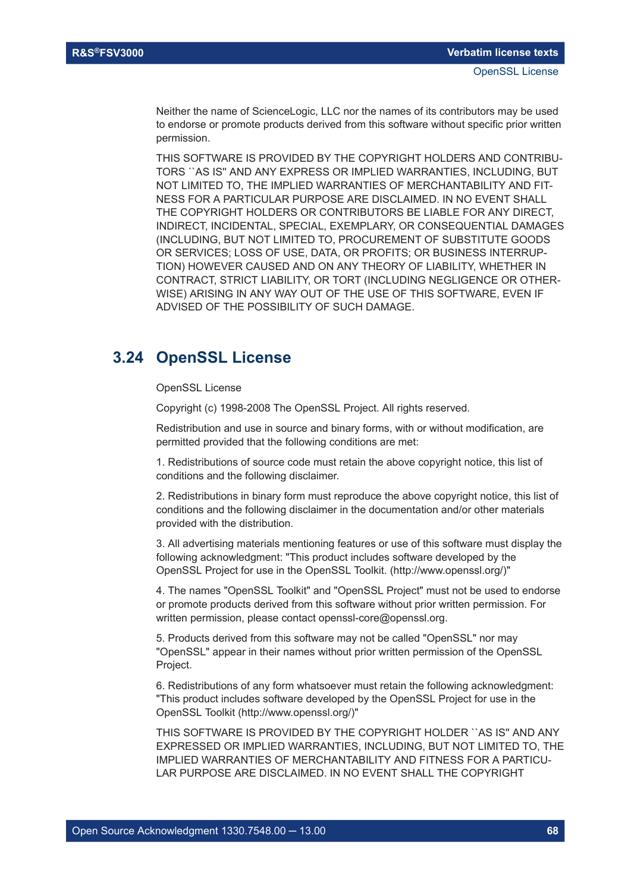Neither the name of ScienceLogic, LLC nor the names of its contributors may be used to endorse or promote products derived from this software without specific prior written permission.

THIS SOFTWARE IS PROVIDED BY THE COPYRIGHT HOLDERS AND CONTRIBUTORS ``AS IS'' AND ANY EXPRESS OR IMPLIED WARRANTIES, INCLUDING, BUT NOT LIMITED TO, THE IMPLIED WARRANTIES OF MERCHANTABILITY AND FITNESS FOR A PARTICULAR PURPOSE ARE DISCLAIMED. IN NO EVENT SHALL THE COPYRIGHT HOLDERS OR CONTRIBUTORS BE LIABLE FOR ANY DIRECT, INDIRECT, INCIDENTAL, SPECIAL, EXEMPLARY, OR CONSEQUENTIAL DAMAGES (INCLUDING, BUT NOT LIMITED TO, PROCUREMENT OF SUBSTITUTE GOODS OR SERVICES; LOSS OF USE, DATA, OR PROFITS; OR BUSINESS INTERRUPTION) HOWEVER CAUSED AND ON ANY THEORY OF LIABILITY, WHETHER IN CONTRACT, STRICT LIABILITY, OR TORT (INCLUDING NEGLIGENCE OR OTHERWISE) ARISING IN ANY WAY OUT OF THE USE OF THIS SOFTWARE, EVEN IF ADVISED OF THE POSSIBILITY OF SUCH DAMAGE.

## 3.24 OpenSSL License

OpenSSL License

Copyright (c) 1998-2008 The OpenSSL Project. All rights reserved.

Redistribution and use in source and binary forms, with or without modification, are permitted provided that the following conditions are met:

1. Redistributions of source code must retain the above copyright notice, this list of conditions and the following disclaimer.

2. Redistributions in binary form must reproduce the above copyright notice, this list of conditions and the following disclaimer in the documentation and/or other materials provided with the distribution.

3. All advertising materials mentioning features or use of this software must display the following acknowledgment: "This product includes software developed by the OpenSSL Project for use in the OpenSSL Toolkit. (http://www.openssl.org/)"

4. The names "OpenSSL Toolkit" and "OpenSSL Project" must not be used to endorse or promote products derived from this software without prior written permission. For written permission, please contact openssl-core@openssl.org.

5. Products derived from this software may not be called "OpenSSL" nor may "OpenSSL" appear in their names without prior written permission of the OpenSSL Project.

6. Redistributions of any form whatsoever must retain the following acknowledgment: "This product includes software developed by the OpenSSL Project for use in the OpenSSL Toolkit (http://www.openssl.org/)"

THIS SOFTWARE IS PROVIDED BY THE COPYRIGHT HOLDER ``AS IS'' AND ANY EXPRESSED OR IMPLIED WARRANTIES, INCLUDING, BUT NOT LIMITED TO, THE IMPLIED WARRANTIES OF MERCHANTABILITY AND FITNESS FOR A PARTICULAR PURPOSE ARE DISCLAIMED. IN NO EVENT SHALL THE COPYRIGHT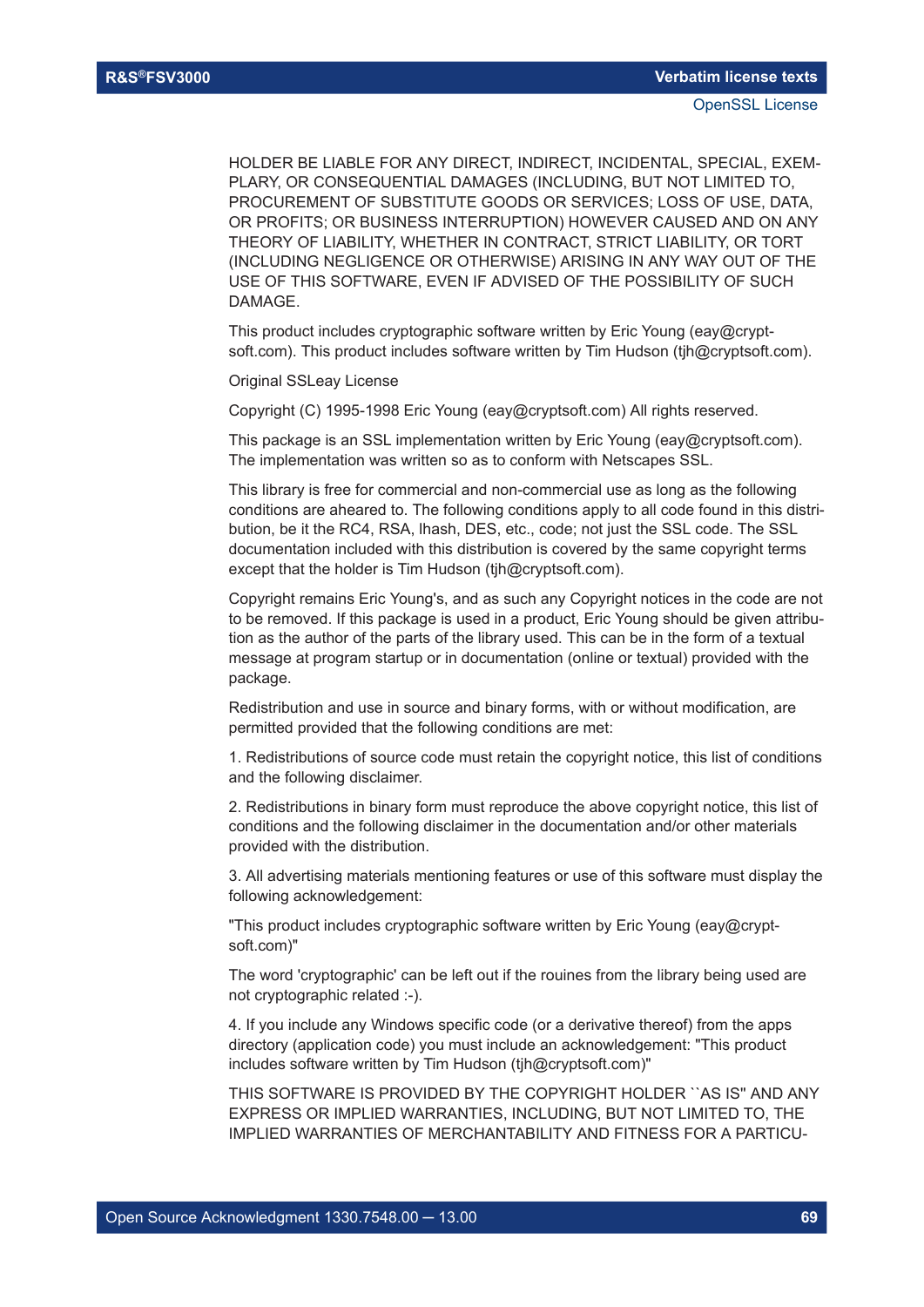HOLDER BE LIABLE FOR ANY DIRECT, INDIRECT, INCIDENTAL, SPECIAL, EXEMPLARY, OR CONSEQUENTIAL DAMAGES (INCLUDING, BUT NOT LIMITED TO, PROCUREMENT OF SUBSTITUTE GOODS OR SERVICES; LOSS OF USE, DATA, OR PROFITS; OR BUSINESS INTERRUPTION) HOWEVER CAUSED AND ON ANY THEORY OF LIABILITY, WHETHER IN CONTRACT, STRICT LIABILITY, OR TORT (INCLUDING NEGLIGENCE OR OTHERWISE) ARISING IN ANY WAY OUT OF THE USE OF THIS SOFTWARE, EVEN IF ADVISED OF THE POSSIBILITY OF SUCH DAMAGE.

This product includes cryptographic software written by Eric Young (eay@cryptsoft.com). This product includes software written by Tim Hudson (tjh@cryptsoft.com).

Original SSLeay License

Copyright (C) 1995-1998 Eric Young (eay@cryptsoft.com) All rights reserved.

This package is an SSL implementation written by Eric Young (eay@cryptsoft.com). The implementation was written so as to conform with Netscapes SSL.

This library is free for commercial and non-commercial use as long as the following conditions are aheared to. The following conditions apply to all code found in this distribution, be it the RC4, RSA, lhash, DES, etc., code; not just the SSL code. The SSL documentation included with this distribution is covered by the same copyright terms except that the holder is Tim Hudson (tjh@cryptsoft.com).

Copyright remains Eric Young's, and as such any Copyright notices in the code are not to be removed. If this package is used in a product, Eric Young should be given attribution as the author of the parts of the library used. This can be in the form of a textual message at program startup or in documentation (online or textual) provided with the package.

Redistribution and use in source and binary forms, with or without modification, are permitted provided that the following conditions are met:

1. Redistributions of source code must retain the copyright notice, this list of conditions and the following disclaimer.

2. Redistributions in binary form must reproduce the above copyright notice, this list of conditions and the following disclaimer in the documentation and/or other materials provided with the distribution.

3. All advertising materials mentioning features or use of this software must display the following acknowledgement:

"This product includes cryptographic software written by Eric Young (eay@cryptsoft.com)"

The word 'cryptographic' can be left out if the rouines from the library being used are not cryptographic related :-).

4. If you include any Windows specific code (or a derivative thereof) from the apps directory (application code) you must include an acknowledgement: "This product includes software written by Tim Hudson (tjh@cryptsoft.com)"

THIS SOFTWARE IS PROVIDED BY THE COPYRIGHT HOLDER ``AS IS'' AND ANY EXPRESS OR IMPLIED WARRANTIES, INCLUDING, BUT NOT LIMITED TO, THE IMPLIED WARRANTIES OF MERCHANTABILITY AND FITNESS FOR A PARTICU-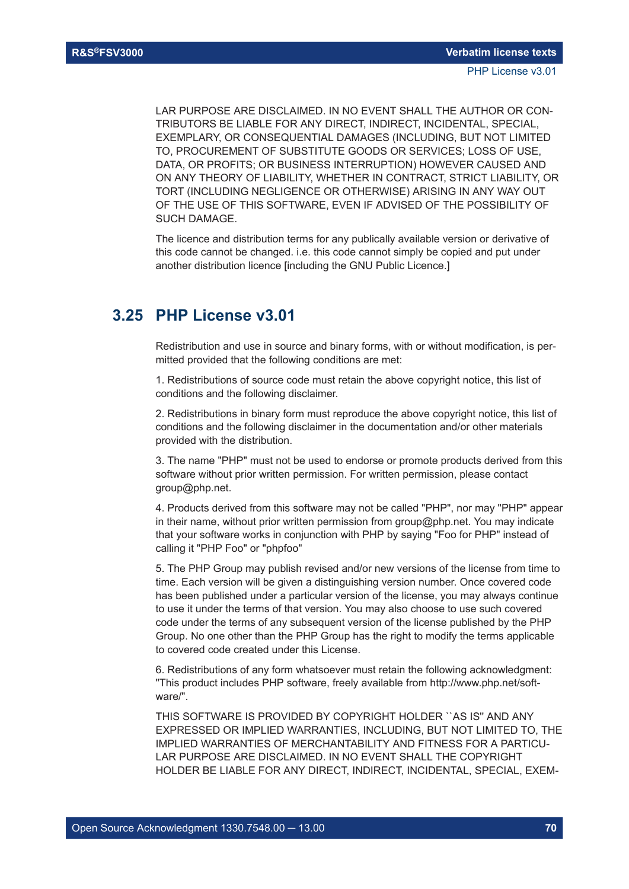LAR PURPOSE ARE DISCLAIMED. IN NO EVENT SHALL THE AUTHOR OR CONTRIBUTORS BE LIABLE FOR ANY DIRECT, INDIRECT, INCIDENTAL, SPECIAL, EXEMPLARY, OR CONSEQUENTIAL DAMAGES (INCLUDING, BUT NOT LIMITED TO, PROCUREMENT OF SUBSTITUTE GOODS OR SERVICES; LOSS OF USE, DATA, OR PROFITS; OR BUSINESS INTERRUPTION) HOWEVER CAUSED AND ON ANY THEORY OF LIABILITY, WHETHER IN CONTRACT, STRICT LIABILITY, OR TORT (INCLUDING NEGLIGENCE OR OTHERWISE) ARISING IN ANY WAY OUT OF THE USE OF THIS SOFTWARE, EVEN IF ADVISED OF THE POSSIBILITY OF SUCH DAMAGE.

The licence and distribution terms for any publically available version or derivative of this code cannot be changed. i.e. this code cannot simply be copied and put under another distribution licence [including the GNU Public Licence.]

## 3.25 PHP License v3.01

Redistribution and use in source and binary forms, with or without modification, is permitted provided that the following conditions are met:

1. Redistributions of source code must retain the above copyright notice, this list of conditions and the following disclaimer.

2. Redistributions in binary form must reproduce the above copyright notice, this list of conditions and the following disclaimer in the documentation and/or other materials provided with the distribution.

3. The name "PHP" must not be used to endorse or promote products derived from this software without prior written permission. For written permission, please contact group@php.net.

4. Products derived from this software may not be called "PHP", nor may "PHP" appear in their name, without prior written permission from group@php.net. You may indicate that your software works in conjunction with PHP by saying "Foo for PHP" instead of calling it "PHP Foo" or "phpfoo"

5. The PHP Group may publish revised and/or new versions of the license from time to time. Each version will be given a distinguishing version number. Once covered code has been published under a particular version of the license, you may always continue to use it under the terms of that version. You may also choose to use such covered code under the terms of any subsequent version of the license published by the PHP Group. No one other than the PHP Group has the right to modify the terms applicable to covered code created under this License.

6. Redistributions of any form whatsoever must retain the following acknowledgment: "This product includes PHP software, freely available from http://www.php.net/software/".

THIS SOFTWARE IS PROVIDED BY COPYRIGHT HOLDER ``AS IS'' AND ANY EXPRESSED OR IMPLIED WARRANTIES, INCLUDING, BUT NOT LIMITED TO, THE IMPLIED WARRANTIES OF MERCHANTABILITY AND FITNESS FOR A PARTICULAR PURPOSE ARE DISCLAIMED. IN NO EVENT SHALL THE COPYRIGHT HOLDER BE LIABLE FOR ANY DIRECT, INDIRECT, INCIDENTAL, SPECIAL, EXEM-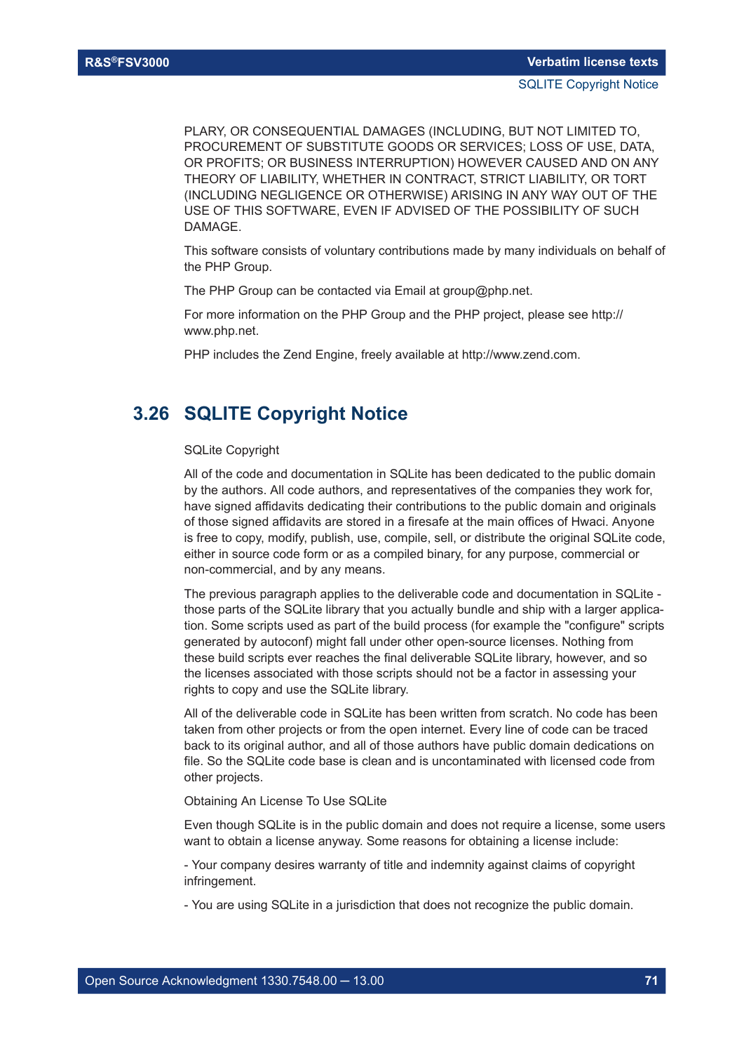PLARY, OR CONSEQUENTIAL DAMAGES (INCLUDING, BUT NOT LIMITED TO, PROCUREMENT OF SUBSTITUTE GOODS OR SERVICES; LOSS OF USE, DATA, OR PROFITS; OR BUSINESS INTERRUPTION) HOWEVER CAUSED AND ON ANY THEORY OF LIABILITY, WHETHER IN CONTRACT, STRICT LIABILITY, OR TORT (INCLUDING NEGLIGENCE OR OTHERWISE) ARISING IN ANY WAY OUT OF THE USE OF THIS SOFTWARE, EVEN IF ADVISED OF THE POSSIBILITY OF SUCH DAMAGE.

This software consists of voluntary contributions made by many individuals on behalf of the PHP Group.

The PHP Group can be contacted via Email at group@php.net.

For more information on the PHP Group and the PHP project, please see http://www.php.net.

PHP includes the Zend Engine, freely available at http://www.zend.com.

## 3.26 SQLITE Copyright Notice

SQLite Copyright

All of the code and documentation in SQLite has been dedicated to the public domain by the authors. All code authors, and representatives of the companies they work for, have signed affidavits dedicating their contributions to the public domain and originals of those signed affidavits are stored in a firesafe at the main offices of Hwaci. Anyone is free to copy, modify, publish, use, compile, sell, or distribute the original SQLite code, either in source code form or as a compiled binary, for any purpose, commercial or non-commercial, and by any means.

The previous paragraph applies to the deliverable code and documentation in SQLite - those parts of the SQLite library that you actually bundle and ship with a larger application. Some scripts used as part of the build process (for example the "configure" scripts generated by autoconf) might fall under other open-source licenses. Nothing from these build scripts ever reaches the final deliverable SQLite library, however, and so the licenses associated with those scripts should not be a factor in assessing your rights to copy and use the SQLite library.

All of the deliverable code in SQLite has been written from scratch. No code has been taken from other projects or from the open internet. Every line of code can be traced back to its original author, and all of those authors have public domain dedications on file. So the SQLite code base is clean and is uncontaminated with licensed code from other projects.

Obtaining An License To Use SQLite

Even though SQLite is in the public domain and does not require a license, some users want to obtain a license anyway. Some reasons for obtaining a license include:

- Your company desires warranty of title and indemnity against claims of copyright infringement.

- You are using SQLite in a jurisdiction that does not recognize the public domain.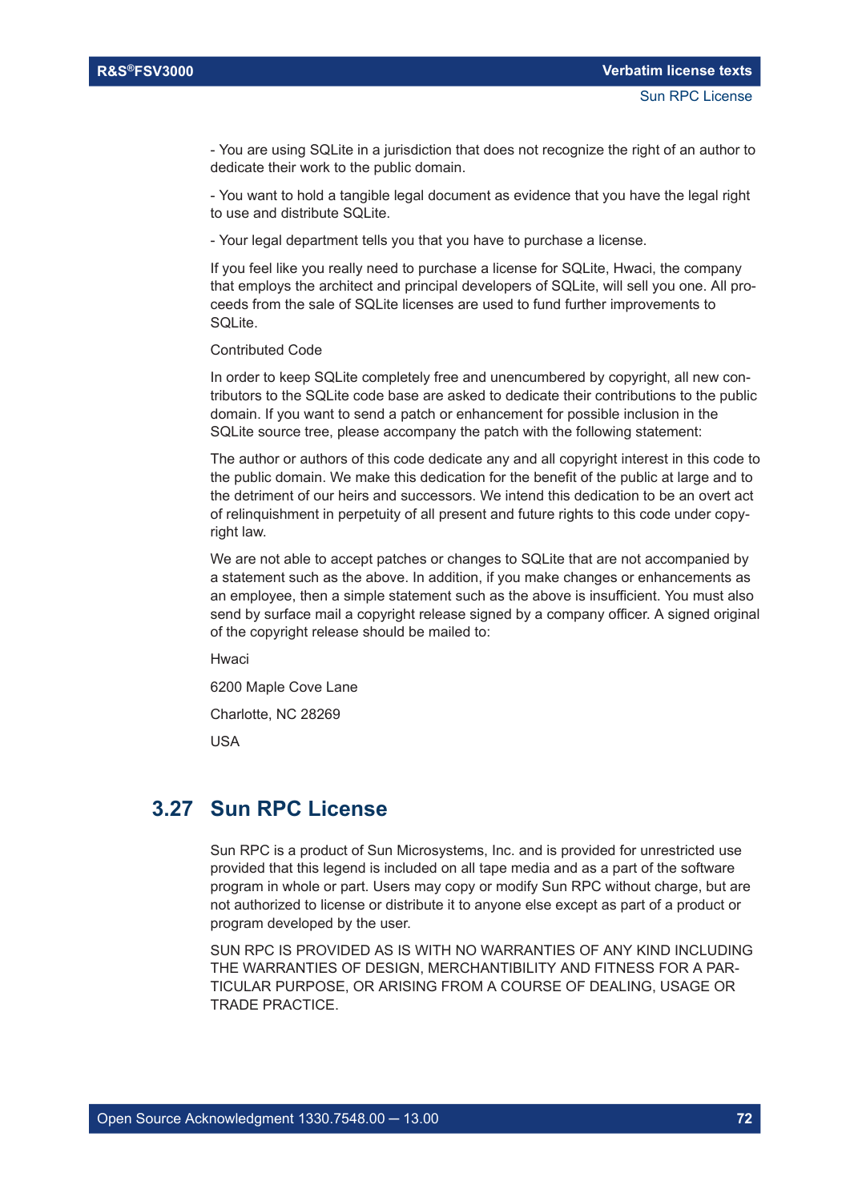- You are using SQLite in a jurisdiction that does not recognize the right of an author to dedicate their work to the public domain.

- You want to hold a tangible legal document as evidence that you have the legal right to use and distribute SQLite.

- Your legal department tells you that you have to purchase a license.

If you feel like you really need to purchase a license for SQLite, Hwaci, the company that employs the architect and principal developers of SQLite, will sell you one. All proceeds from the sale of SQLite licenses are used to fund further improvements to SQLite.

Contributed Code

In order to keep SQLite completely free and unencumbered by copyright, all new contributors to the SQLite code base are asked to dedicate their contributions to the public domain. If you want to send a patch or enhancement for possible inclusion in the SQLite source tree, please accompany the patch with the following statement:

The author or authors of this code dedicate any and all copyright interest in this code to the public domain. We make this dedication for the benefit of the public at large and to the detriment of our heirs and successors. We intend this dedication to be an overt act of relinquishment in perpetuity of all present and future rights to this code under copyright law.

We are not able to accept patches or changes to SQLite that are not accompanied by a statement such as the above. In addition, if you make changes or enhancements as an employee, then a simple statement such as the above is insufficient. You must also send by surface mail a copyright release signed by a company officer. A signed original of the copyright release should be mailed to:

Hwaci

6200 Maple Cove Lane

Charlotte, NC 28269

USA

## 3.27 Sun RPC License

Sun RPC is a product of Sun Microsystems, Inc. and is provided for unrestricted use provided that this legend is included on all tape media and as a part of the software program in whole or part. Users may copy or modify Sun RPC without charge, but are not authorized to license or distribute it to anyone else except as part of a product or program developed by the user.

SUN RPC IS PROVIDED AS IS WITH NO WARRANTIES OF ANY KIND INCLUDING THE WARRANTIES OF DESIGN, MERCHANTIBILITY AND FITNESS FOR A PARTICULAR PURPOSE, OR ARISING FROM A COURSE OF DEALING, USAGE OR TRADE PRACTICE.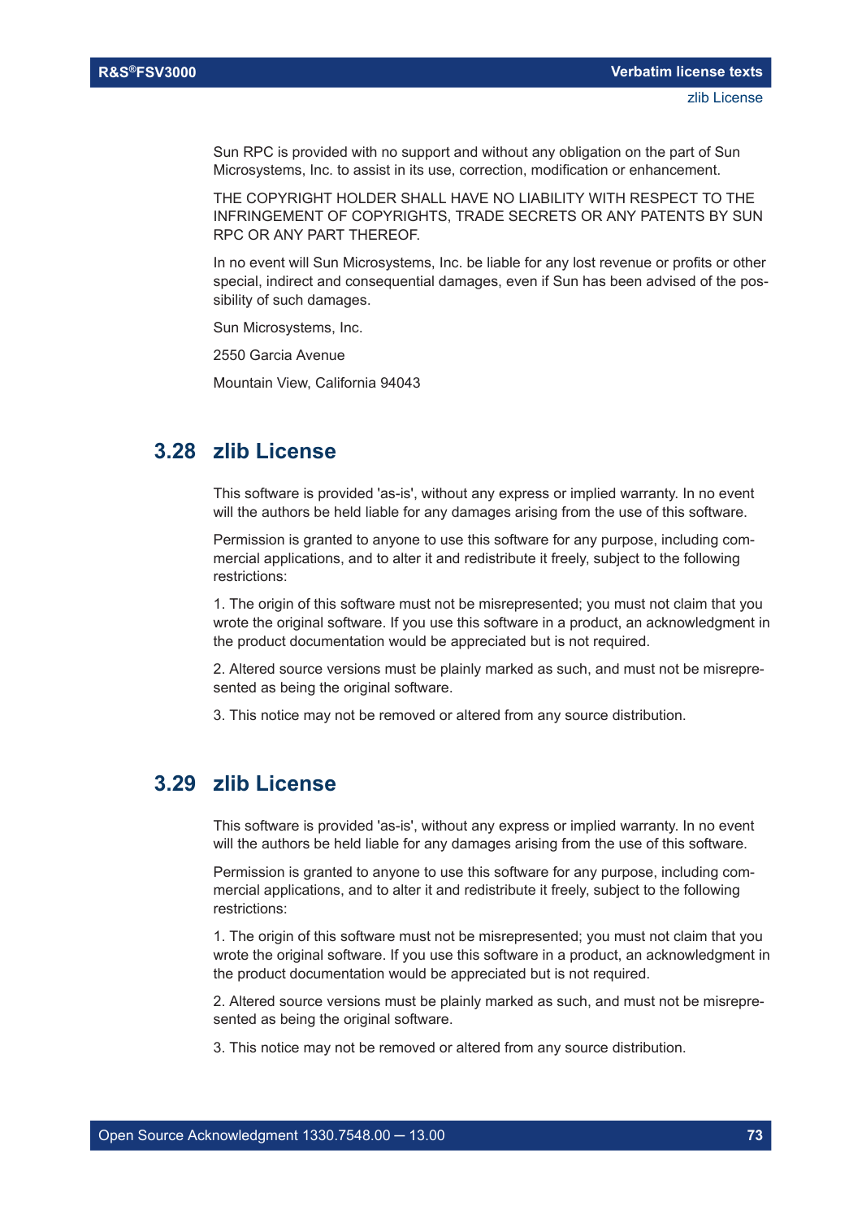Sun RPC is provided with no support and without any obligation on the part of Sun Microsystems, Inc. to assist in its use, correction, modification or enhancement.

THE COPYRIGHT HOLDER SHALL HAVE NO LIABILITY WITH RESPECT TO THE INFRINGEMENT OF COPYRIGHTS, TRADE SECRETS OR ANY PATENTS BY SUN RPC OR ANY PART THEREOF.

In no event will Sun Microsystems, Inc. be liable for any lost revenue or profits or other special, indirect and consequential damages, even if Sun has been advised of the possibility of such damages.

Sun Microsystems, Inc.

2550 Garcia Avenue

Mountain View, California 94043

## 3.28 zlib License

This software is provided 'as-is', without any express or implied warranty. In no event will the authors be held liable for any damages arising from the use of this software.

Permission is granted to anyone to use this software for any purpose, including commercial applications, and to alter it and redistribute it freely, subject to the following restrictions:

1. The origin of this software must not be misrepresented; you must not claim that you wrote the original software. If you use this software in a product, an acknowledgment in the product documentation would be appreciated but is not required.

2. Altered source versions must be plainly marked as such, and must not be misrepresented as being the original software.

3. This notice may not be removed or altered from any source distribution.

## 3.29 zlib License

This software is provided 'as-is', without any express or implied warranty. In no event will the authors be held liable for any damages arising from the use of this software.

Permission is granted to anyone to use this software for any purpose, including commercial applications, and to alter it and redistribute it freely, subject to the following restrictions:

1. The origin of this software must not be misrepresented; you must not claim that you wrote the original software. If you use this software in a product, an acknowledgment in the product documentation would be appreciated but is not required.

2. Altered source versions must be plainly marked as such, and must not be misrepresented as being the original software.

3. This notice may not be removed or altered from any source distribution.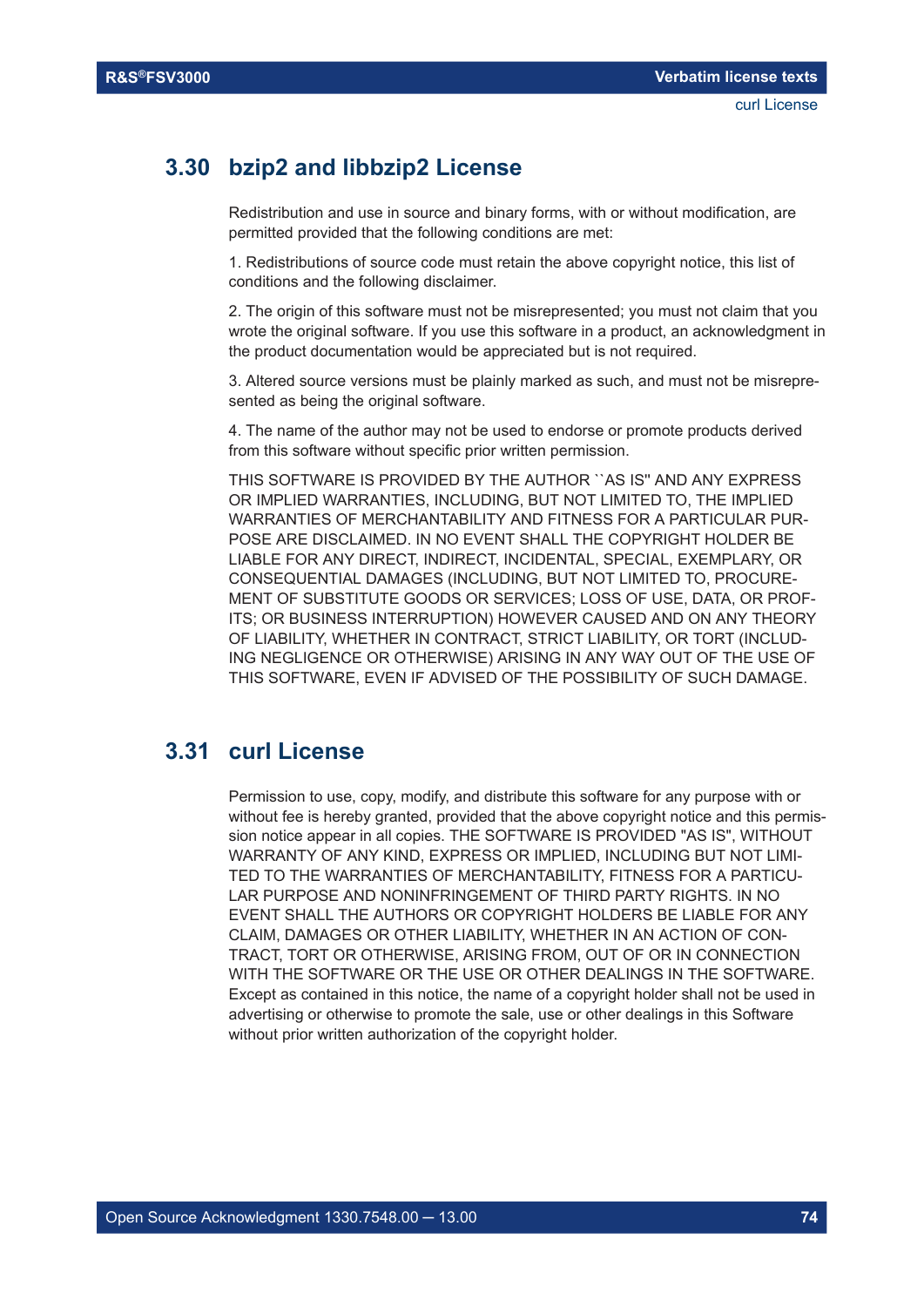## 3.30 bzip2 and libbzip2 License

Redistribution and use in source and binary forms, with or without modification, are permitted provided that the following conditions are met:

1. Redistributions of source code must retain the above copyright notice, this list of conditions and the following disclaimer.

2. The origin of this software must not be misrepresented; you must not claim that you wrote the original software. If you use this software in a product, an acknowledgment in the product documentation would be appreciated but is not required.

3. Altered source versions must be plainly marked as such, and must not be misrepresented as being the original software.

4. The name of the author may not be used to endorse or promote products derived from this software without specific prior written permission.

THIS SOFTWARE IS PROVIDED BY THE AUTHOR ``AS IS'' AND ANY EXPRESS OR IMPLIED WARRANTIES, INCLUDING, BUT NOT LIMITED TO, THE IMPLIED WARRANTIES OF MERCHANTABILITY AND FITNESS FOR A PARTICULAR PURPOSE ARE DISCLAIMED. IN NO EVENT SHALL THE COPYRIGHT HOLDER BE LIABLE FOR ANY DIRECT, INDIRECT, INCIDENTAL, SPECIAL, EXEMPLARY, OR CONSEQUENTIAL DAMAGES (INCLUDING, BUT NOT LIMITED TO, PROCUREMENT OF SUBSTITUTE GOODS OR SERVICES; LOSS OF USE, DATA, OR PROFITS; OR BUSINESS INTERRUPTION) HOWEVER CAUSED AND ON ANY THEORY OF LIABILITY, WHETHER IN CONTRACT, STRICT LIABILITY, OR TORT (INCLUDING NEGLIGENCE OR OTHERWISE) ARISING IN ANY WAY OUT OF THE USE OF THIS SOFTWARE, EVEN IF ADVISED OF THE POSSIBILITY OF SUCH DAMAGE.

## 3.31 curl License

Permission to use, copy, modify, and distribute this software for any purpose with or without fee is hereby granted, provided that the above copyright notice and this permission notice appear in all copies. THE SOFTWARE IS PROVIDED "AS IS", WITHOUT WARRANTY OF ANY KIND, EXPRESS OR IMPLIED, INCLUDING BUT NOT LIMITED TO THE WARRANTIES OF MERCHANTABILITY, FITNESS FOR A PARTICULAR PURPOSE AND NONINFRINGEMENT OF THIRD PARTY RIGHTS. IN NO EVENT SHALL THE AUTHORS OR COPYRIGHT HOLDERS BE LIABLE FOR ANY CLAIM, DAMAGES OR OTHER LIABILITY, WHETHER IN AN ACTION OF CONTRACT, TORT OR OTHERWISE, ARISING FROM, OUT OF OR IN CONNECTION WITH THE SOFTWARE OR THE USE OR OTHER DEALINGS IN THE SOFTWARE. Except as contained in this notice, the name of a copyright holder shall not be used in advertising or otherwise to promote the sale, use or other dealings in this Software without prior written authorization of the copyright holder.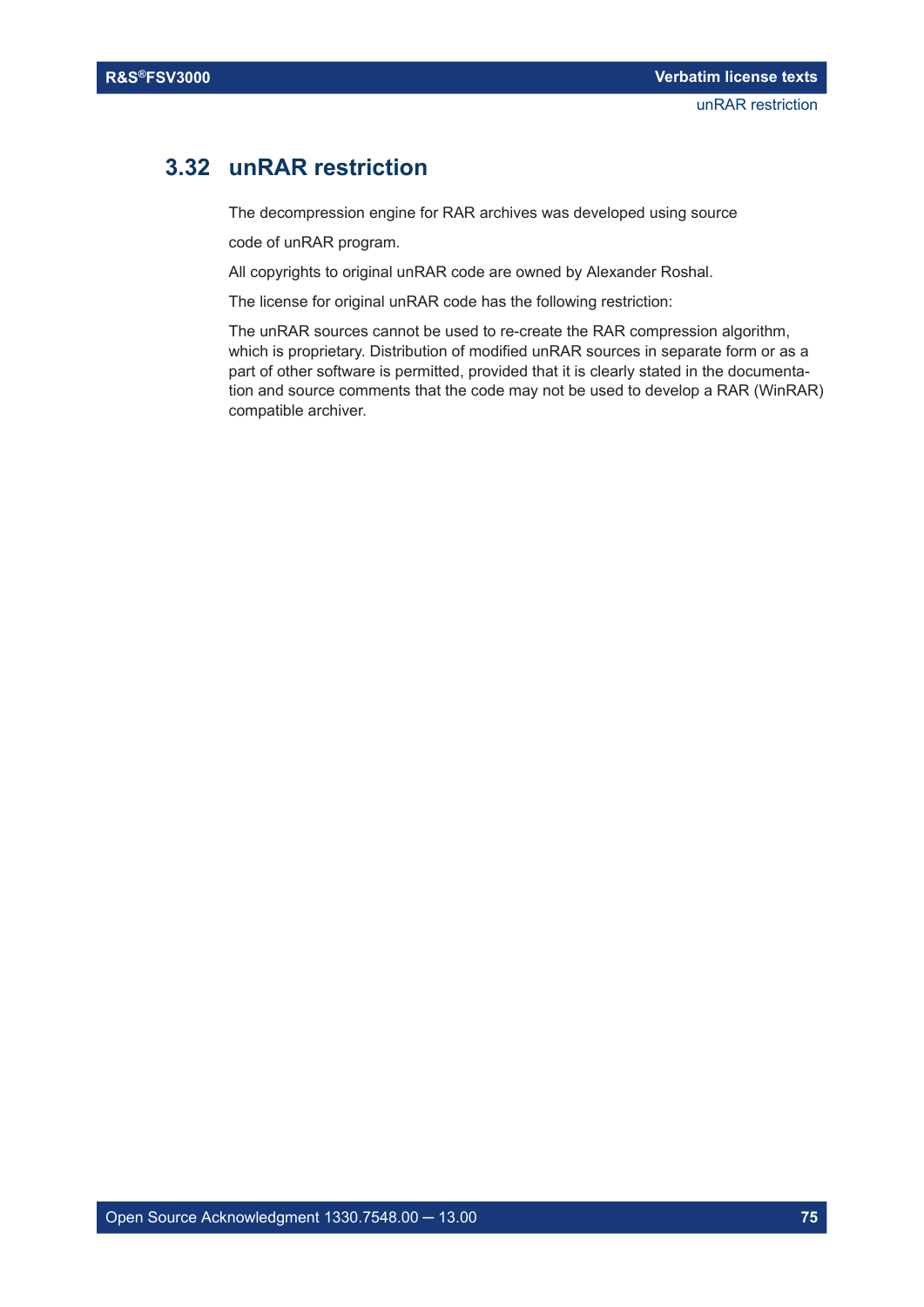## 3.32 unRAR restriction

The decompression engine for RAR archives was developed using source

code of unRAR program.

All copyrights to original unRAR code are owned by Alexander Roshal.

The license for original unRAR code has the following restriction:

The unRAR sources cannot be used to re-create the RAR compression algorithm, which is proprietary. Distribution of modified unRAR sources in separate form or as a part of other software is permitted, provided that it is clearly stated in the documentation and source comments that the code may not be used to develop a RAR (WinRAR) compatible archiver.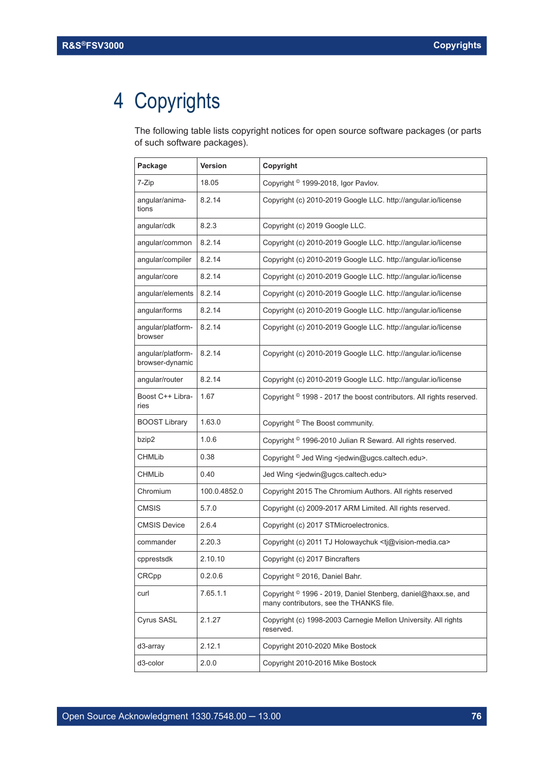# 4 Copyrights

The following table lists copyright notices for open source software packages (or parts of such software packages).

| Package | Version | Copyright |
|---|---|---|
| 7-Zip | 18.05 | Copyright © 1999-2018, Igor Pavlov. |
| angular/animations | 8.2.14 | Copyright (c) 2010-2019 Google LLC. http://angular.io/license |
| angular/cdk | 8.2.3 | Copyright (c) 2019 Google LLC. |
| angular/common | 8.2.14 | Copyright (c) 2010-2019 Google LLC. http://angular.io/license |
| angular/compiler | 8.2.14 | Copyright (c) 2010-2019 Google LLC. http://angular.io/license |
| angular/core | 8.2.14 | Copyright (c) 2010-2019 Google LLC. http://angular.io/license |
| angular/elements | 8.2.14 | Copyright (c) 2010-2019 Google LLC. http://angular.io/license |
| angular/forms | 8.2.14 | Copyright (c) 2010-2019 Google LLC. http://angular.io/license |
| angular/platform-browser | 8.2.14 | Copyright (c) 2010-2019 Google LLC. http://angular.io/license |
| angular/platform-browser-dynamic | 8.2.14 | Copyright (c) 2010-2019 Google LLC. http://angular.io/license |
| angular/router | 8.2.14 | Copyright (c) 2010-2019 Google LLC. http://angular.io/license |
| Boost C++ Libraries | 1.67 | Copyright © 1998 - 2017 the boost contributors. All rights reserved. |
| BOOST Library | 1.63.0 | Copyright © The Boost community. |
| bzip2 | 1.0.6 | Copyright © 1996-2010 Julian R Seward. All rights reserved. |
| CHMLib | 0.38 | Copyright © Jed Wing <jedwin@ugcs.caltech.edu>. |
| CHMLib | 0.40 | Jed Wing <jedwin@ugcs.caltech.edu> |
| Chromium | 100.0.4852.0 | Copyright 2015 The Chromium Authors. All rights reserved |
| CMSIS | 5.7.0 | Copyright (c) 2009-2017 ARM Limited. All rights reserved. |
| CMSIS Device | 2.6.4 | Copyright (c) 2017 STMicroelectronics. |
| commander | 2.20.3 | Copyright (c) 2011 TJ Holowaychuk <tj@vision-media.ca> |
| cpprestsdk | 2.10.10 | Copyright (c) 2017 Bincrafters |
| CRCpp | 0.2.0.6 | Copyright © 2016, Daniel Bahr. |
| curl | 7.65.1.1 | Copyright © 1996 - 2019, Daniel Stenberg, daniel@haxx.se, and many contributors, see the THANKS file. |
| Cyrus SASL | 2.1.27 | Copyright (c) 1998-2003 Carnegie Mellon University. All rights reserved. |
| d3-array | 2.12.1 | Copyright 2010-2020 Mike Bostock |
| d3-color | 2.0.0 | Copyright 2010-2016 Mike Bostock |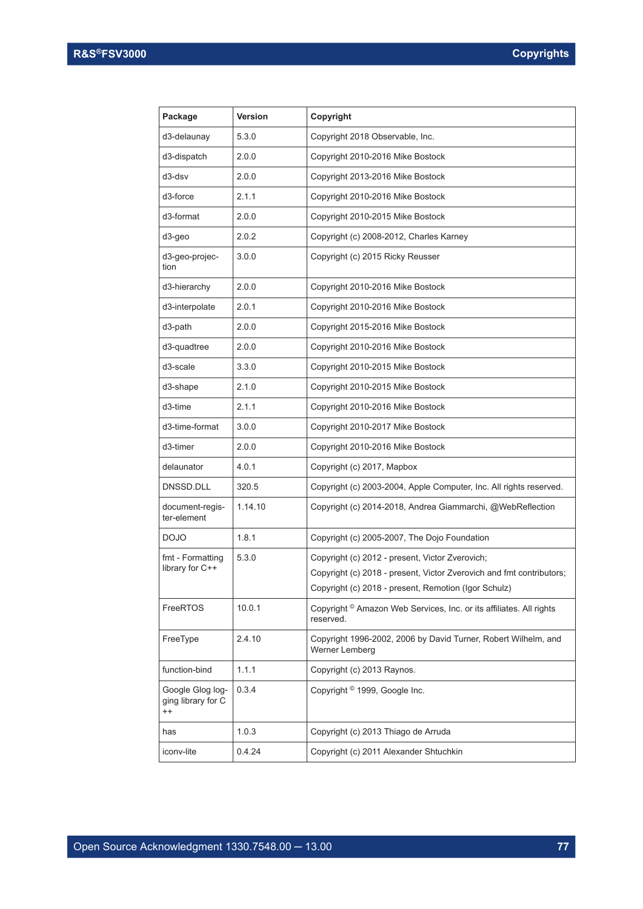| Package | Version | Copyright |
|---|---|---|
| d3-delaunay | 5.3.0 | Copyright 2018 Observable, Inc. |
| d3-dispatch | 2.0.0 | Copyright 2010-2016 Mike Bostock |
| d3-dsv | 2.0.0 | Copyright 2013-2016 Mike Bostock |
| d3-force | 2.1.1 | Copyright 2010-2016 Mike Bostock |
| d3-format | 2.0.0 | Copyright 2010-2015 Mike Bostock |
| d3-geo | 2.0.2 | Copyright (c) 2008-2012, Charles Karney |
| d3-geo-projection | 3.0.0 | Copyright (c) 2015 Ricky Reusser |
| d3-hierarchy | 2.0.0 | Copyright 2010-2016 Mike Bostock |
| d3-interpolate | 2.0.1 | Copyright 2010-2016 Mike Bostock |
| d3-path | 2.0.0 | Copyright 2015-2016 Mike Bostock |
| d3-quadtree | 2.0.0 | Copyright 2010-2016 Mike Bostock |
| d3-scale | 3.3.0 | Copyright 2010-2015 Mike Bostock |
| d3-shape | 2.1.0 | Copyright 2010-2015 Mike Bostock |
| d3-time | 2.1.1 | Copyright 2010-2016 Mike Bostock |
| d3-time-format | 3.0.0 | Copyright 2010-2017 Mike Bostock |
| d3-timer | 2.0.0 | Copyright 2010-2016 Mike Bostock |
| delaunator | 4.0.1 | Copyright (c) 2017, Mapbox |
| DNSSD.DLL | 320.5 | Copyright (c) 2003-2004, Apple Computer, Inc. All rights reserved. |
| document-register-element | 1.14.10 | Copyright (c) 2014-2018, Andrea Giammarchi, @WebReflection |
| DOJO | 1.8.1 | Copyright (c) 2005-2007, The Dojo Foundation |
| fmt - Formatting library for C++ | 5.3.0 | Copyright (c) 2012 - present, Victor Zverovich; Copyright (c) 2018 - present, Victor Zverovich and fmt contributors; Copyright (c) 2018 - present, Remotion (Igor Schulz) |
| FreeRTOS | 10.0.1 | Copyright © Amazon Web Services, Inc. or its affiliates. All rights reserved. |
| FreeType | 2.4.10 | Copyright 1996-2002, 2006 by David Turner, Robert Wilhelm, and Werner Lemberg |
| function-bind | 1.1.1 | Copyright (c) 2013 Raynos. |
| Google Glog logging library for C++ | 0.3.4 | Copyright © 1999, Google Inc. |
| has | 1.0.3 | Copyright (c) 2013 Thiago de Arruda |
| iconv-lite | 0.4.24 | Copyright (c) 2011 Alexander Shtuchkin |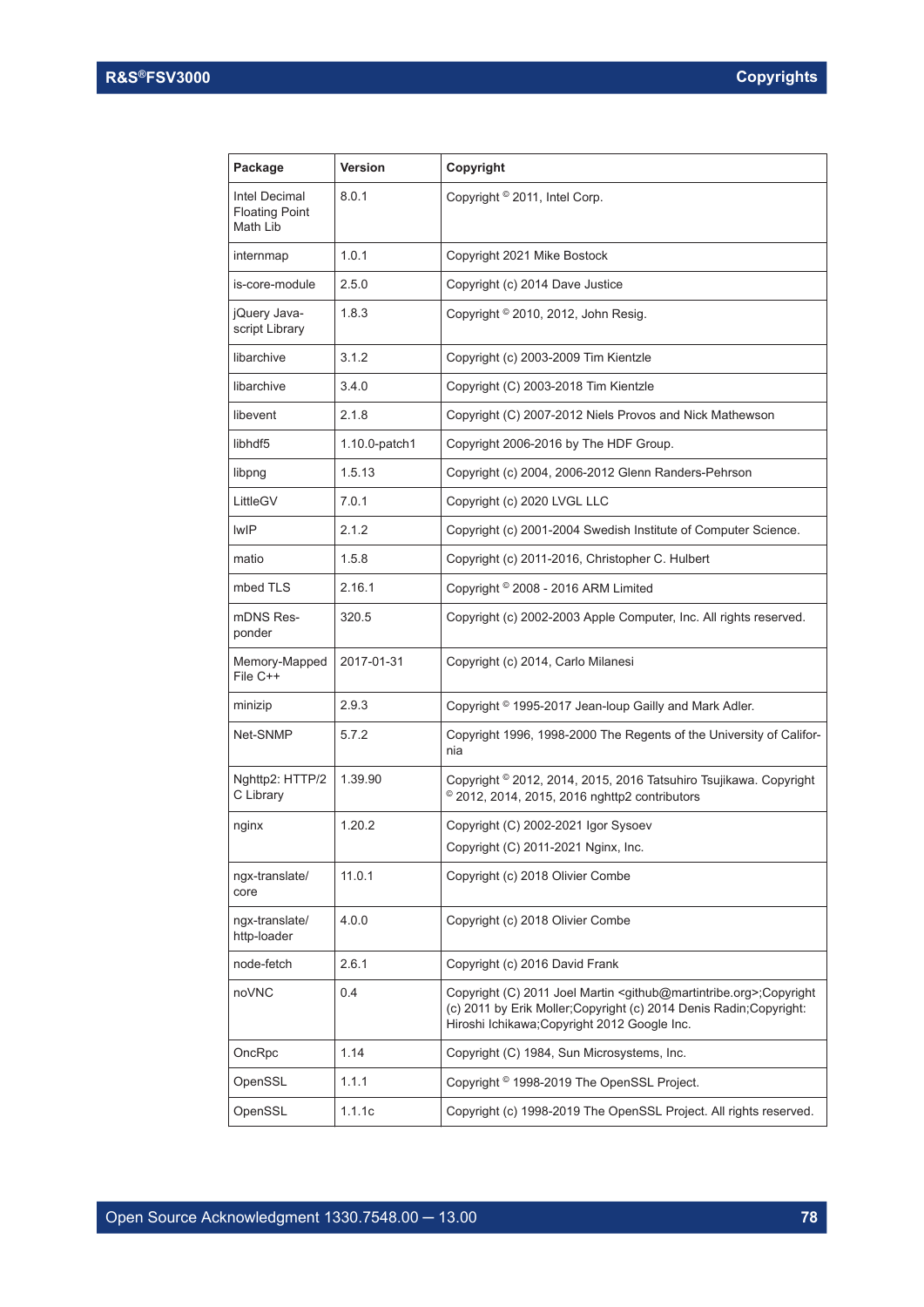| Package | Version | Copyright |
|---|---|---|
| Intel Decimal Floating Point Math Lib | 8.0.1 | Copyright © 2011, Intel Corp. |
| internmap | 1.0.1 | Copyright 2021 Mike Bostock |
| is-core-module | 2.5.0 | Copyright (c) 2014 Dave Justice |
| jQuery Java-script Library | 1.8.3 | Copyright © 2010, 2012, John Resig. |
| libarchive | 3.1.2 | Copyright (c) 2003-2009 Tim Kientzle |
| libarchive | 3.4.0 | Copyright (C) 2003-2018 Tim Kientzle |
| libevent | 2.1.8 | Copyright (C) 2007-2012 Niels Provos and Nick Mathewson |
| libhdf5 | 1.10.0-patch1 | Copyright 2006-2016 by The HDF Group. |
| libpng | 1.5.13 | Copyright (c) 2004, 2006-2012 Glenn Randers-Pehrson |
| LittleGV | 7.0.1 | Copyright (c) 2020 LVGL LLC |
| lwIP | 2.1.2 | Copyright (c) 2001-2004 Swedish Institute of Computer Science. |
| matio | 1.5.8 | Copyright (c) 2011-2016, Christopher C. Hulbert |
| mbed TLS | 2.16.1 | Copyright © 2008 - 2016 ARM Limited |
| mDNS Res-ponder | 320.5 | Copyright (c) 2002-2003 Apple Computer, Inc. All rights reserved. |
| Memory-Mapped File C++ | 2017-01-31 | Copyright (c) 2014, Carlo Milanesi |
| minizip | 2.9.3 | Copyright © 1995-2017 Jean-loup Gailly and Mark Adler. |
| Net-SNMP | 5.7.2 | Copyright 1996, 1998-2000 The Regents of the University of Califor-nia |
| Nghttp2: HTTP/2 C Library | 1.39.90 | Copyright © 2012, 2014, 2015, 2016 Tatsuhiro Tsujikawa. Copyright © 2012, 2014, 2015, 2016 nghttp2 contributors |
| nginx | 1.20.2 | Copyright (C) 2002-2021 Igor Sysoev<br>Copyright (C) 2011-2021 Nginx, Inc. |
| ngx-translate/core | 11.0.1 | Copyright (c) 2018 Olivier Combe |
| ngx-translate/http-loader | 4.0.0 | Copyright (c) 2018 Olivier Combe |
| node-fetch | 2.6.1 | Copyright (c) 2016 David Frank |
| noVNC | 0.4 | Copyright (C) 2011 Joel Martin <github@martintribe.org>;Copyright (c) 2011 by Erik Moller;Copyright (c) 2014 Denis Radin;Copyright: Hiroshi Ichikawa;Copyright 2012 Google Inc. |
| OncRpc | 1.14 | Copyright (C) 1984, Sun Microsystems, Inc. |
| OpenSSL | 1.1.1 | Copyright © 1998-2019 The OpenSSL Project. |
| OpenSSL | 1.1.1c | Copyright (c) 1998-2019 The OpenSSL Project. All rights reserved. |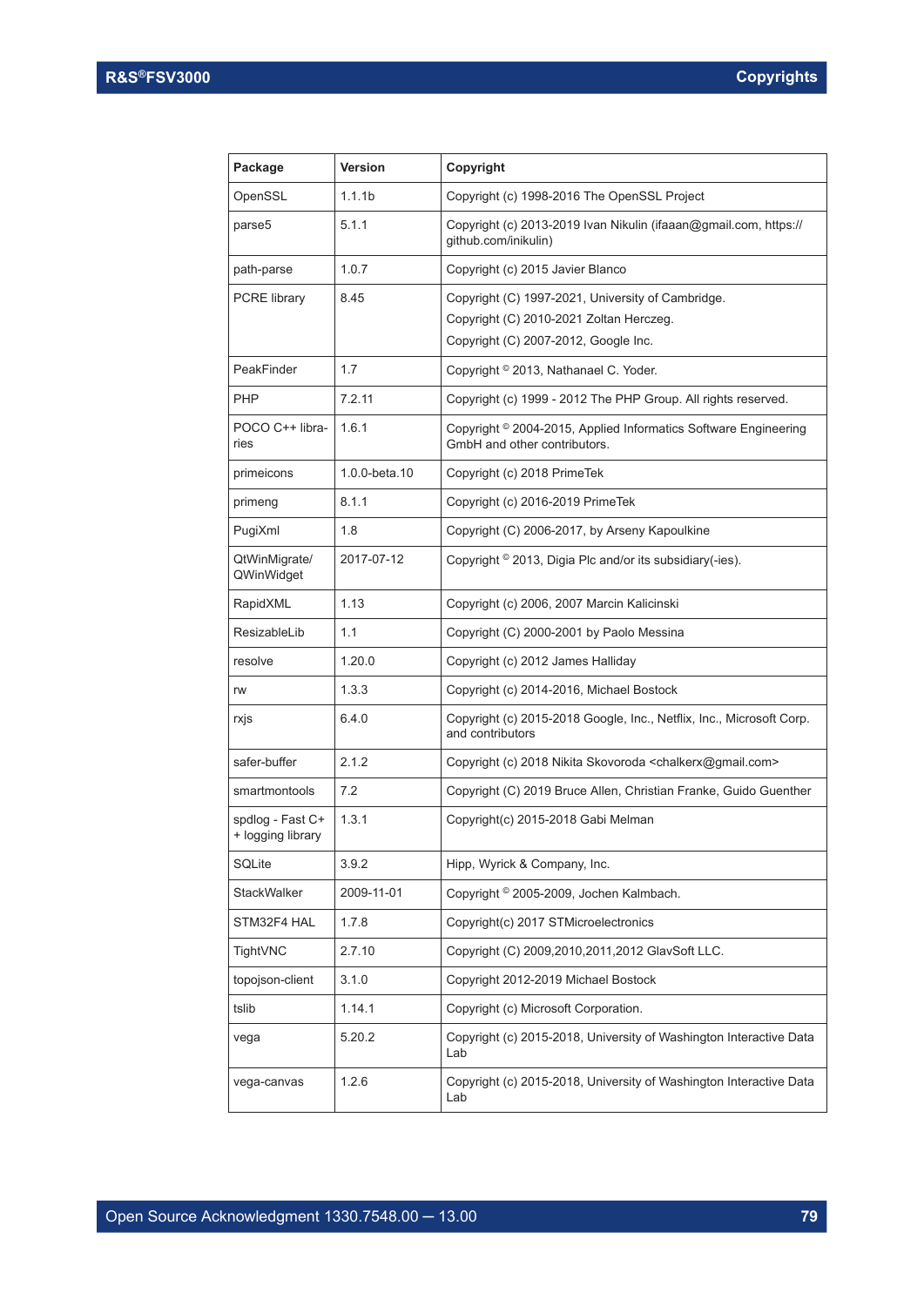| Package | Version | Copyright |
| --- | --- | --- |
| OpenSSL | 1.1.1b | Copyright (c) 1998-2016 The OpenSSL Project |
| parse5 | 5.1.1 | Copyright (c) 2013-2019 Ivan Nikulin (ifaaan@gmail.com, https://github.com/inikulin) |
| path-parse | 1.0.7 | Copyright (c) 2015 Javier Blanco |
| PCRE library | 8.45 | Copyright (C) 1997-2021, University of Cambridge.<br>Copyright (C) 2010-2021 Zoltan Herczeg.<br>Copyright (C) 2007-2012, Google Inc. |
| PeakFinder | 1.7 | Copyright © 2013, Nathanael C. Yoder. |
| PHP | 7.2.11 | Copyright (c) 1999 - 2012 The PHP Group. All rights reserved. |
| POCO C++ libraries | 1.6.1 | Copyright © 2004-2015, Applied Informatics Software Engineering GmbH and other contributors. |
| primeicons | 1.0.0-beta.10 | Copyright (c) 2018 PrimeTek |
| primeng | 8.1.1 | Copyright (c) 2016-2019 PrimeTek |
| PugiXml | 1.8 | Copyright (C) 2006-2017, by Arseny Kapoulkine |
| QtWinMigrate/QWinWidget | 2017-07-12 | Copyright © 2013, Digia Plc and/or its subsidiary(-ies). |
| RapidXML | 1.13 | Copyright (c) 2006, 2007 Marcin Kalicinski |
| ResizableLib | 1.1 | Copyright (C) 2000-2001 by Paolo Messina |
| resolve | 1.20.0 | Copyright (c) 2012 James Halliday |
| rw | 1.3.3 | Copyright (c) 2014-2016, Michael Bostock |
| rxjs | 6.4.0 | Copyright (c) 2015-2018 Google, Inc., Netflix, Inc., Microsoft Corp. and contributors |
| safer-buffer | 2.1.2 | Copyright (c) 2018 Nikita Skovoroda <chalkerx@gmail.com> |
| smartmontools | 7.2 | Copyright (C) 2019 Bruce Allen, Christian Franke, Guido Guenther |
| spdlog - Fast C++ logging library | 1.3.1 | Copyright(c) 2015-2018 Gabi Melman |
| SQLite | 3.9.2 | Hipp, Wyrick & Company, Inc. |
| StackWalker | 2009-11-01 | Copyright © 2005-2009, Jochen Kalmbach. |
| STM32F4 HAL | 1.7.8 | Copyright(c) 2017 STMicroelectronics |
| TightVNC | 2.7.10 | Copyright (C) 2009,2010,2011,2012 GlavSoft LLC. |
| topojson-client | 3.1.0 | Copyright 2012-2019 Michael Bostock |
| tslib | 1.14.1 | Copyright (c) Microsoft Corporation. |
| vega | 5.20.2 | Copyright (c) 2015-2018, University of Washington Interactive Data Lab |
| vega-canvas | 1.2.6 | Copyright (c) 2015-2018, University of Washington Interactive Data Lab |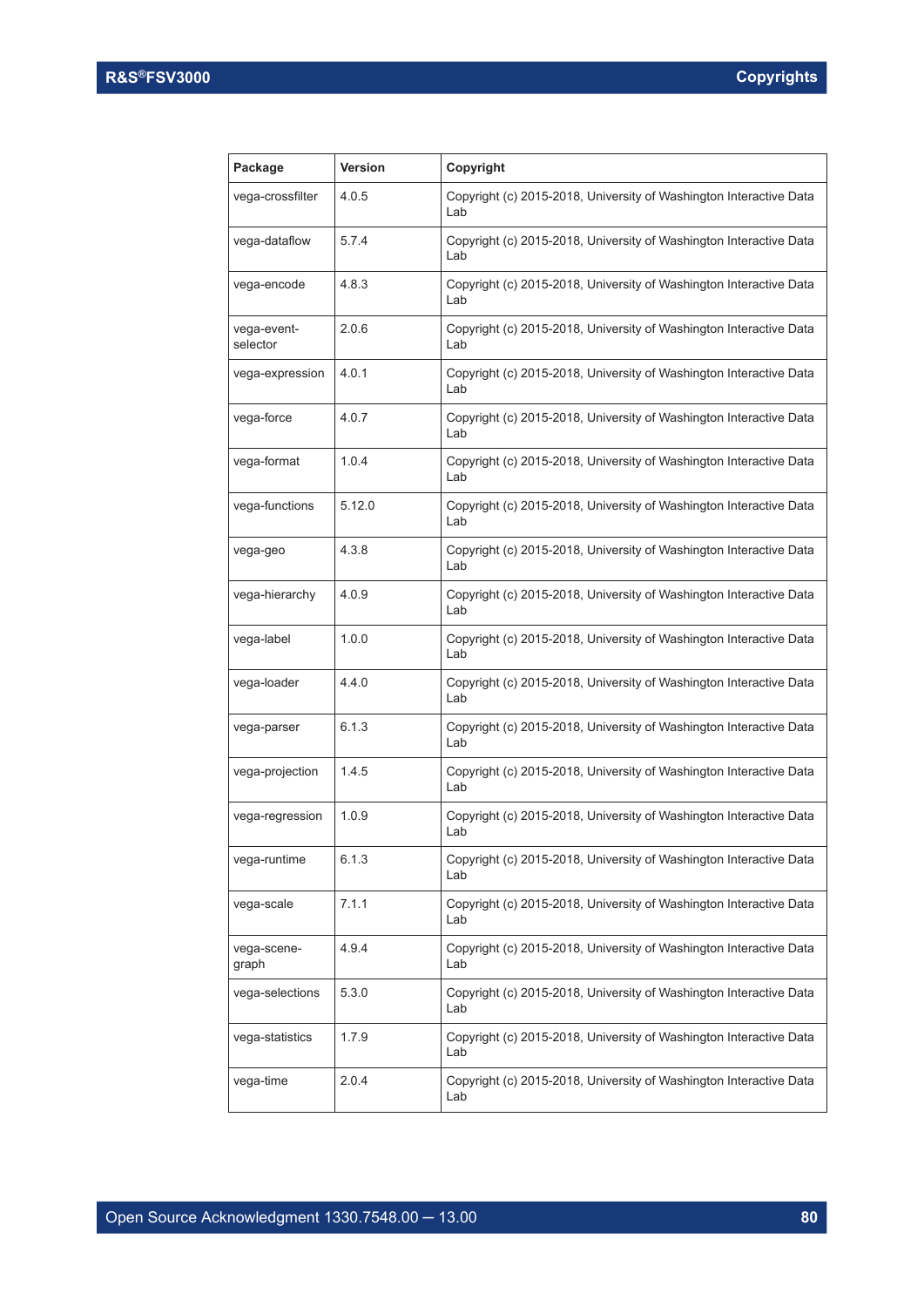| Package | Version | Copyright |
| --- | --- | --- |
| vega-crossfilter | 4.0.5 | Copyright (c) 2015-2018, University of Washington Interactive Data Lab |
| vega-dataflow | 5.7.4 | Copyright (c) 2015-2018, University of Washington Interactive Data Lab |
| vega-encode | 4.8.3 | Copyright (c) 2015-2018, University of Washington Interactive Data Lab |
| vega-event-selector | 2.0.6 | Copyright (c) 2015-2018, University of Washington Interactive Data Lab |
| vega-expression | 4.0.1 | Copyright (c) 2015-2018, University of Washington Interactive Data Lab |
| vega-force | 4.0.7 | Copyright (c) 2015-2018, University of Washington Interactive Data Lab |
| vega-format | 1.0.4 | Copyright (c) 2015-2018, University of Washington Interactive Data Lab |
| vega-functions | 5.12.0 | Copyright (c) 2015-2018, University of Washington Interactive Data Lab |
| vega-geo | 4.3.8 | Copyright (c) 2015-2018, University of Washington Interactive Data Lab |
| vega-hierarchy | 4.0.9 | Copyright (c) 2015-2018, University of Washington Interactive Data Lab |
| vega-label | 1.0.0 | Copyright (c) 2015-2018, University of Washington Interactive Data Lab |
| vega-loader | 4.4.0 | Copyright (c) 2015-2018, University of Washington Interactive Data Lab |
| vega-parser | 6.1.3 | Copyright (c) 2015-2018, University of Washington Interactive Data Lab |
| vega-projection | 1.4.5 | Copyright (c) 2015-2018, University of Washington Interactive Data Lab |
| vega-regression | 1.0.9 | Copyright (c) 2015-2018, University of Washington Interactive Data Lab |
| vega-runtime | 6.1.3 | Copyright (c) 2015-2018, University of Washington Interactive Data Lab |
| vega-scale | 7.1.1 | Copyright (c) 2015-2018, University of Washington Interactive Data Lab |
| vega-scene-graph | 4.9.4 | Copyright (c) 2015-2018, University of Washington Interactive Data Lab |
| vega-selections | 5.3.0 | Copyright (c) 2015-2018, University of Washington Interactive Data Lab |
| vega-statistics | 1.7.9 | Copyright (c) 2015-2018, University of Washington Interactive Data Lab |
| vega-time | 2.0.4 | Copyright (c) 2015-2018, University of Washington Interactive Data Lab |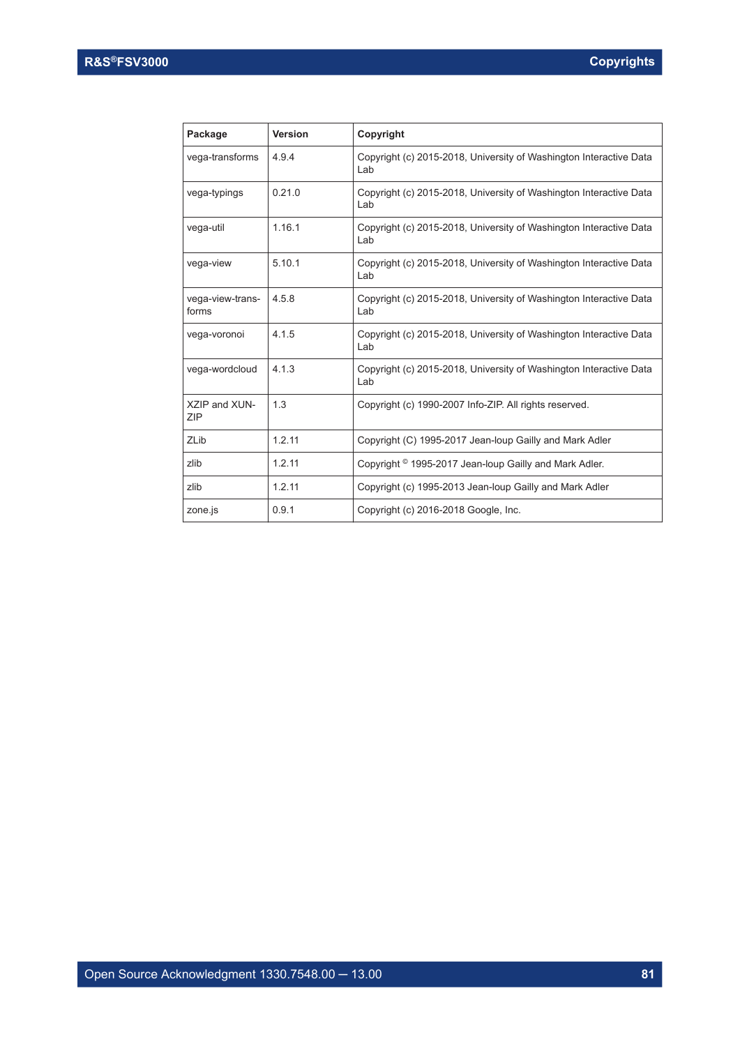| Package | Version | Copyright |
| --- | --- | --- |
| vega-transforms | 4.9.4 | Copyright (c) 2015-2018, University of Washington Interactive Data Lab |
| vega-typings | 0.21.0 | Copyright (c) 2015-2018, University of Washington Interactive Data Lab |
| vega-util | 1.16.1 | Copyright (c) 2015-2018, University of Washington Interactive Data Lab |
| vega-view | 5.10.1 | Copyright (c) 2015-2018, University of Washington Interactive Data Lab |
| vega-view-transforms | 4.5.8 | Copyright (c) 2015-2018, University of Washington Interactive Data Lab |
| vega-voronoi | 4.1.5 | Copyright (c) 2015-2018, University of Washington Interactive Data Lab |
| vega-wordcloud | 4.1.3 | Copyright (c) 2015-2018, University of Washington Interactive Data Lab |
| XZIP and XUNZIP | 1.3 | Copyright (c) 1990-2007 Info-ZIP. All rights reserved. |
| ZLib | 1.2.11 | Copyright (C) 1995-2017 Jean-loup Gailly and Mark Adler |
| zlib | 1.2.11 | Copyright © 1995-2017 Jean-loup Gailly and Mark Adler. |
| zlib | 1.2.11 | Copyright (c) 1995-2013 Jean-loup Gailly and Mark Adler |
| zone.js | 0.9.1 | Copyright (c) 2016-2018 Google, Inc. |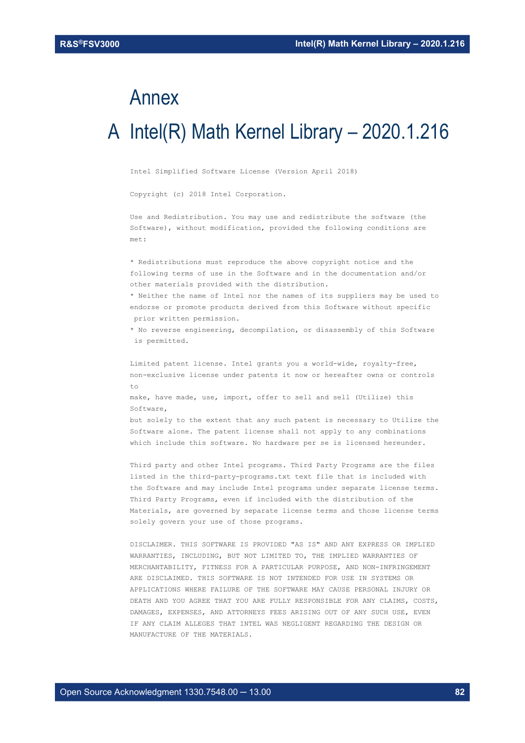# Annex

# A Intel(R) Math Kernel Library – 2020.1.216

Intel Simplified Software License (Version April 2018)

Copyright (c) 2018 Intel Corporation.

Use and Redistribution. You may use and redistribute the software (the Software), without modification, provided the following conditions are met:

* Redistributions must reproduce the above copyright notice and the following terms of use in the Software and in the documentation and/or other materials provided with the distribution.
* Neither the name of Intel nor the names of its suppliers may be used to endorse or promote products derived from this Software without specific prior written permission.
* No reverse engineering, decompilation, or disassembly of this Software is permitted.

Limited patent license. Intel grants you a world-wide, royalty-free, non-exclusive license under patents it now or hereafter owns or controls to make, have made, use, import, offer to sell and sell (Utilize) this Software, but solely to the extent that any such patent is necessary to Utilize the Software alone. The patent license shall not apply to any combinations which include this software. No hardware per se is licensed hereunder.

Third party and other Intel programs. Third Party Programs are the files listed in the third-party-programs.txt text file that is included with the Software and may include Intel programs under separate license terms. Third Party Programs, even if included with the distribution of the Materials, are governed by separate license terms and those license terms solely govern your use of those programs.

DISCLAIMER. THIS SOFTWARE IS PROVIDED "AS IS" AND ANY EXPRESS OR IMPLIED WARRANTIES, INCLUDING, BUT NOT LIMITED TO, THE IMPLIED WARRANTIES OF MERCHANTABILITY, FITNESS FOR A PARTICULAR PURPOSE, AND NON-INFRINGEMENT ARE DISCLAIMED. THIS SOFTWARE IS NOT INTENDED FOR USE IN SYSTEMS OR APPLICATIONS WHERE FAILURE OF THE SOFTWARE MAY CAUSE PERSONAL INJURY OR DEATH AND YOU AGREE THAT YOU ARE FULLY RESPONSIBLE FOR ANY CLAIMS, COSTS, DAMAGES, EXPENSES, AND ATTORNEYS FEES ARISING OUT OF ANY SUCH USE, EVEN IF ANY CLAIM ALLEGES THAT INTEL WAS NEGLIGENT REGARDING THE DESIGN OR MANUFACTURE OF THE MATERIALS.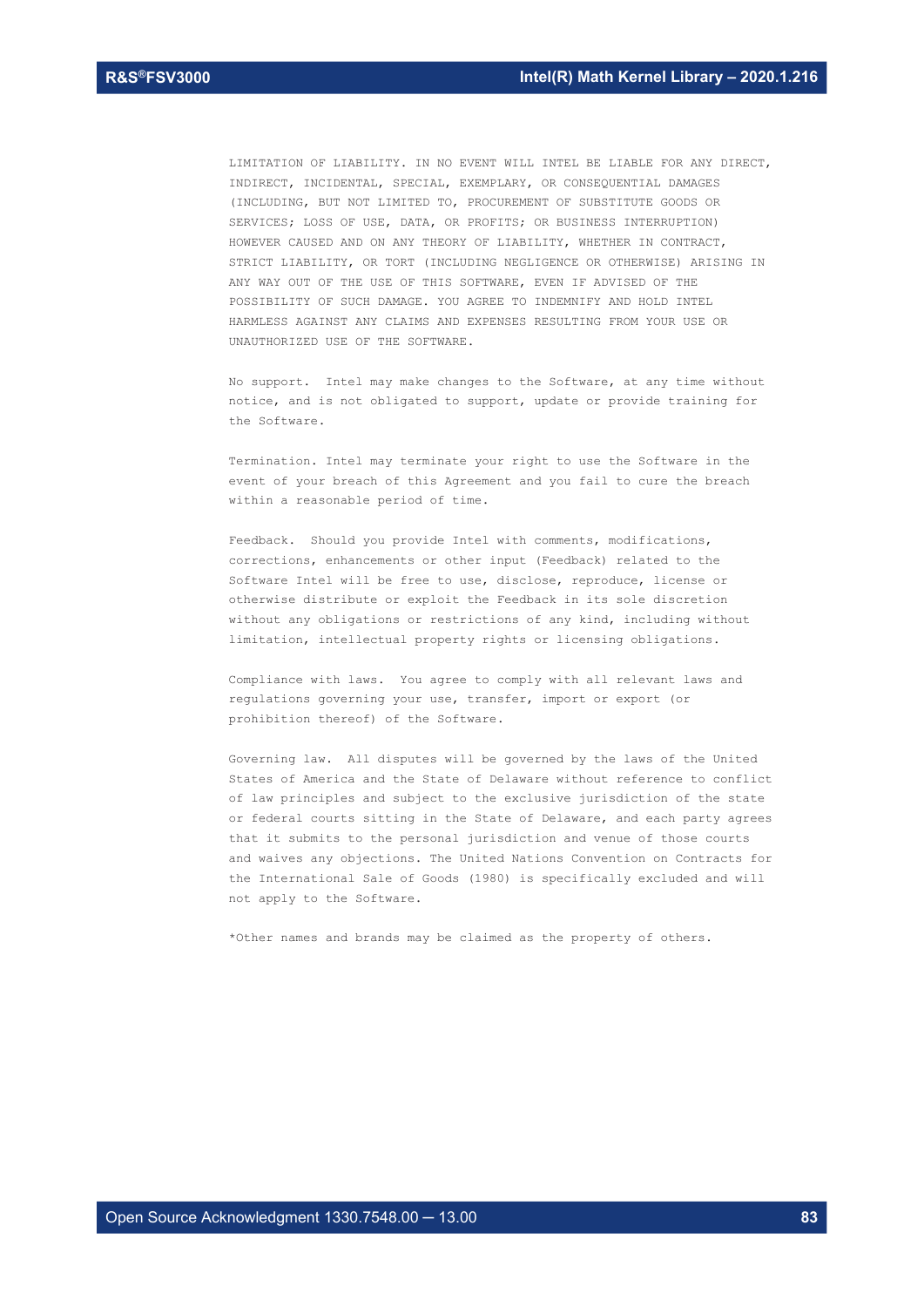LIMITATION OF LIABILITY. IN NO EVENT WILL INTEL BE LIABLE FOR ANY DIRECT, INDIRECT, INCIDENTAL, SPECIAL, EXEMPLARY, OR CONSEQUENTIAL DAMAGES (INCLUDING, BUT NOT LIMITED TO, PROCUREMENT OF SUBSTITUTE GOODS OR SERVICES; LOSS OF USE, DATA, OR PROFITS; OR BUSINESS INTERRUPTION) HOWEVER CAUSED AND ON ANY THEORY OF LIABILITY, WHETHER IN CONTRACT, STRICT LIABILITY, OR TORT (INCLUDING NEGLIGENCE OR OTHERWISE) ARISING IN ANY WAY OUT OF THE USE OF THIS SOFTWARE, EVEN IF ADVISED OF THE POSSIBILITY OF SUCH DAMAGE. YOU AGREE TO INDEMNIFY AND HOLD INTEL HARMLESS AGAINST ANY CLAIMS AND EXPENSES RESULTING FROM YOUR USE OR UNAUTHORIZED USE OF THE SOFTWARE.

No support. Intel may make changes to the Software, at any time without notice, and is not obligated to support, update or provide training for the Software.

Termination. Intel may terminate your right to use the Software in the event of your breach of this Agreement and you fail to cure the breach within a reasonable period of time.

Feedback. Should you provide Intel with comments, modifications, corrections, enhancements or other input (Feedback) related to the Software Intel will be free to use, disclose, reproduce, license or otherwise distribute or exploit the Feedback in its sole discretion without any obligations or restrictions of any kind, including without limitation, intellectual property rights or licensing obligations.

Compliance with laws. You agree to comply with all relevant laws and regulations governing your use, transfer, import or export (or prohibition thereof) of the Software.

Governing law. All disputes will be governed by the laws of the United States of America and the State of Delaware without reference to conflict of law principles and subject to the exclusive jurisdiction of the state or federal courts sitting in the State of Delaware, and each party agrees that it submits to the personal jurisdiction and venue of those courts and waives any objections. The United Nations Convention on Contracts for the International Sale of Goods (1980) is specifically excluded and will not apply to the Software.

*Other names and brands may be claimed as the property of others.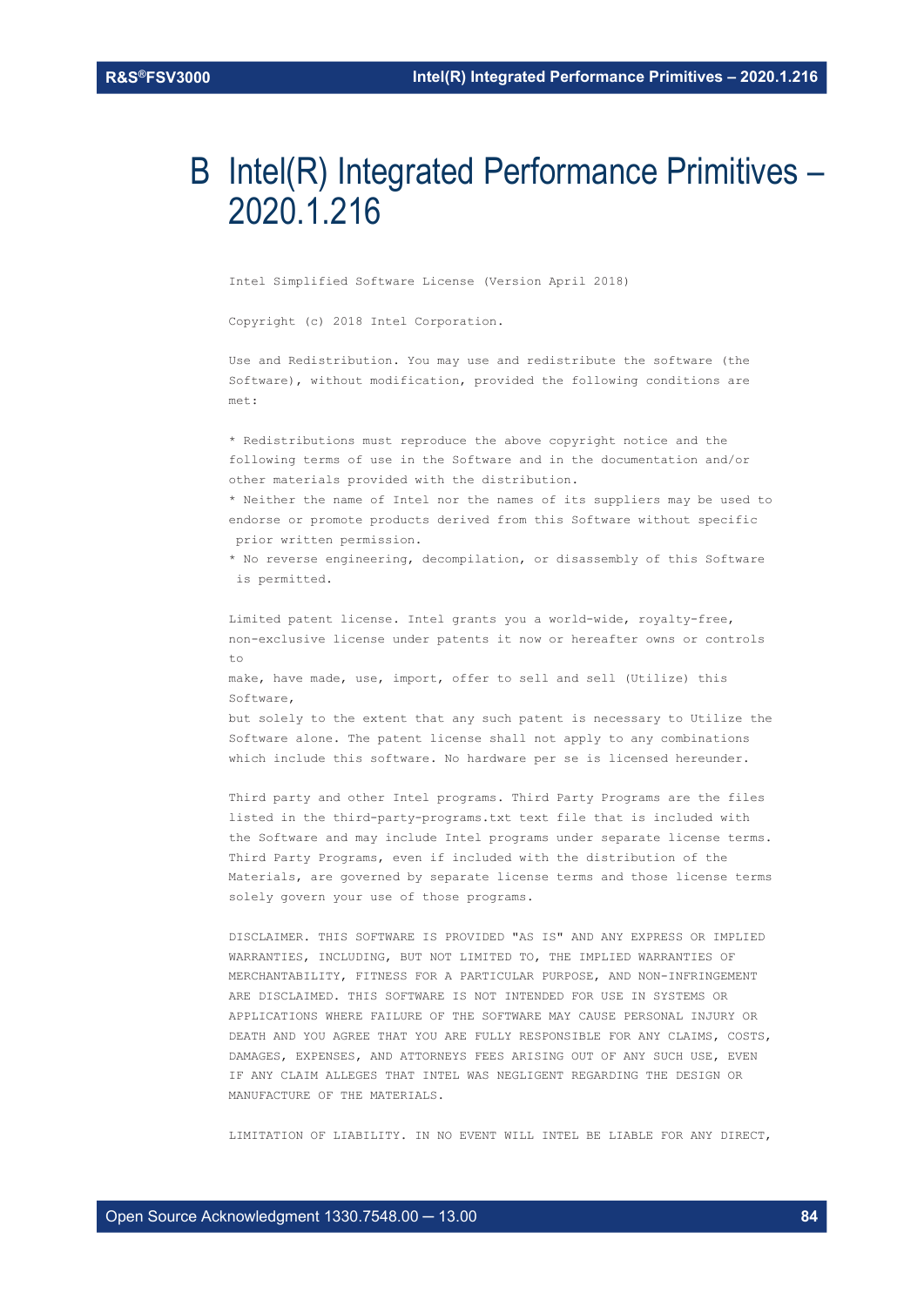# B Intel(R) Integrated Performance Primitives – 2020.1.216

```
Intel Simplified Software License (Version April 2018)

Copyright (c) 2018 Intel Corporation.

Use and Redistribution. You may use and redistribute the software (the
Software), without modification, provided the following conditions are
met:

* Redistributions must reproduce the above copyright notice and the
following terms of use in the Software and in the documentation and/or
other materials provided with the distribution.
* Neither the name of Intel nor the names of its suppliers may be used to
endorse or promote products derived from this Software without specific
 prior written permission.
* No reverse engineering, decompilation, or disassembly of this Software
 is permitted.

Limited patent license. Intel grants you a world-wide, royalty-free,
non-exclusive license under patents it now or hereafter owns or controls
to
make, have made, use, import, offer to sell and sell (Utilize) this
Software,
but solely to the extent that any such patent is necessary to Utilize the
Software alone. The patent license shall not apply to any combinations
which include this software. No hardware per se is licensed hereunder.

Third party and other Intel programs. Third Party Programs are the files
listed in the third-party-programs.txt text file that is included with
the Software and may include Intel programs under separate license terms.
Third Party Programs, even if included with the distribution of the
Materials, are governed by separate license terms and those license terms
solely govern your use of those programs.

DISCLAIMER. THIS SOFTWARE IS PROVIDED "AS IS" AND ANY EXPRESS OR IMPLIED
WARRANTIES, INCLUDING, BUT NOT LIMITED TO, THE IMPLIED WARRANTIES OF
MERCHANTABILITY, FITNESS FOR A PARTICULAR PURPOSE, AND NON-INFRINGEMENT
ARE DISCLAIMED. THIS SOFTWARE IS NOT INTENDED FOR USE IN SYSTEMS OR
APPLICATIONS WHERE FAILURE OF THE SOFTWARE MAY CAUSE PERSONAL INJURY OR
DEATH AND YOU AGREE THAT YOU ARE FULLY RESPONSIBLE FOR ANY CLAIMS, COSTS,
DAMAGES, EXPENSES, AND ATTORNEYS FEES ARISING OUT OF ANY SUCH USE, EVEN
IF ANY CLAIM ALLEGES THAT INTEL WAS NEGLIGENT REGARDING THE DESIGN OR
MANUFACTURE OF THE MATERIALS.

LIMITATION OF LIABILITY. IN NO EVENT WILL INTEL BE LIABLE FOR ANY DIRECT,
```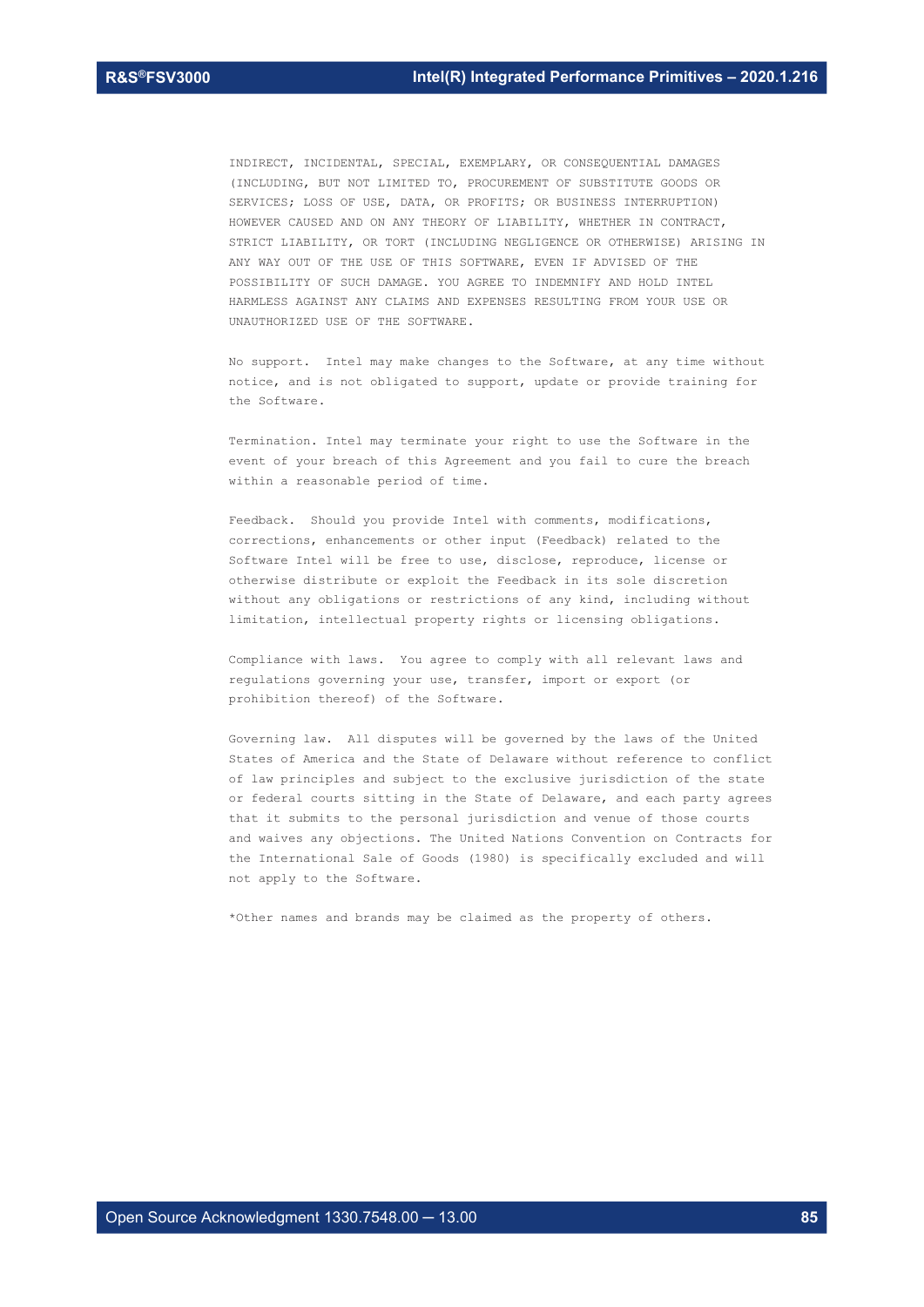INDIRECT, INCIDENTAL, SPECIAL, EXEMPLARY, OR CONSEQUENTIAL DAMAGES (INCLUDING, BUT NOT LIMITED TO, PROCUREMENT OF SUBSTITUTE GOODS OR SERVICES; LOSS OF USE, DATA, OR PROFITS; OR BUSINESS INTERRUPTION) HOWEVER CAUSED AND ON ANY THEORY OF LIABILITY, WHETHER IN CONTRACT, STRICT LIABILITY, OR TORT (INCLUDING NEGLIGENCE OR OTHERWISE) ARISING IN ANY WAY OUT OF THE USE OF THIS SOFTWARE, EVEN IF ADVISED OF THE POSSIBILITY OF SUCH DAMAGE. YOU AGREE TO INDEMNIFY AND HOLD INTEL HARMLESS AGAINST ANY CLAIMS AND EXPENSES RESULTING FROM YOUR USE OR UNAUTHORIZED USE OF THE SOFTWARE.

No support. Intel may make changes to the Software, at any time without notice, and is not obligated to support, update or provide training for the Software.

Termination. Intel may terminate your right to use the Software in the event of your breach of this Agreement and you fail to cure the breach within a reasonable period of time.

Feedback. Should you provide Intel with comments, modifications, corrections, enhancements or other input (Feedback) related to the Software Intel will be free to use, disclose, reproduce, license or otherwise distribute or exploit the Feedback in its sole discretion without any obligations or restrictions of any kind, including without limitation, intellectual property rights or licensing obligations.

Compliance with laws. You agree to comply with all relevant laws and regulations governing your use, transfer, import or export (or prohibition thereof) of the Software.

Governing law. All disputes will be governed by the laws of the United States of America and the State of Delaware without reference to conflict of law principles and subject to the exclusive jurisdiction of the state or federal courts sitting in the State of Delaware, and each party agrees that it submits to the personal jurisdiction and venue of those courts and waives any objections. The United Nations Convention on Contracts for the International Sale of Goods (1980) is specifically excluded and will not apply to the Software.

*Other names and brands may be claimed as the property of others.